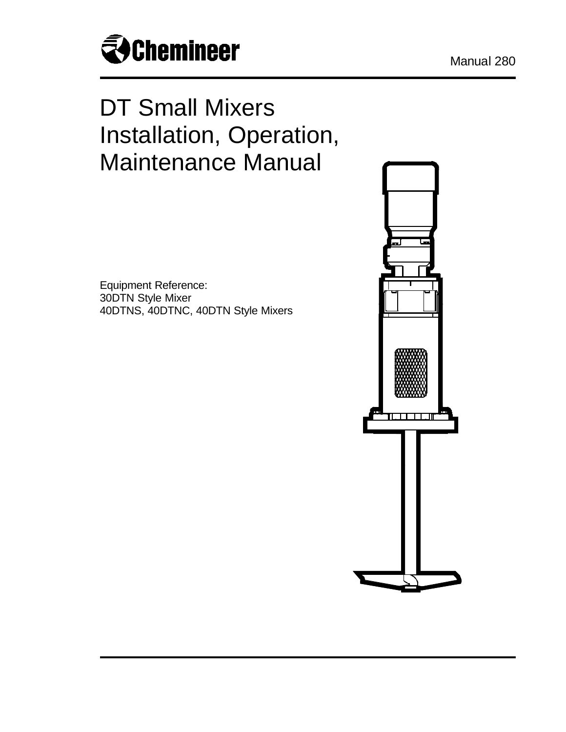Chemineer

Manual 280

# DT Small Mixers Installation, Operation, Maintenance Manual

Equipment Reference:
30DTN Style Mixer
40DTNS, 40DTNC, 40DTN Style Mixers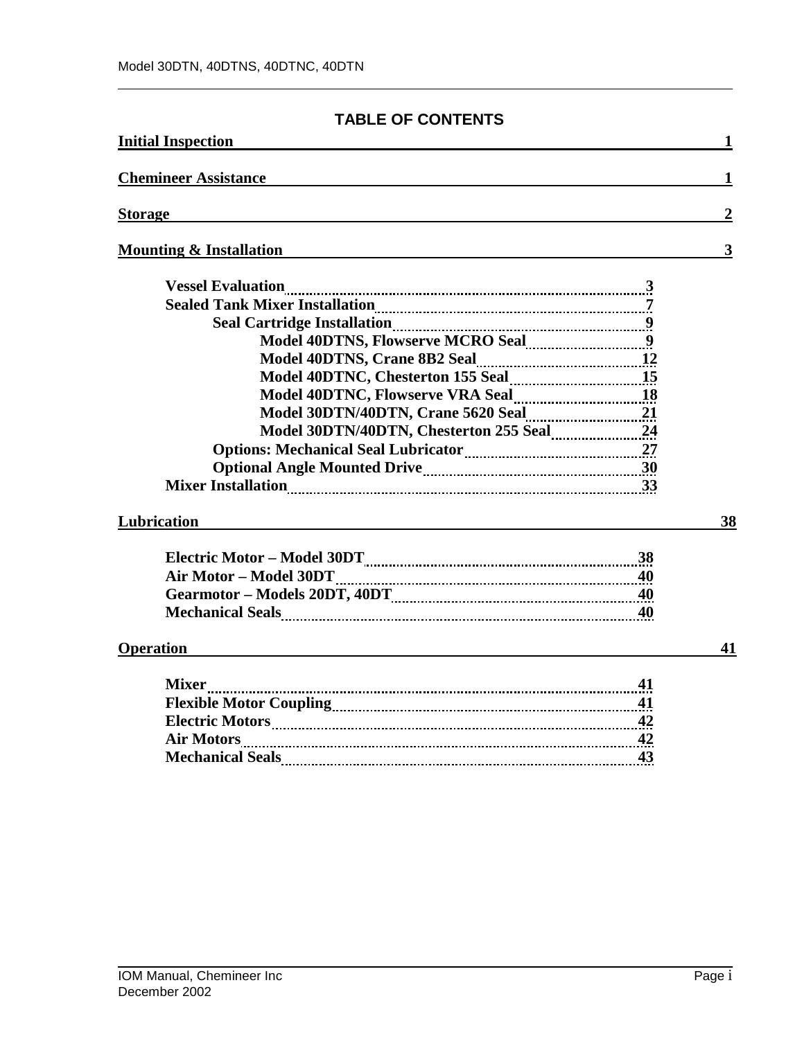# TABLE OF CONTENTS

**Initial Inspection** 1

**Chemineer Assistance** 1

**Storage** 2

**Mounting & Installation** 3

- **Vessel Evaluation** 3
- **Sealed Tank Mixer Installation** 7
  - **Seal Cartridge Installation** 9
    - **Model 40DTNS, Flowserve MCRO Seal** 9
    - **Model 40DTNS, Crane 8B2 Seal** 12
    - **Model 40DTNC, Chesterton 155 Seal** 15
    - **Model 40DTNC, Flowserve VRA Seal** 18
    - **Model 30DTN/40DTN, Crane 5620 Seal** 21
    - **Model 30DTN/40DTN, Chesterton 255 Seal** 24
  - **Options: Mechanical Seal Lubricator** 27
  - **Optional Angle Mounted Drive** 30
- **Mixer Installation** 33

**Lubrication** 38

- **Electric Motor – Model 30DT** 38
- **Air Motor – Model 30DT** 40
- **Gearmotor – Models 20DT, 40DT** 40
- **Mechanical Seals** 40

**Operation** 41

- **Mixer** 41
- **Flexible Motor Coupling** 41
- **Electric Motors** 42
- **Air Motors** 42
- **Mechanical Seals** 43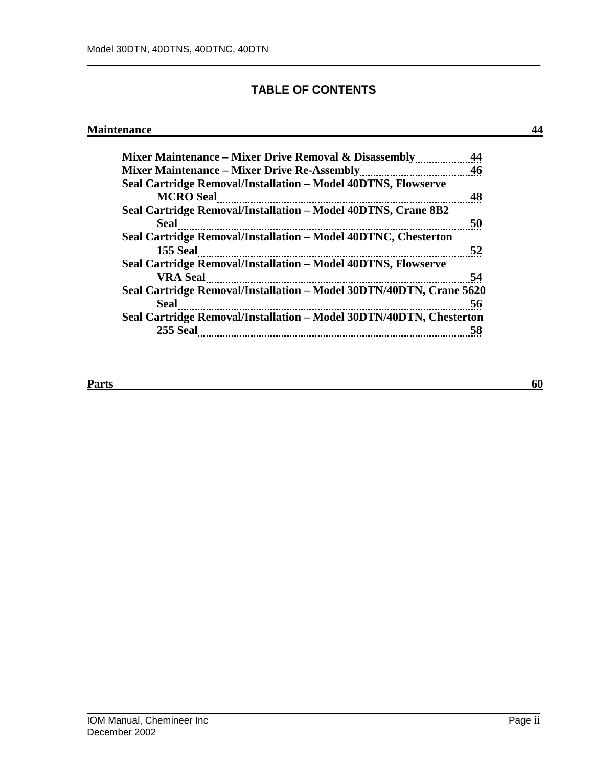## TABLE OF CONTENTS

**Maintenance** **44**

- **Mixer Maintenance – Mixer Drive Removal & Disassembly** **44**
- **Mixer Maintenance – Mixer Drive Re-Assembly** **46**
- **Seal Cartridge Removal/Installation – Model 40DTNS, Flowserve MCRO Seal** **48**
- **Seal Cartridge Removal/Installation – Model 40DTNS, Crane 8B2 Seal** **50**
- **Seal Cartridge Removal/Installation – Model 40DTNC, Chesterton 155 Seal** **52**
- **Seal Cartridge Removal/Installation – Model 40DTNS, Flowserve VRA Seal** **54**
- **Seal Cartridge Removal/Installation – Model 30DTN/40DTN, Crane 5620 Seal** **56**
- **Seal Cartridge Removal/Installation – Model 30DTN/40DTN, Chesterton 255 Seal** **58**

**Parts** **60**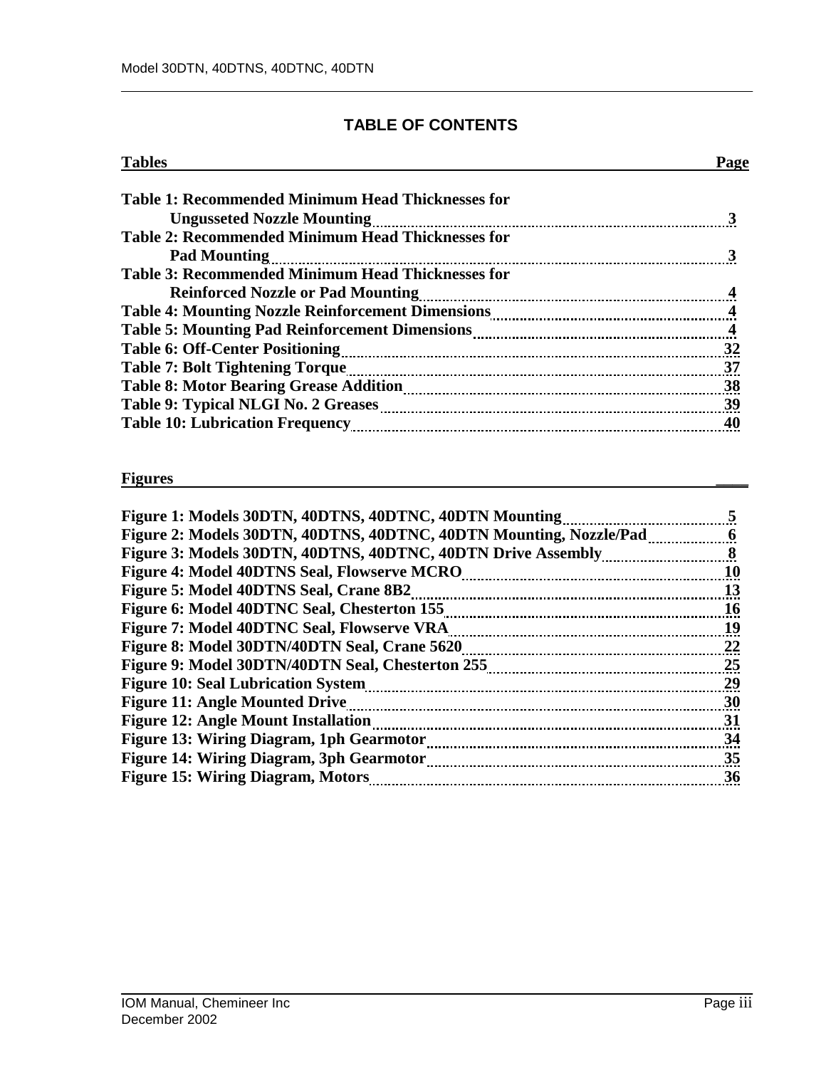## TABLE OF CONTENTS

| Tables | Page |
|---|---|
| Table 1: Recommended Minimum Head Thicknesses for Ungusseted Nozzle Mounting | 3 |
| Table 2: Recommended Minimum Head Thicknesses for Pad Mounting | 3 |
| Table 3: Recommended Minimum Head Thicknesses for Reinforced Nozzle or Pad Mounting | 4 |
| Table 4: Mounting Nozzle Reinforcement Dimensions | 4 |
| Table 5: Mounting Pad Reinforcement Dimensions | 4 |
| Table 6: Off-Center Positioning | 32 |
| Table 7: Bolt Tightening Torque | 37 |
| Table 8: Motor Bearing Grease Addition | 38 |
| Table 9: Typical NLGI No. 2 Greases | 39 |
| Table 10: Lubrication Frequency | 40 |

| Figures | |
|---|---|
| Figure 1: Models 30DTN, 40DTNS, 40DTNC, 40DTN Mounting | 5 |
| Figure 2: Models 30DTN, 40DTNS, 40DTNC, 40DTN Mounting, Nozzle/Pad | 6 |
| Figure 3: Models 30DTN, 40DTNS, 40DTNC, 40DTN Drive Assembly | 8 |
| Figure 4: Model 40DTNS Seal, Flowserve MCRO | 10 |
| Figure 5: Model 40DTNS Seal, Crane 8B2 | 13 |
| Figure 6: Model 40DTNC Seal, Chesterton 155 | 16 |
| Figure 7: Model 40DTNC Seal, Flowserve VRA | 19 |
| Figure 8: Model 30DTN/40DTN Seal, Crane 5620 | 22 |
| Figure 9: Model 30DTN/40DTN Seal, Chesterton 255 | 25 |
| Figure 10: Seal Lubrication System | 29 |
| Figure 11: Angle Mounted Drive | 30 |
| Figure 12: Angle Mount Installation | 31 |
| Figure 13: Wiring Diagram, 1ph Gearmotor | 34 |
| Figure 14: Wiring Diagram, 3ph Gearmotor | 35 |
| Figure 15: Wiring Diagram, Motors | 36 |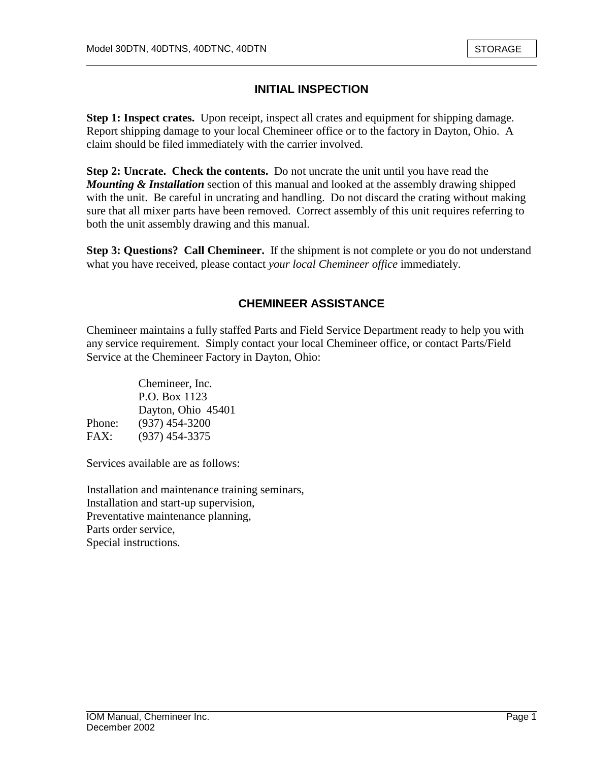## INITIAL INSPECTION

**Step 1: Inspect crates.** Upon receipt, inspect all crates and equipment for shipping damage. Report shipping damage to your local Chemineer office or to the factory in Dayton, Ohio. A claim should be filed immediately with the carrier involved.

**Step 2: Uncrate. Check the contents.** Do not uncrate the unit until you have read the ***Mounting & Installation*** section of this manual and looked at the assembly drawing shipped with the unit. Be careful in uncrating and handling. Do not discard the crating without making sure that all mixer parts have been removed. Correct assembly of this unit requires referring to both the unit assembly drawing and this manual.

**Step 3: Questions? Call Chemineer.** If the shipment is not complete or you do not understand what you have received, please contact *your local Chemineer office* immediately.

## CHEMINEER ASSISTANCE

Chemineer maintains a fully staffed Parts and Field Service Department ready to help you with any service requirement. Simply contact your local Chemineer office, or contact Parts/Field Service at the Chemineer Factory in Dayton, Ohio:

Chemineer, Inc.
P.O. Box 1123
Dayton, Ohio 45401
Phone: (937) 454-3200
FAX: (937) 454-3375

Services available are as follows:

Installation and maintenance training seminars,
Installation and start-up supervision,
Preventative maintenance planning,
Parts order service,
Special instructions.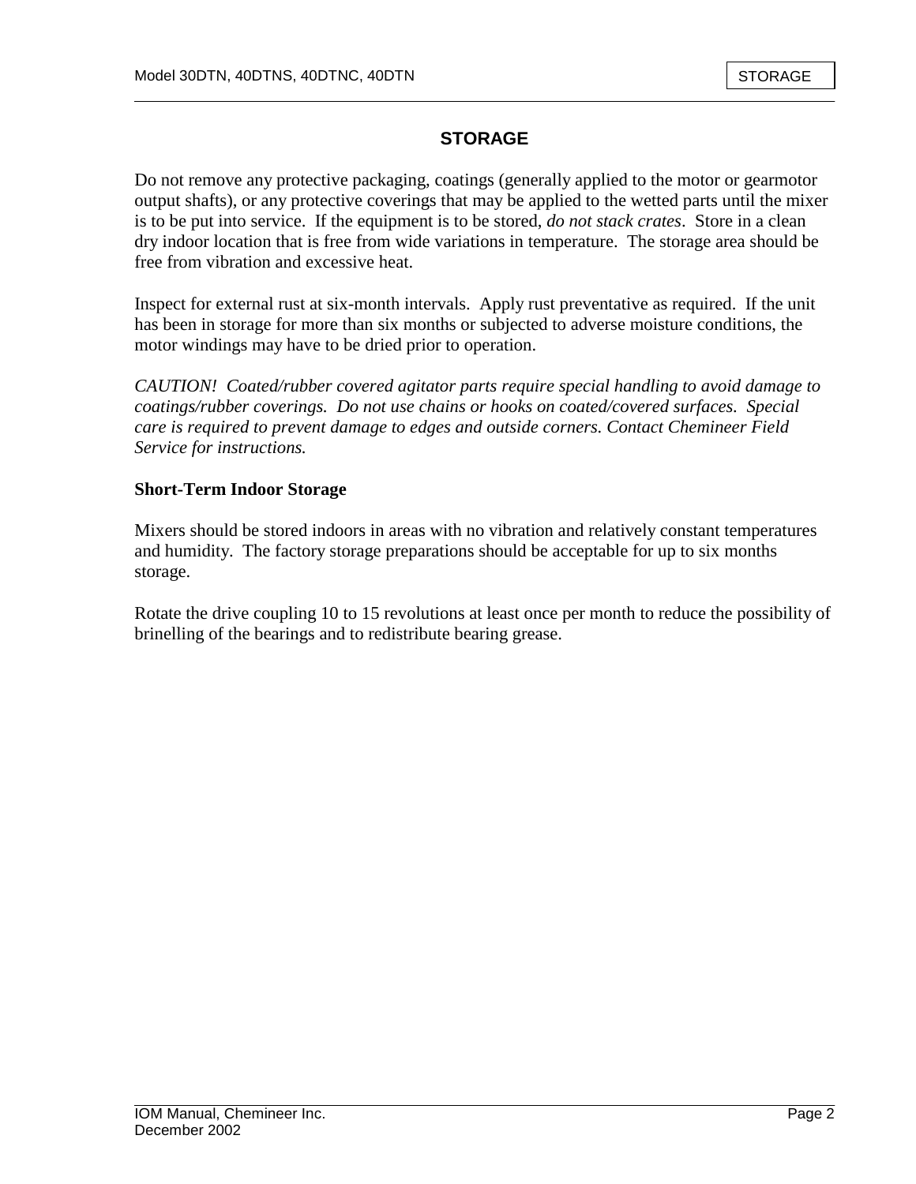## STORAGE

Do not remove any protective packaging, coatings (generally applied to the motor or gearmotor output shafts), or any protective coverings that may be applied to the wetted parts until the mixer is to be put into service. If the equipment is to be stored, *do not stack crates*. Store in a clean dry indoor location that is free from wide variations in temperature. The storage area should be free from vibration and excessive heat.

Inspect for external rust at six-month intervals. Apply rust preventative as required. If the unit has been in storage for more than six months or subjected to adverse moisture conditions, the motor windings may have to be dried prior to operation.

*CAUTION! Coated/rubber covered agitator parts require special handling to avoid damage to coatings/rubber coverings. Do not use chains or hooks on coated/covered surfaces. Special care is required to prevent damage to edges and outside corners. Contact Chemineer Field Service for instructions.*

### Short-Term Indoor Storage

Mixers should be stored indoors in areas with no vibration and relatively constant temperatures and humidity. The factory storage preparations should be acceptable for up to six months storage.

Rotate the drive coupling 10 to 15 revolutions at least once per month to reduce the possibility of brinelling of the bearings and to redistribute bearing grease.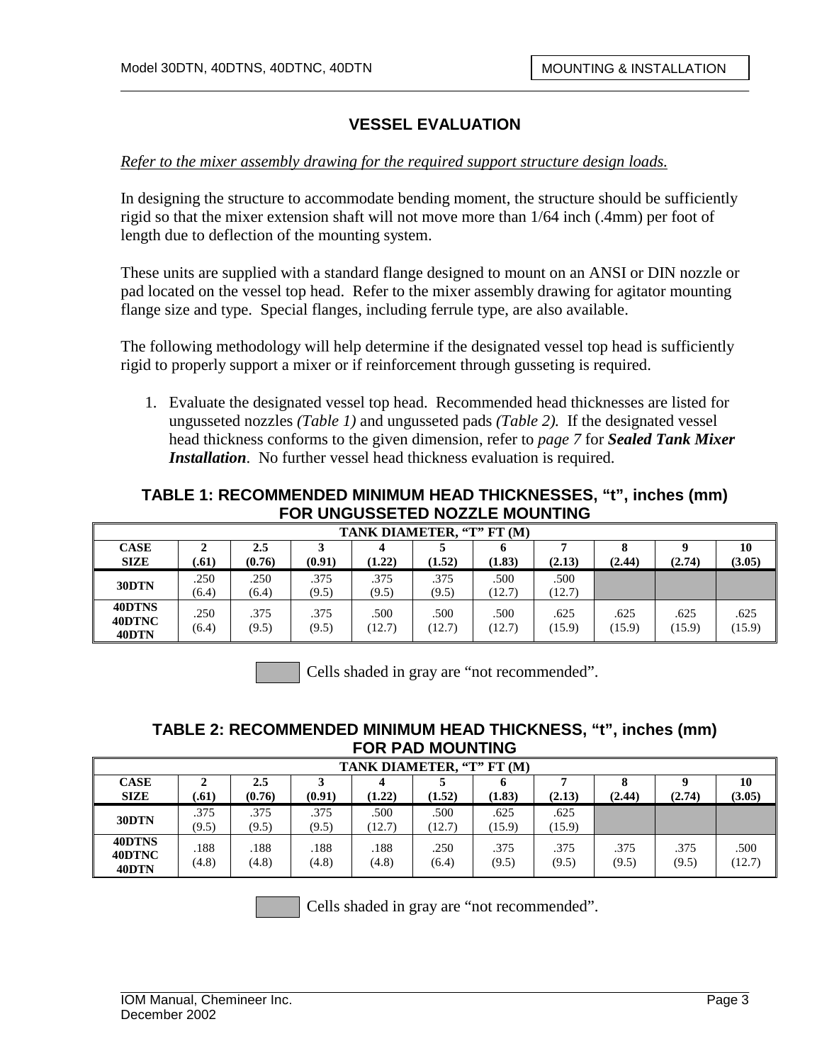## VESSEL EVALUATION

*Refer to the mixer assembly drawing for the required support structure design loads.*

In designing the structure to accommodate bending moment, the structure should be sufficiently rigid so that the mixer extension shaft will not move more than 1/64 inch (.4mm) per foot of length due to deflection of the mounting system.

These units are supplied with a standard flange designed to mount on an ANSI or DIN nozzle or pad located on the vessel top head. Refer to the mixer assembly drawing for agitator mounting flange size and type. Special flanges, including ferrule type, are also available.

The following methodology will help determine if the designated vessel top head is sufficiently rigid to properly support a mixer or if reinforcement through gusseting is required.

1. Evaluate the designated vessel top head. Recommended head thicknesses are listed for ungusseted nozzles *(Table 1)* and ungusseted pads *(Table 2)*. If the designated vessel head thickness conforms to the given dimension, refer to *page 7* for ***Sealed Tank Mixer Installation***. No further vessel head thickness evaluation is required.

**TABLE 1: RECOMMENDED MINIMUM HEAD THICKNESSES, "t", inches (mm) FOR UNGUSSETED NOZZLE MOUNTING**

| | TANK DIAMETER, "T" FT (M) | | | | | | | | | |
|---|---|---|---|---|---|---|---|---|---|---|
| **CASE SIZE** | **2 (.61)** | **2.5 (0.76)** | **3 (0.91)** | **4 (1.22)** | **5 (1.52)** | **6 (1.83)** | **7 (2.13)** | **8 (2.44)** | **9 (2.74)** | **10 (3.05)** |
| **30DTN** | .250 (6.4) | .250 (6.4) | .375 (9.5) | .375 (9.5) | .375 (9.5) | .500 (12.7) | .500 (12.7) | | | |
| **40DTNS 40DTNC 40DTN** | .250 (6.4) | .375 (9.5) | .375 (9.5) | .500 (12.7) | .500 (12.7) | .500 (12.7) | .625 (15.9) | .625 (15.9) | .625 (15.9) | .625 (15.9) |

Cells shaded in gray are "not recommended".

**TABLE 2: RECOMMENDED MINIMUM HEAD THICKNESS, "t", inches (mm) FOR PAD MOUNTING**

| | TANK DIAMETER, "T" FT (M) | | | | | | | | | |
|---|---|---|---|---|---|---|---|---|---|---|
| **CASE SIZE** | **2 (.61)** | **2.5 (0.76)** | **3 (0.91)** | **4 (1.22)** | **5 (1.52)** | **6 (1.83)** | **7 (2.13)** | **8 (2.44)** | **9 (2.74)** | **10 (3.05)** |
| **30DTN** | .375 (9.5) | .375 (9.5) | .375 (9.5) | .500 (12.7) | .500 (12.7) | .625 (15.9) | .625 (15.9) | | | |
| **40DTNS 40DTNC 40DTN** | .188 (4.8) | .188 (4.8) | .188 (4.8) | .188 (4.8) | .250 (6.4) | .375 (9.5) | .375 (9.5) | .375 (9.5) | .375 (9.5) | .500 (12.7) |

Cells shaded in gray are "not recommended".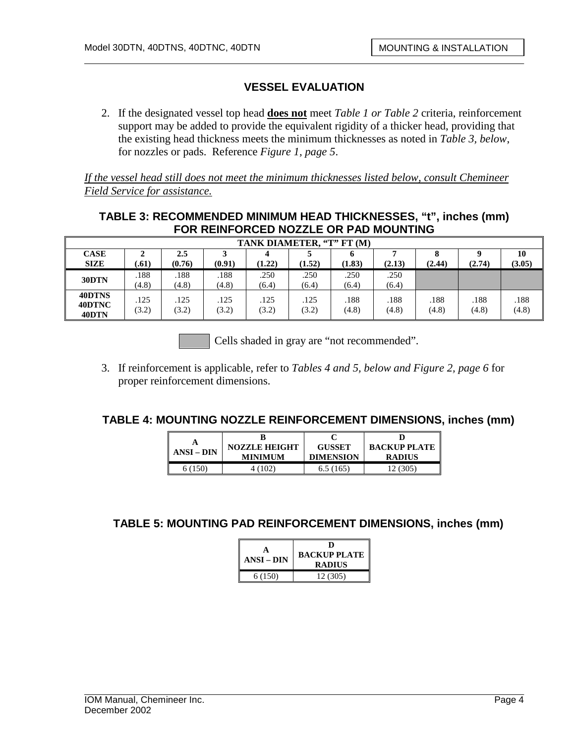## VESSEL EVALUATION

2. If the designated vessel top head **does not** meet *Table 1 or Table 2* criteria, reinforcement support may be added to provide the equivalent rigidity of a thicker head, providing that the existing head thickness meets the minimum thicknesses as noted in *Table 3, below*, for nozzles or pads. Reference *Figure 1, page 5*.

*If the vessel head still does not meet the minimum thicknesses listed below, consult Chemineer Field Service for assistance.*

### TABLE 3: RECOMMENDED MINIMUM HEAD THICKNESSES, "t", inches (mm) FOR REINFORCED NOZZLE OR PAD MOUNTING

| | TANK DIAMETER, "T" FT (M) | | | | | | | | | |
|---|---|---|---|---|---|---|---|---|---|---|
| **CASE SIZE** | **2 (.61)** | **2.5 (0.76)** | **3 (0.91)** | **4 (1.22)** | **5 (1.52)** | **6 (1.83)** | **7 (2.13)** | **8 (2.44)** | **9 (2.74)** | **10 (3.05)** |
| **30DTN** | .188 (4.8) | .188 (4.8) | .188 (4.8) | .250 (6.4) | .250 (6.4) | .250 (6.4) | .250 (6.4) | | | |
| **40DTNS 40DTNC 40DTN** | .125 (3.2) | .125 (3.2) | .125 (3.2) | .125 (3.2) | .125 (3.2) | .188 (4.8) | .188 (4.8) | .188 (4.8) | .188 (4.8) | .188 (4.8) |

Cells shaded in gray are "not recommended".

3. If reinforcement is applicable, refer to *Tables 4 and 5, below and Figure 2, page 6* for proper reinforcement dimensions.

### TABLE 4: MOUNTING NOZZLE REINFORCEMENT DIMENSIONS, inches (mm)

| A ANSI – DIN | B NOZZLE HEIGHT MINIMUM | C GUSSET DIMENSION | D BACKUP PLATE RADIUS |
|---|---|---|---|
| 6 (150) | 4 (102) | 6.5 (165) | 12 (305) |

### TABLE 5: MOUNTING PAD REINFORCEMENT DIMENSIONS, inches (mm)

| A ANSI – DIN | D BACKUP PLATE RADIUS |
|---|---|
| 6 (150) | 12 (305) |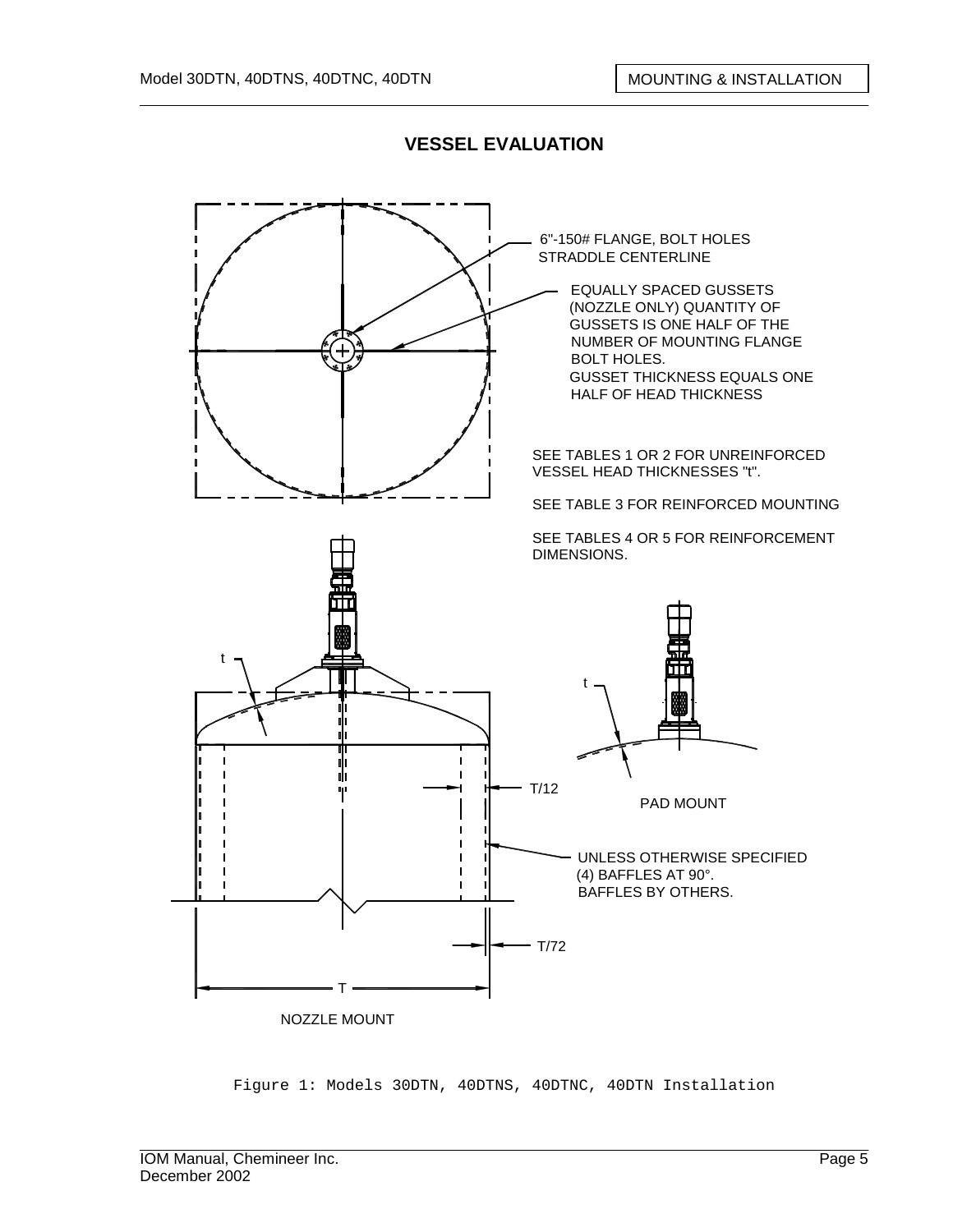## VESSEL EVALUATION

6"-150# FLANGE, BOLT HOLES STRADDLE CENTERLINE

EQUALLY SPACED GUSSETS (NOZZLE ONLY) QUANTITY OF GUSSETS IS ONE HALF OF THE NUMBER OF MOUNTING FLANGE BOLT HOLES. GUSSET THICKNESS EQUALS ONE HALF OF HEAD THICKNESS

SEE TABLES 1 OR 2 FOR UNREINFORCED VESSEL HEAD THICKNESSES "t".

SEE TABLE 3 FOR REINFORCED MOUNTING

SEE TABLES 4 OR 5 FOR REINFORCEMENT DIMENSIONS.

t

T/12

T/72

T

UNLESS OTHERWISE SPECIFIED (4) BAFFLES AT 90°. BAFFLES BY OTHERS.

NOZZLE MOUNT

PAD MOUNT

Figure 1: Models 30DTN, 40DTNS, 40DTNC, 40DTN Installation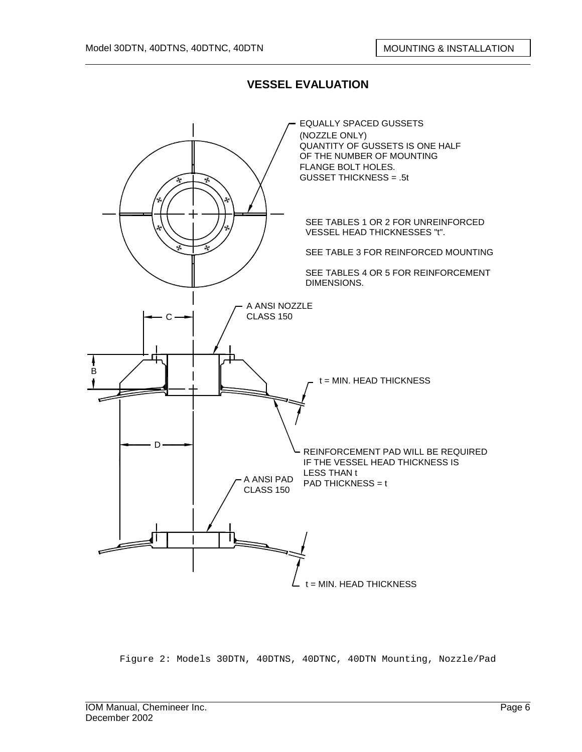## VESSEL EVALUATION

EQUALLY SPACED GUSSETS (NOZZLE ONLY) QUANTITY OF GUSSETS IS ONE HALF OF THE NUMBER OF MOUNTING FLANGE BOLT HOLES. GUSSET THICKNESS = .5t

SEE TABLES 1 OR 2 FOR UNREINFORCED VESSEL HEAD THICKNESSES "t".

SEE TABLE 3 FOR REINFORCED MOUNTING

SEE TABLES 4 OR 5 FOR REINFORCEMENT DIMENSIONS.

A ANSI NOZZLE CLASS 150

C

B

t = MIN. HEAD THICKNESS

D

REINFORCEMENT PAD WILL BE REQUIRED IF THE VESSEL HEAD THICKNESS IS LESS THAN t PAD THICKNESS = t

A ANSI PAD CLASS 150

t = MIN. HEAD THICKNESS

Figure 2: Models 30DTN, 40DTNS, 40DTNC, 40DTN Mounting, Nozzle/Pad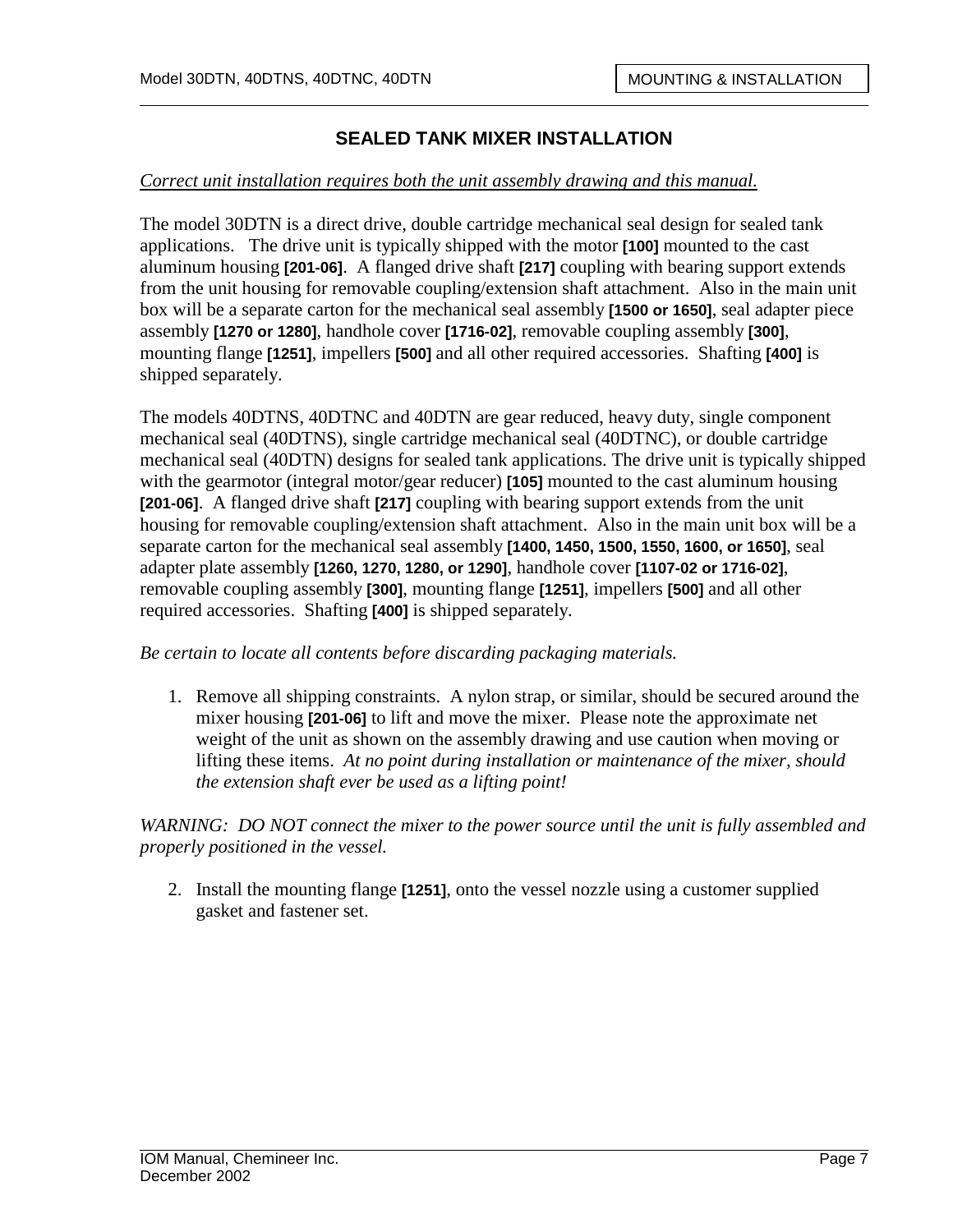# SEALED TANK MIXER INSTALLATION

*Correct unit installation requires both the unit assembly drawing and this manual.*

The model 30DTN is a direct drive, double cartridge mechanical seal design for sealed tank applications. The drive unit is typically shipped with the motor **[100]** mounted to the cast aluminum housing **[201-06]**. A flanged drive shaft **[217]** coupling with bearing support extends from the unit housing for removable coupling/extension shaft attachment. Also in the main unit box will be a separate carton for the mechanical seal assembly **[1500 or 1650]**, seal adapter piece assembly **[1270 or 1280]**, handhole cover **[1716-02]**, removable coupling assembly **[300]**, mounting flange **[1251]**, impellers **[500]** and all other required accessories. Shafting **[400]** is shipped separately.

The models 40DTNS, 40DTNC and 40DTN are gear reduced, heavy duty, single component mechanical seal (40DTNS), single cartridge mechanical seal (40DTNC), or double cartridge mechanical seal (40DTN) designs for sealed tank applications. The drive unit is typically shipped with the gearmotor (integral motor/gear reducer) **[105]** mounted to the cast aluminum housing **[201-06]**. A flanged drive shaft **[217]** coupling with bearing support extends from the unit housing for removable coupling/extension shaft attachment. Also in the main unit box will be a separate carton for the mechanical seal assembly **[1400, 1450, 1500, 1550, 1600, or 1650]**, seal adapter plate assembly **[1260, 1270, 1280, or 1290]**, handhole cover **[1107-02 or 1716-02]**, removable coupling assembly **[300]**, mounting flange **[1251]**, impellers **[500]** and all other required accessories. Shafting **[400]** is shipped separately.

*Be certain to locate all contents before discarding packaging materials.*

1. Remove all shipping constraints. A nylon strap, or similar, should be secured around the mixer housing **[201-06]** to lift and move the mixer. Please note the approximate net weight of the unit as shown on the assembly drawing and use caution when moving or lifting these items. *At no point during installation or maintenance of the mixer, should the extension shaft ever be used as a lifting point!*

*WARNING: DO NOT connect the mixer to the power source until the unit is fully assembled and properly positioned in the vessel.*

2. Install the mounting flange **[1251]**, onto the vessel nozzle using a customer supplied gasket and fastener set.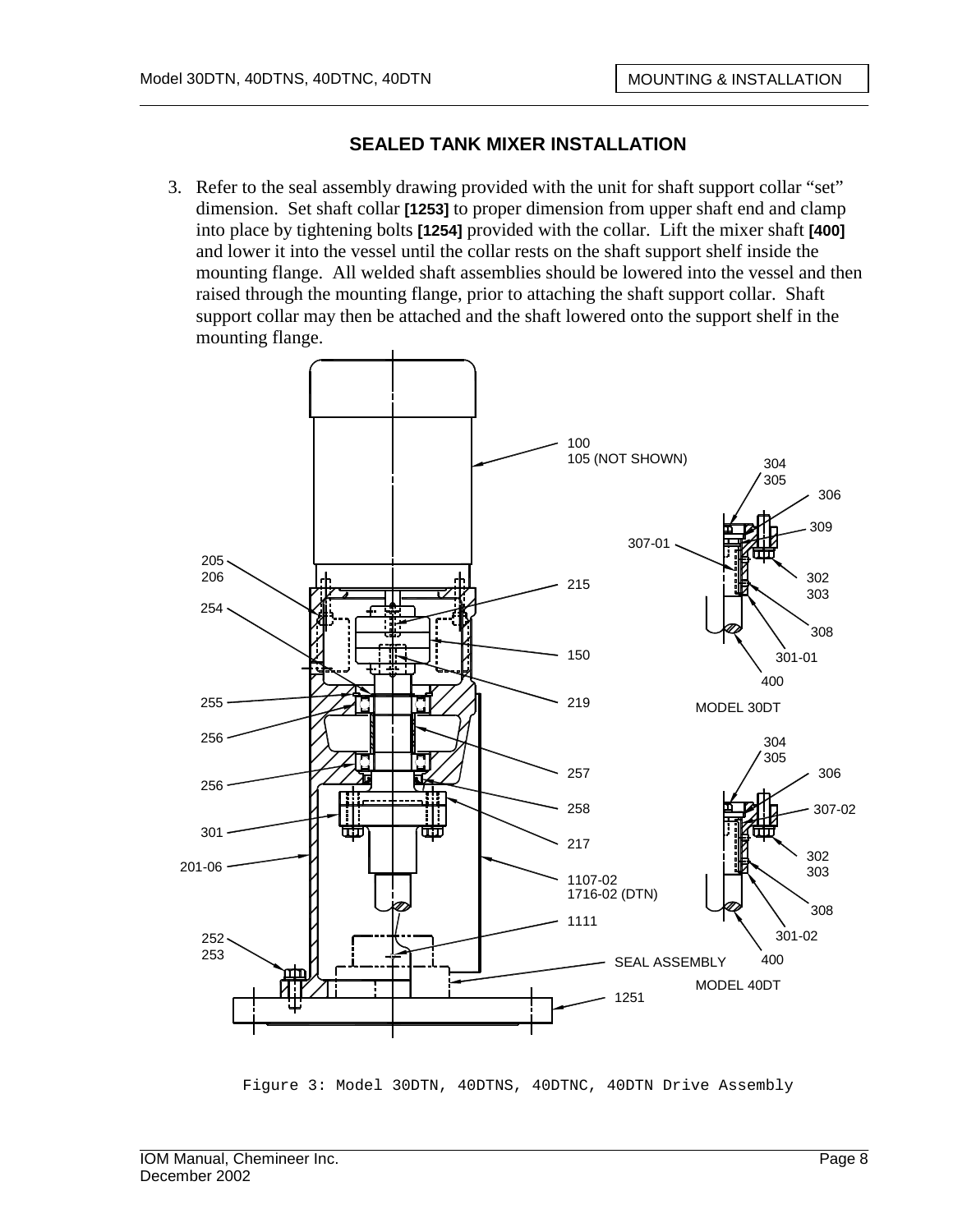## SEALED TANK MIXER INSTALLATION

3. Refer to the seal assembly drawing provided with the unit for shaft support collar "set" dimension. Set shaft collar **[1253]** to proper dimension from upper shaft end and clamp into place by tightening bolts **[1254]** provided with the collar. Lift the mixer shaft **[400]** and lower it into the vessel until the collar rests on the shaft support shelf inside the mounting flange. All welded shaft assemblies should be lowered into the vessel and then raised through the mounting flange, prior to attaching the shaft support collar. Shaft support collar may then be attached and the shaft lowered onto the support shelf in the mounting flange.

Figure 3: Model 30DTN, 40DTNS, 40DTNC, 40DTN Drive Assembly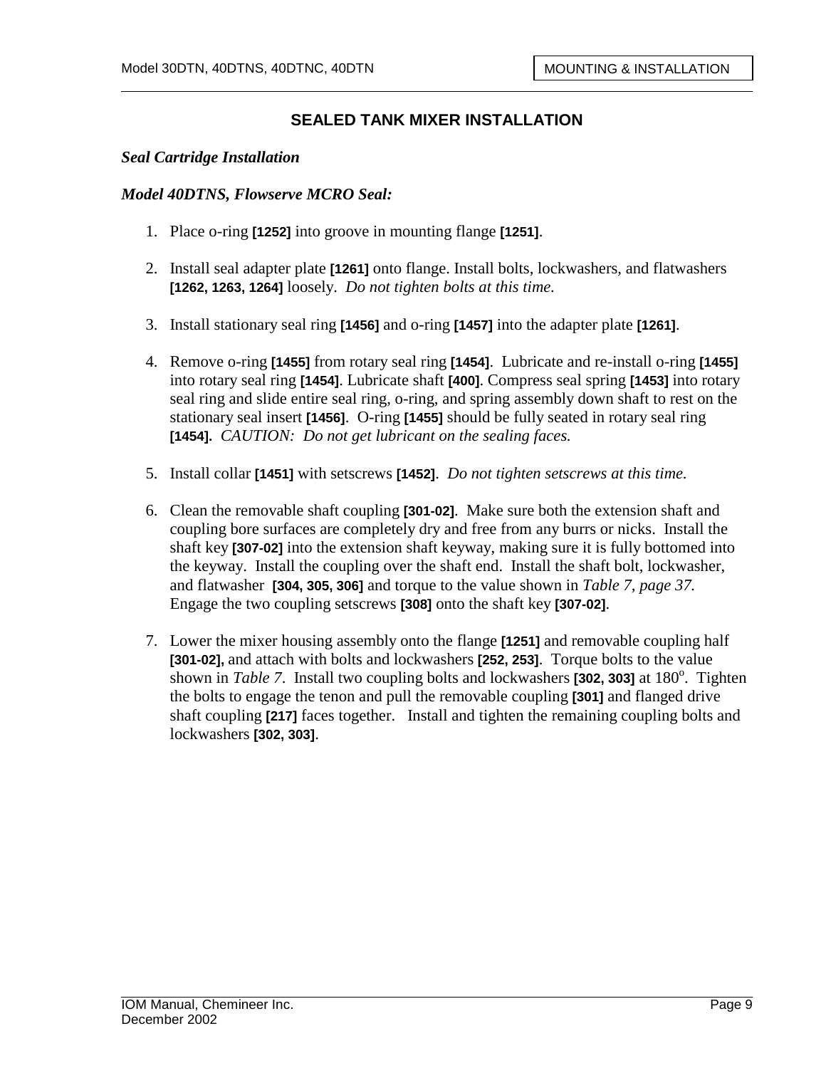## SEALED TANK MIXER INSTALLATION

***Seal Cartridge Installation***

***Model 40DTNS, Flowserve MCRO Seal:***

1. Place o-ring **[1252]** into groove in mounting flange **[1251]**.
2. Install seal adapter plate **[1261]** onto flange. Install bolts, lockwashers, and flatwashers **[1262, 1263, 1264]** loosely. *Do not tighten bolts at this time.*
3. Install stationary seal ring **[1456]** and o-ring **[1457]** into the adapter plate **[1261]**.
4. Remove o-ring **[1455]** from rotary seal ring **[1454]**. Lubricate and re-install o-ring **[1455]** into rotary seal ring **[1454]**. Lubricate shaft **[400]**. Compress seal spring **[1453]** into rotary seal ring and slide entire seal ring, o-ring, and spring assembly down shaft to rest on the stationary seal insert **[1456]**. O-ring **[1455]** should be fully seated in rotary seal ring **[1454].** *CAUTION: Do not get lubricant on the sealing faces.*
5. Install collar **[1451]** with setscrews **[1452]**. *Do not tighten setscrews at this time.*
6. Clean the removable shaft coupling **[301-02]**. Make sure both the extension shaft and coupling bore surfaces are completely dry and free from any burrs or nicks. Install the shaft key **[307-02]** into the extension shaft keyway, making sure it is fully bottomed into the keyway. Install the coupling over the shaft end. Install the shaft bolt, lockwasher, and flatwasher **[304, 305, 306]** and torque to the value shown in *Table 7, page 37.* Engage the two coupling setscrews **[308]** onto the shaft key **[307-02]**.
7. Lower the mixer housing assembly onto the flange **[1251]** and removable coupling half **[301-02],** and attach with bolts and lockwashers **[252, 253]**. Torque bolts to the value shown in *Table 7*. Install two coupling bolts and lockwashers **[302, 303]** at 180°. Tighten the bolts to engage the tenon and pull the removable coupling **[301]** and flanged drive shaft coupling **[217]** faces together. Install and tighten the remaining coupling bolts and lockwashers **[302, 303]**.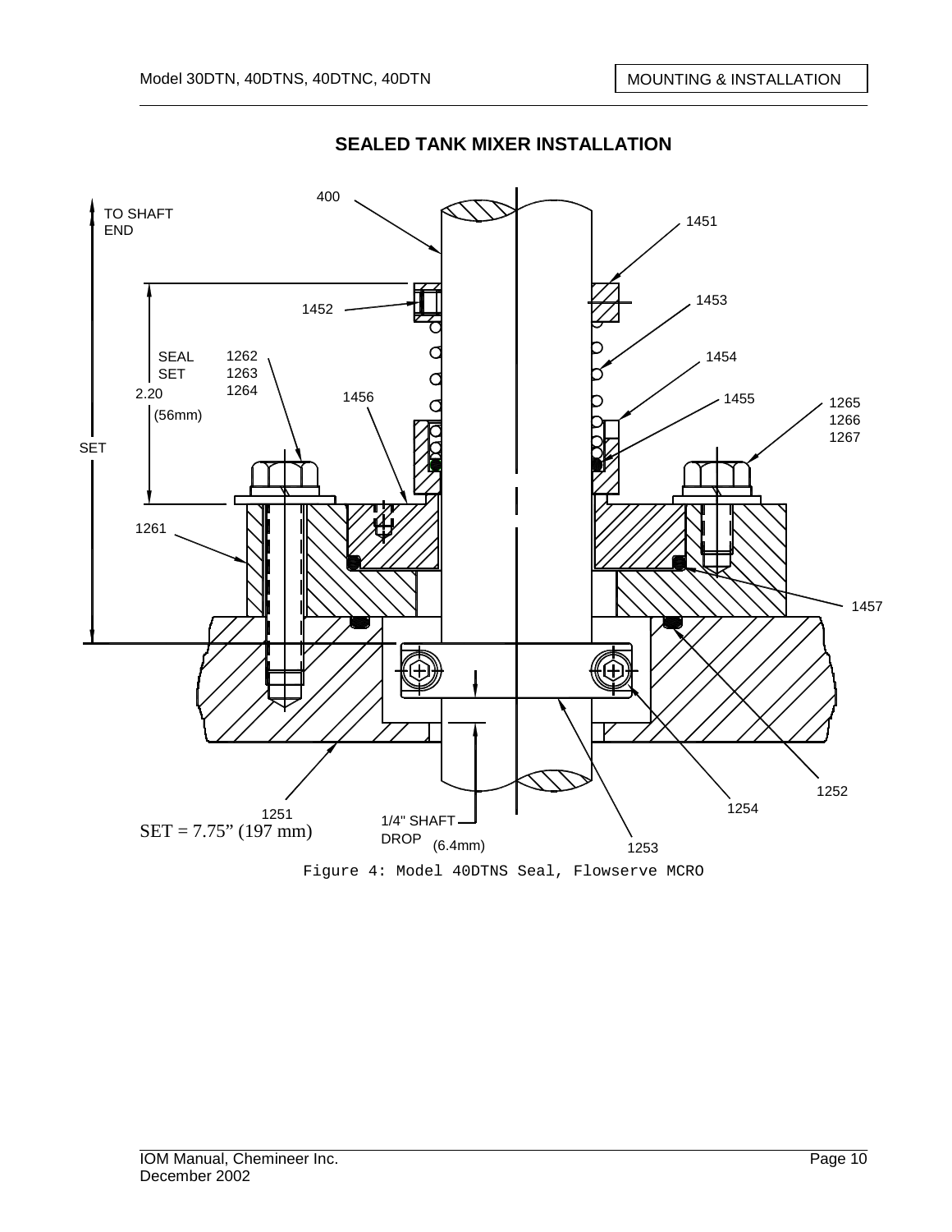## SEALED TANK MIXER INSTALLATION

400

TO SHAFT END

1451

1452

1453

SEAL SET 2.20 (56mm)

1262
1263
1264

1454

1456

1455

1265
1266
1267

SET

1261

1457

1252

1254

1251

SET = 7.75” (197 mm)

1/4" SHAFT DROP (6.4mm)

1253

Figure 4: Model 40DTNS Seal, Flowserve MCRO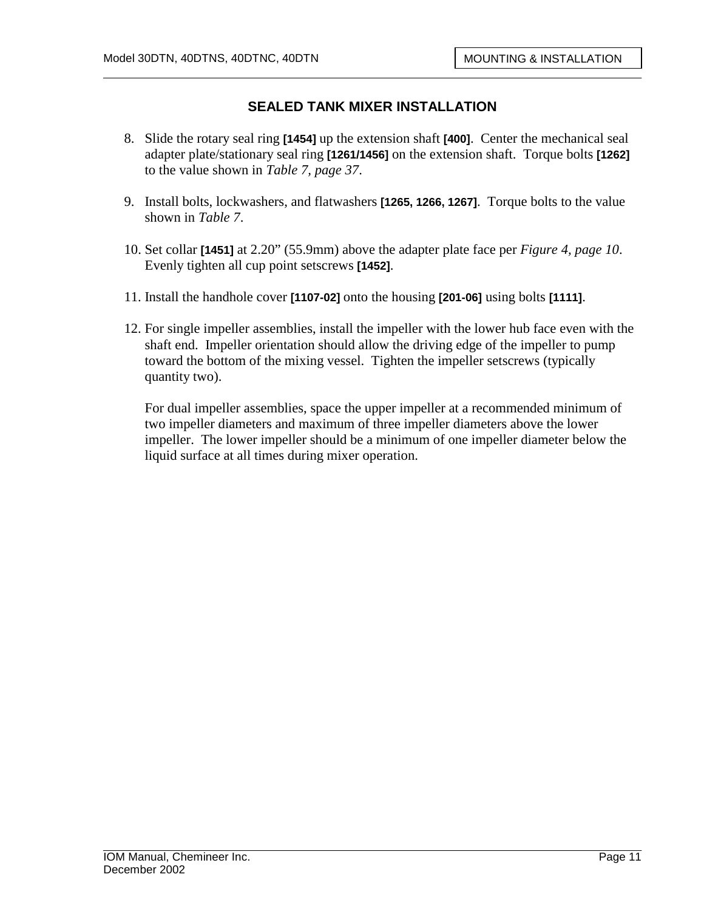## SEALED TANK MIXER INSTALLATION

8. Slide the rotary seal ring **[1454]** up the extension shaft **[400]**. Center the mechanical seal adapter plate/stationary seal ring **[1261/1456]** on the extension shaft. Torque bolts **[1262]** to the value shown in *Table 7, page 37*.

9. Install bolts, lockwashers, and flatwashers **[1265, 1266, 1267]**. Torque bolts to the value shown in *Table 7*.

10. Set collar **[1451]** at 2.20" (55.9mm) above the adapter plate face per *Figure 4, page 10*. Evenly tighten all cup point setscrews **[1452]**.

11. Install the handhole cover **[1107-02]** onto the housing **[201-06]** using bolts **[1111]**.

12. For single impeller assemblies, install the impeller with the lower hub face even with the shaft end. Impeller orientation should allow the driving edge of the impeller to pump toward the bottom of the mixing vessel. Tighten the impeller setscrews (typically quantity two).

    For dual impeller assemblies, space the upper impeller at a recommended minimum of two impeller diameters and maximum of three impeller diameters above the lower impeller. The lower impeller should be a minimum of one impeller diameter below the liquid surface at all times during mixer operation.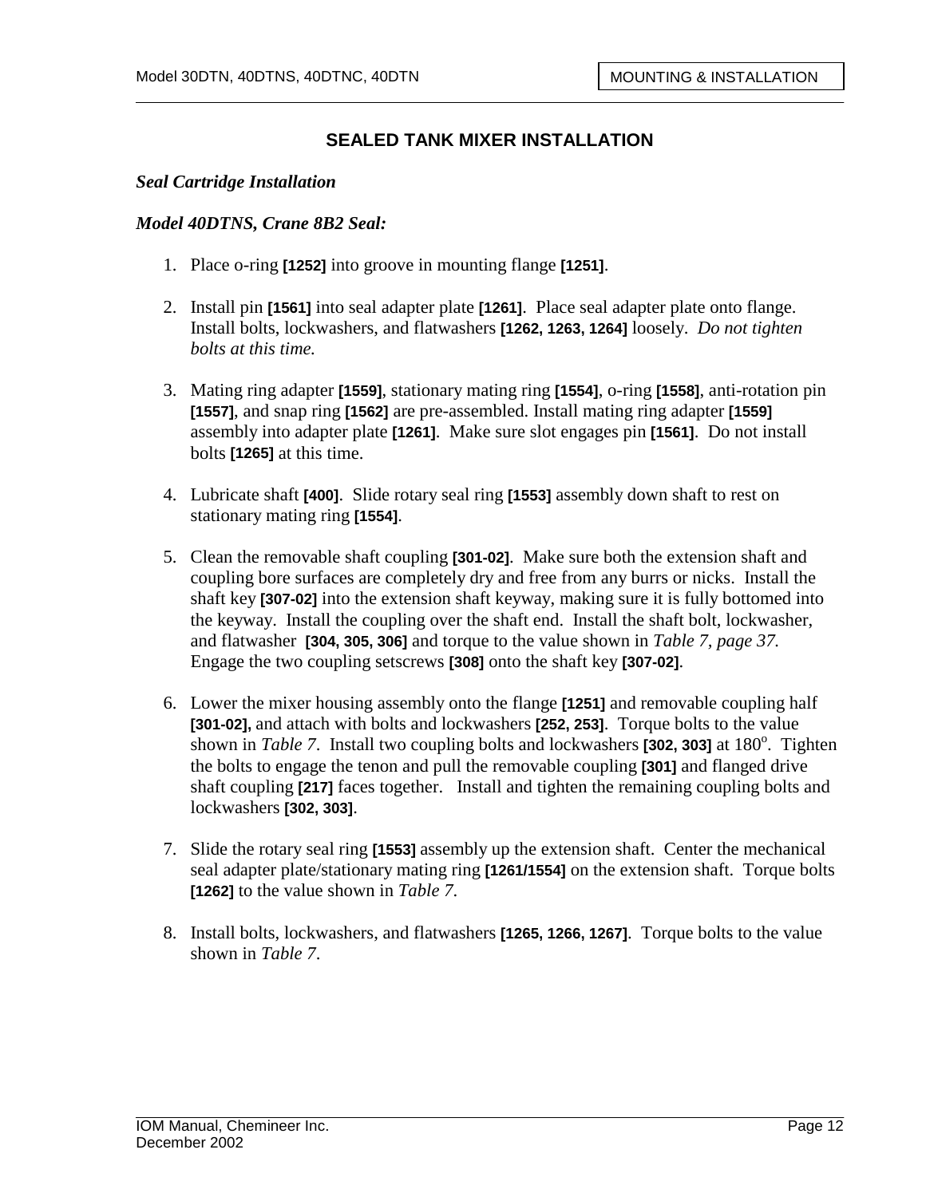## SEALED TANK MIXER INSTALLATION

### *Seal Cartridge Installation*

### *Model 40DTNS, Crane 8B2 Seal:*

1. Place o-ring **[1252]** into groove in mounting flange **[1251]**.

2. Install pin **[1561]** into seal adapter plate **[1261]**. Place seal adapter plate onto flange. Install bolts, lockwashers, and flatwashers **[1262, 1263, 1264]** loosely. *Do not tighten bolts at this time.*

3. Mating ring adapter **[1559]**, stationary mating ring **[1554]**, o-ring **[1558]**, anti-rotation pin **[1557]**, and snap ring **[1562]** are pre-assembled. Install mating ring adapter **[1559]** assembly into adapter plate **[1261]**. Make sure slot engages pin **[1561]**. Do not install bolts **[1265]** at this time.

4. Lubricate shaft **[400]**. Slide rotary seal ring **[1553]** assembly down shaft to rest on stationary mating ring **[1554]**.

5. Clean the removable shaft coupling **[301-02]**. Make sure both the extension shaft and coupling bore surfaces are completely dry and free from any burrs or nicks. Install the shaft key **[307-02]** into the extension shaft keyway, making sure it is fully bottomed into the keyway. Install the coupling over the shaft end. Install the shaft bolt, lockwasher, and flatwasher **[304, 305, 306]** and torque to the value shown in *Table 7, page 37.* Engage the two coupling setscrews **[308]** onto the shaft key **[307-02]**.

6. Lower the mixer housing assembly onto the flange **[1251]** and removable coupling half **[301-02],** and attach with bolts and lockwashers **[252, 253]**. Torque bolts to the value shown in *Table 7*. Install two coupling bolts and lockwashers **[302, 303]** at 180$^o$. Tighten the bolts to engage the tenon and pull the removable coupling **[301]** and flanged drive shaft coupling **[217]** faces together. Install and tighten the remaining coupling bolts and lockwashers **[302, 303]**.

7. Slide the rotary seal ring **[1553]** assembly up the extension shaft. Center the mechanical seal adapter plate/stationary mating ring **[1261/1554]** on the extension shaft. Torque bolts **[1262]** to the value shown in *Table 7*.

8. Install bolts, lockwashers, and flatwashers **[1265, 1266, 1267]**. Torque bolts to the value shown in *Table 7*.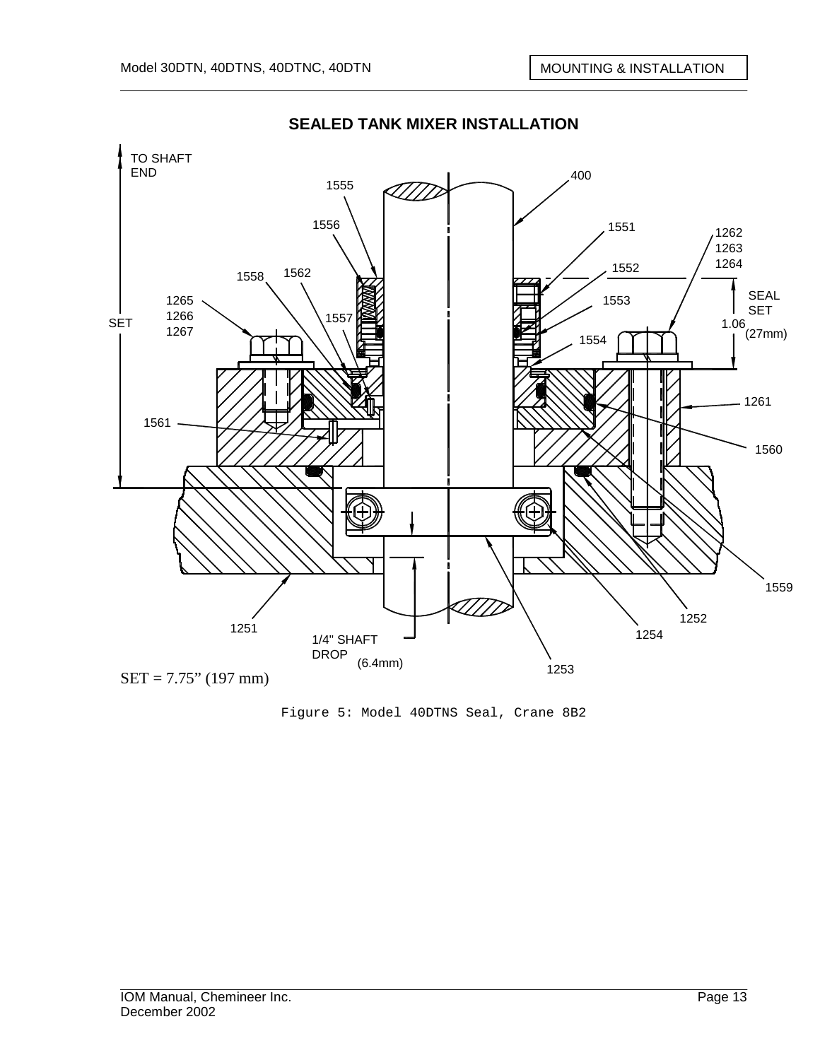## SEALED TANK MIXER INSTALLATION

SET = 7.75” (197 mm)

Figure 5: Model 40DTNS Seal, Crane 8B2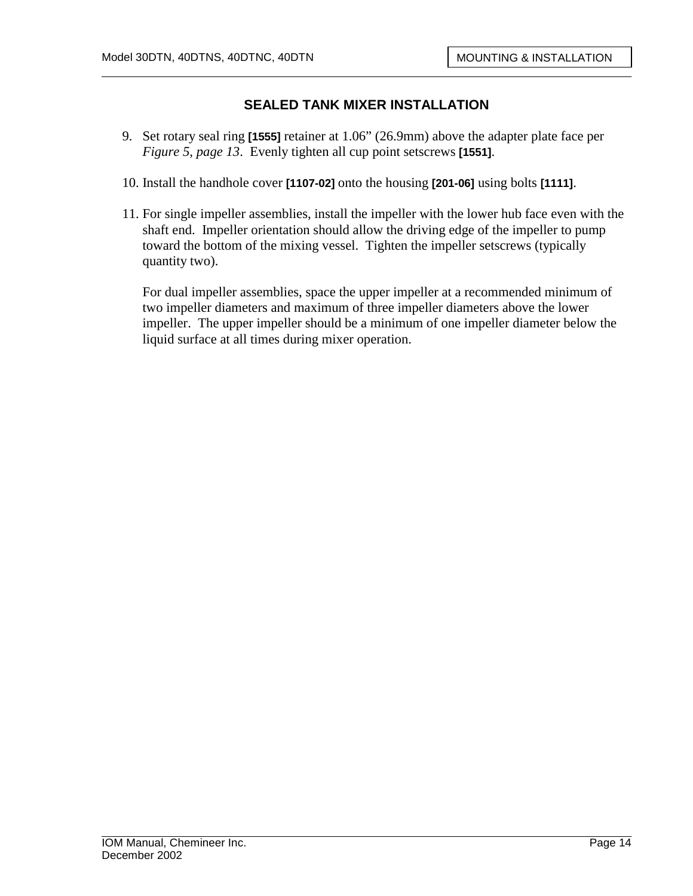## SEALED TANK MIXER INSTALLATION

9. Set rotary seal ring **[1555]** retainer at 1.06" (26.9mm) above the adapter plate face per *Figure 5, page 13*. Evenly tighten all cup point setscrews **[1551]**.

10. Install the handhole cover **[1107-02]** onto the housing **[201-06]** using bolts **[1111]**.

11. For single impeller assemblies, install the impeller with the lower hub face even with the shaft end. Impeller orientation should allow the driving edge of the impeller to pump toward the bottom of the mixing vessel. Tighten the impeller setscrews (typically quantity two).

    For dual impeller assemblies, space the upper impeller at a recommended minimum of two impeller diameters and maximum of three impeller diameters above the lower impeller. The upper impeller should be a minimum of one impeller diameter below the liquid surface at all times during mixer operation.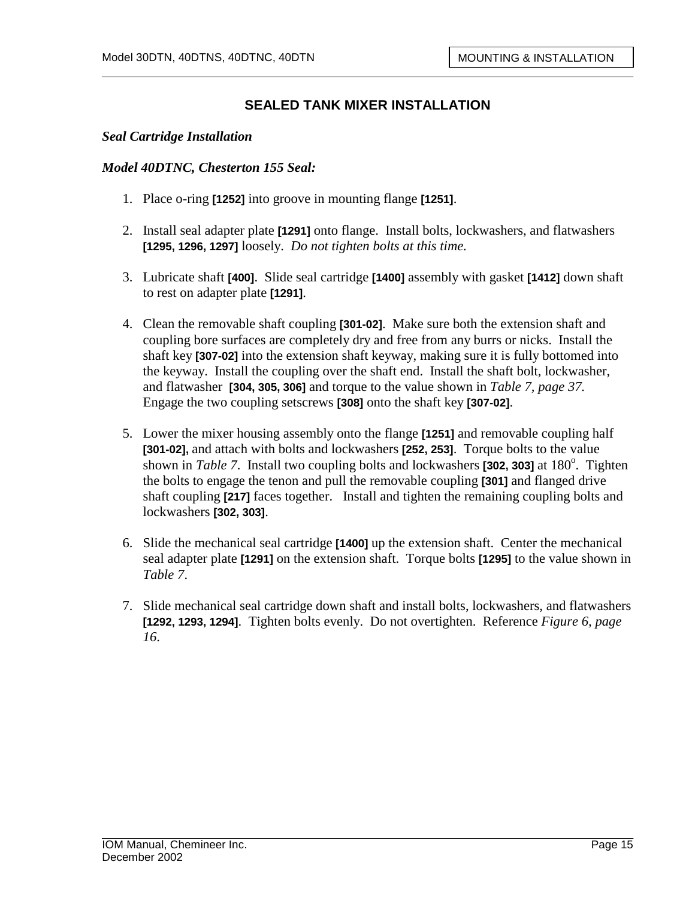## SEALED TANK MIXER INSTALLATION

***Seal Cartridge Installation***

***Model 40DTNC, Chesterton 155 Seal:***

1. Place o-ring **[1252]** into groove in mounting flange **[1251]**.

2. Install seal adapter plate **[1291]** onto flange. Install bolts, lockwashers, and flatwashers **[1295, 1296, 1297]** loosely. *Do not tighten bolts at this time.*

3. Lubricate shaft **[400]**. Slide seal cartridge **[1400]** assembly with gasket **[1412]** down shaft to rest on adapter plate **[1291]**.

4. Clean the removable shaft coupling **[301-02]**. Make sure both the extension shaft and coupling bore surfaces are completely dry and free from any burrs or nicks. Install the shaft key **[307-02]** into the extension shaft keyway, making sure it is fully bottomed into the keyway. Install the coupling over the shaft end. Install the shaft bolt, lockwasher, and flatwasher **[304, 305, 306]** and torque to the value shown in *Table 7, page 37.* Engage the two coupling setscrews **[308]** onto the shaft key **[307-02]**.

5. Lower the mixer housing assembly onto the flange **[1251]** and removable coupling half **[301-02],** and attach with bolts and lockwashers **[252, 253]**. Torque bolts to the value shown in *Table 7*. Install two coupling bolts and lockwashers **[302, 303]** at 180°. Tighten the bolts to engage the tenon and pull the removable coupling **[301]** and flanged drive shaft coupling **[217]** faces together. Install and tighten the remaining coupling bolts and lockwashers **[302, 303]**.

6. Slide the mechanical seal cartridge **[1400]** up the extension shaft. Center the mechanical seal adapter plate **[1291]** on the extension shaft. Torque bolts **[1295]** to the value shown in *Table 7*.

7. Slide mechanical seal cartridge down shaft and install bolts, lockwashers, and flatwashers **[1292, 1293, 1294]**. Tighten bolts evenly. Do not overtighten. Reference *Figure 6, page 16*.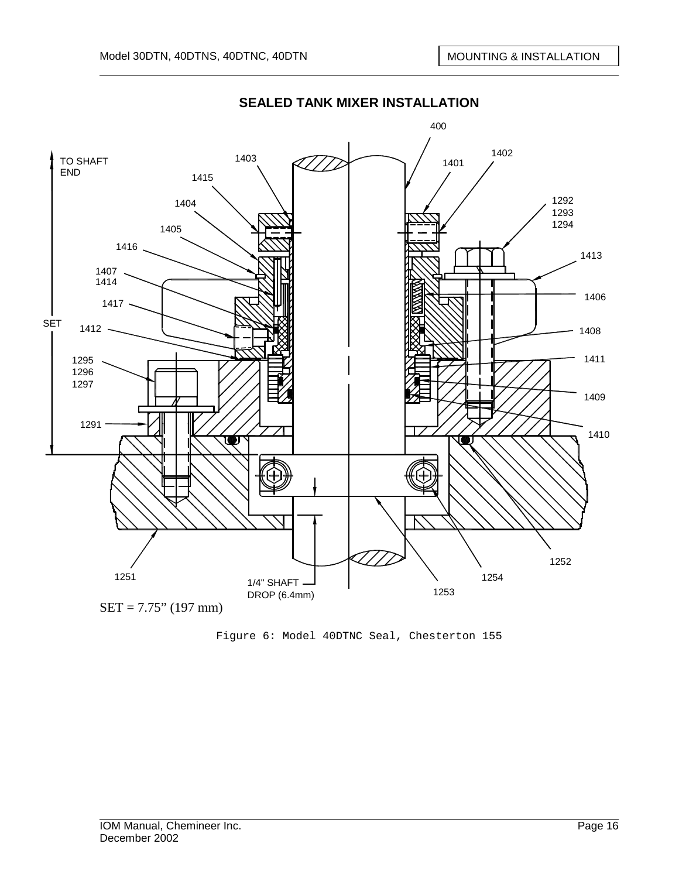## SEALED TANK MIXER INSTALLATION

SET = 7.75” (197 mm)

Figure 6: Model 40DTNC Seal, Chesterton 155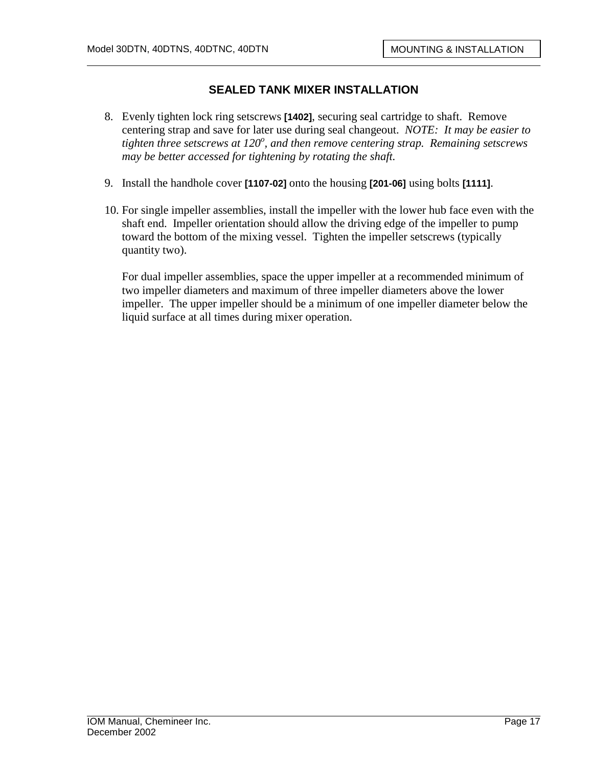## SEALED TANK MIXER INSTALLATION

8. Evenly tighten lock ring setscrews **[1402]**, securing seal cartridge to shaft. Remove centering strap and save for later use during seal changeout. *NOTE: It may be easier to tighten three setscrews at 120°, and then remove centering strap. Remaining setscrews may be better accessed for tightening by rotating the shaft.*

9. Install the handhole cover **[1107-02]** onto the housing **[201-06]** using bolts **[1111]**.

10. For single impeller assemblies, install the impeller with the lower hub face even with the shaft end. Impeller orientation should allow the driving edge of the impeller to pump toward the bottom of the mixing vessel. Tighten the impeller setscrews (typically quantity two).

    For dual impeller assemblies, space the upper impeller at a recommended minimum of two impeller diameters and maximum of three impeller diameters above the lower impeller. The upper impeller should be a minimum of one impeller diameter below the liquid surface at all times during mixer operation.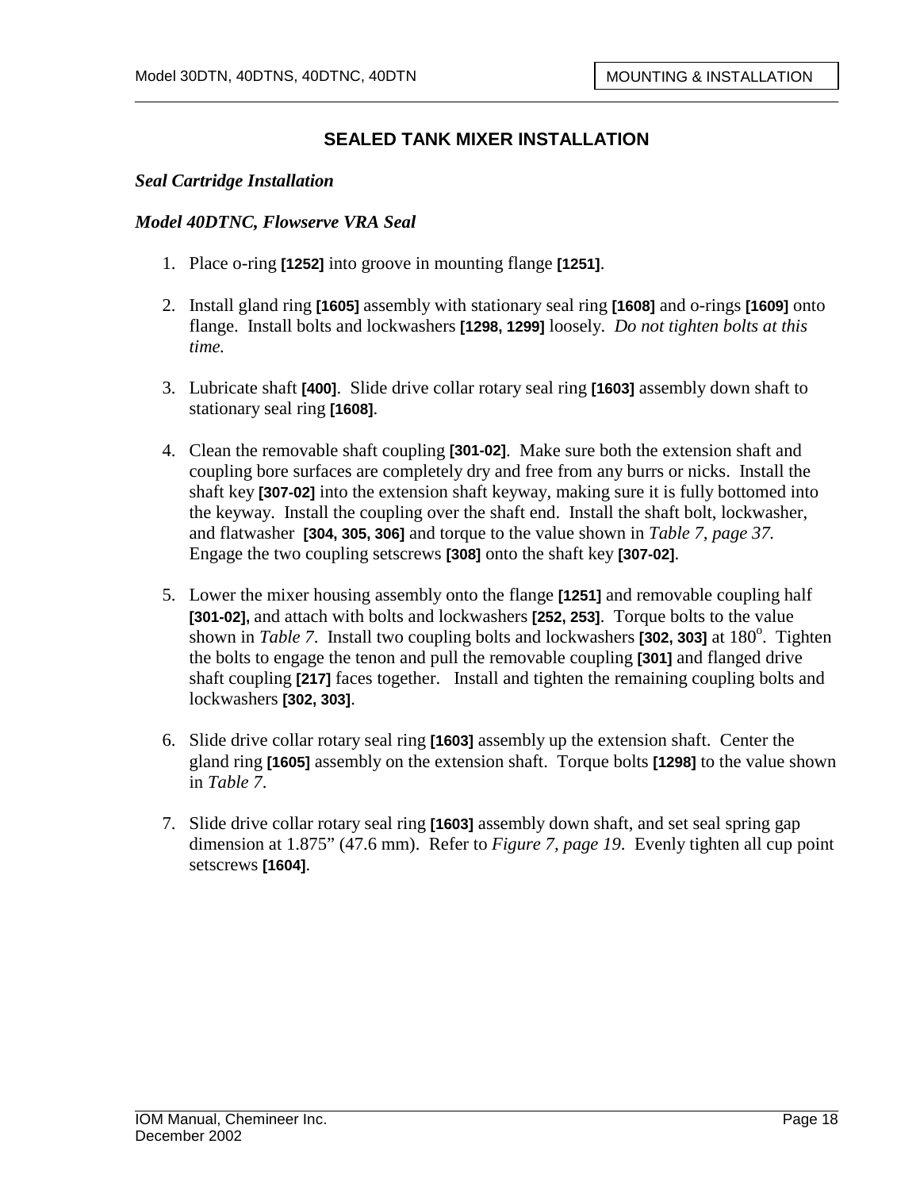## SEALED TANK MIXER INSTALLATION

### *Seal Cartridge Installation*

### *Model 40DTNC, Flowserve VRA Seal*

1. Place o-ring **[1252]** into groove in mounting flange **[1251]**.

2. Install gland ring **[1605]** assembly with stationary seal ring **[1608]** and o-rings **[1609]** onto flange. Install bolts and lockwashers **[1298, 1299]** loosely. *Do not tighten bolts at this time.*

3. Lubricate shaft **[400]**. Slide drive collar rotary seal ring **[1603]** assembly down shaft to stationary seal ring **[1608]**.

4. Clean the removable shaft coupling **[301-02]**. Make sure both the extension shaft and coupling bore surfaces are completely dry and free from any burrs or nicks. Install the shaft key **[307-02]** into the extension shaft keyway, making sure it is fully bottomed into the keyway. Install the coupling over the shaft end. Install the shaft bolt, lockwasher, and flatwasher **[304, 305, 306]** and torque to the value shown in *Table 7, page 37.* Engage the two coupling setscrews **[308]** onto the shaft key **[307-02]**.

5. Lower the mixer housing assembly onto the flange **[1251]** and removable coupling half **[301-02],** and attach with bolts and lockwashers **[252, 253]**. Torque bolts to the value shown in *Table 7*. Install two coupling bolts and lockwashers **[302, 303]** at 180°. Tighten the bolts to engage the tenon and pull the removable coupling **[301]** and flanged drive shaft coupling **[217]** faces together. Install and tighten the remaining coupling bolts and lockwashers **[302, 303]**.

6. Slide drive collar rotary seal ring **[1603]** assembly up the extension shaft. Center the gland ring **[1605]** assembly on the extension shaft. Torque bolts **[1298]** to the value shown in *Table 7*.

7. Slide drive collar rotary seal ring **[1603]** assembly down shaft, and set seal spring gap dimension at 1.875" (47.6 mm). Refer to *Figure 7, page 19*. Evenly tighten all cup point setscrews **[1604]**.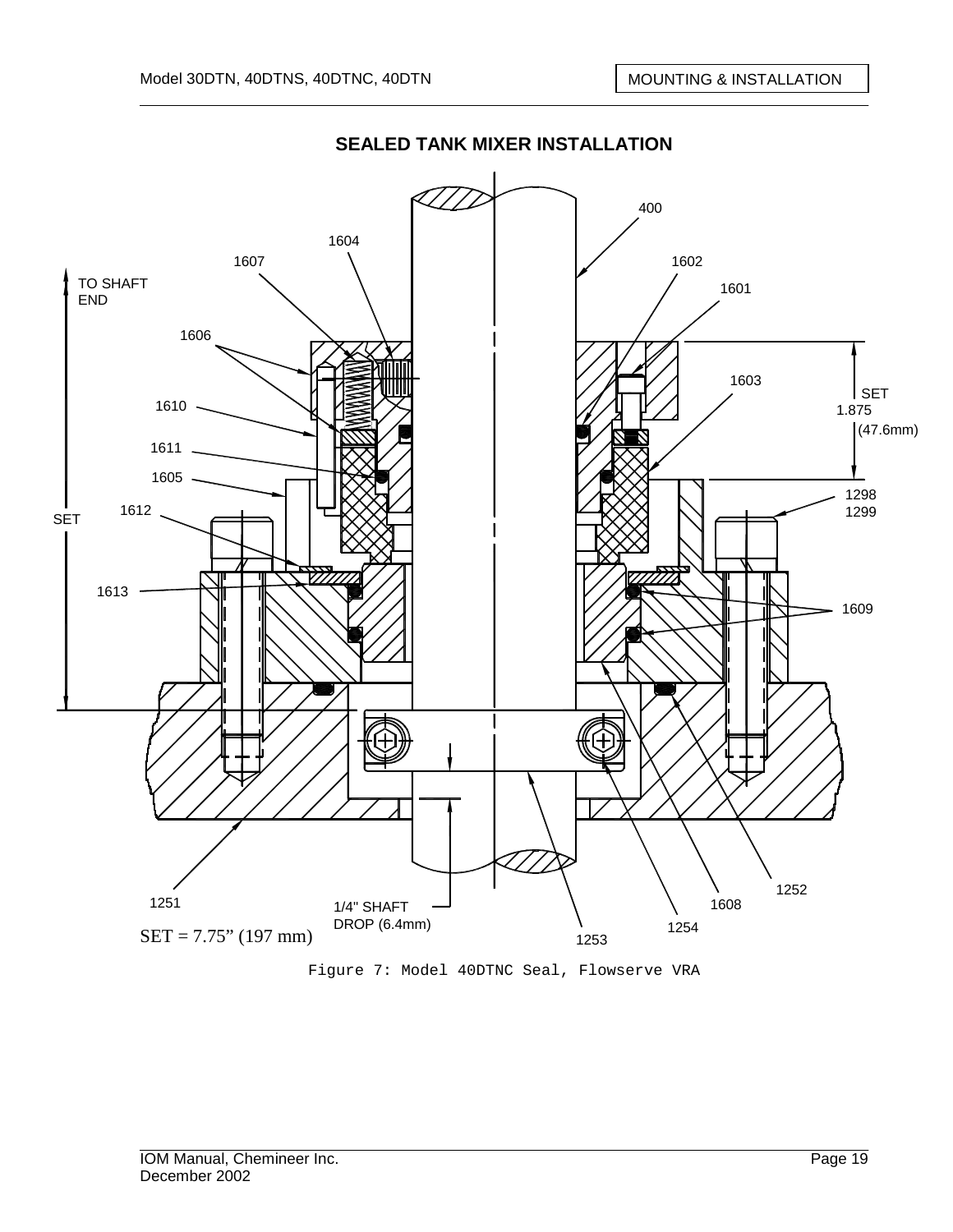## SEALED TANK MIXER INSTALLATION

SET = 7.75” (197 mm)

Figure 7: Model 40DTNC Seal, Flowserve VRA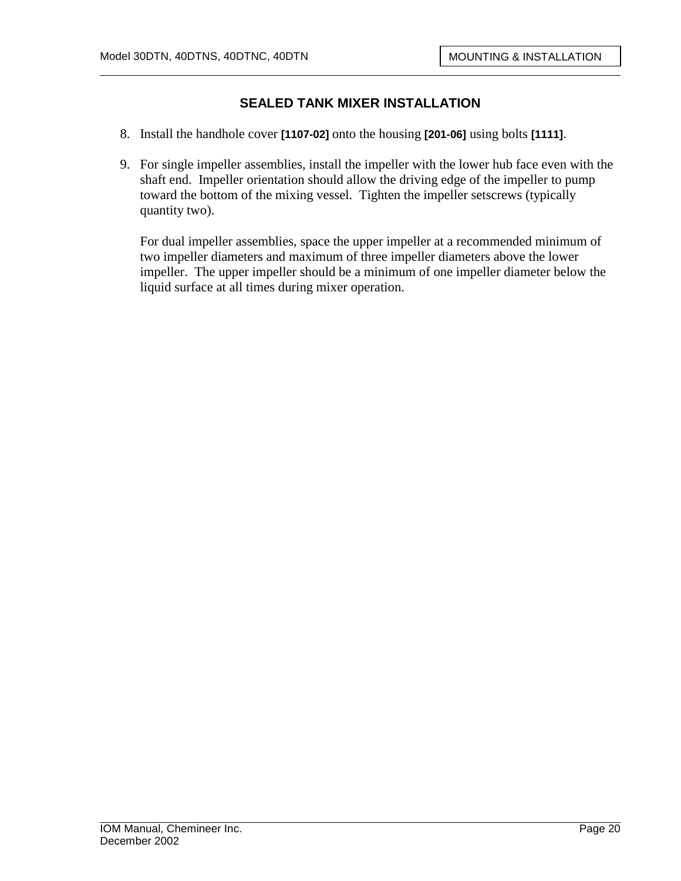## SEALED TANK MIXER INSTALLATION

8. Install the handhole cover **[1107-02]** onto the housing **[201-06]** using bolts **[1111]**.

9. For single impeller assemblies, install the impeller with the lower hub face even with the shaft end. Impeller orientation should allow the driving edge of the impeller to pump toward the bottom of the mixing vessel. Tighten the impeller setscrews (typically quantity two).

   For dual impeller assemblies, space the upper impeller at a recommended minimum of two impeller diameters and maximum of three impeller diameters above the lower impeller. The upper impeller should be a minimum of one impeller diameter below the liquid surface at all times during mixer operation.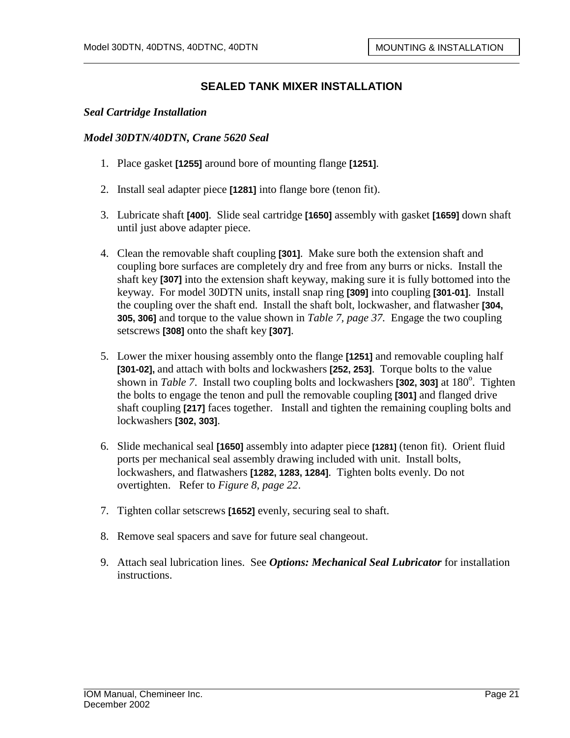# SEALED TANK MIXER INSTALLATION

***Seal Cartridge Installation***

***Model 30DTN/40DTN, Crane 5620 Seal***

1. Place gasket **[1255]** around bore of mounting flange **[1251]**.
2. Install seal adapter piece **[1281]** into flange bore (tenon fit).
3. Lubricate shaft **[400]**. Slide seal cartridge **[1650]** assembly with gasket **[1659]** down shaft until just above adapter piece.
4. Clean the removable shaft coupling **[301]**. Make sure both the extension shaft and coupling bore surfaces are completely dry and free from any burrs or nicks. Install the shaft key **[307]** into the extension shaft keyway, making sure it is fully bottomed into the keyway. For model 30DTN units, install snap ring **[309]** into coupling **[301-01]**. Install the coupling over the shaft end. Install the shaft bolt, lockwasher, and flatwasher **[304, 305, 306]** and torque to the value shown in *Table 7, page 37*. Engage the two coupling setscrews **[308]** onto the shaft key **[307]**.
5. Lower the mixer housing assembly onto the flange **[1251]** and removable coupling half **[301-02],** and attach with bolts and lockwashers **[252, 253]**. Torque bolts to the value shown in *Table 7*. Install two coupling bolts and lockwashers **[302, 303]** at 180°. Tighten the bolts to engage the tenon and pull the removable coupling **[301]** and flanged drive shaft coupling **[217]** faces together. Install and tighten the remaining coupling bolts and lockwashers **[302, 303]**.
6. Slide mechanical seal **[1650]** assembly into adapter piece **[1281]** (tenon fit). Orient fluid ports per mechanical seal assembly drawing included with unit. Install bolts, lockwashers, and flatwashers **[1282, 1283, 1284]**. Tighten bolts evenly. Do not overtighten. Refer to *Figure 8, page 22*.
7. Tighten collar setscrews **[1652]** evenly, securing seal to shaft.
8. Remove seal spacers and save for future seal changeout.
9. Attach seal lubrication lines. See ***Options: Mechanical Seal Lubricator*** for installation instructions.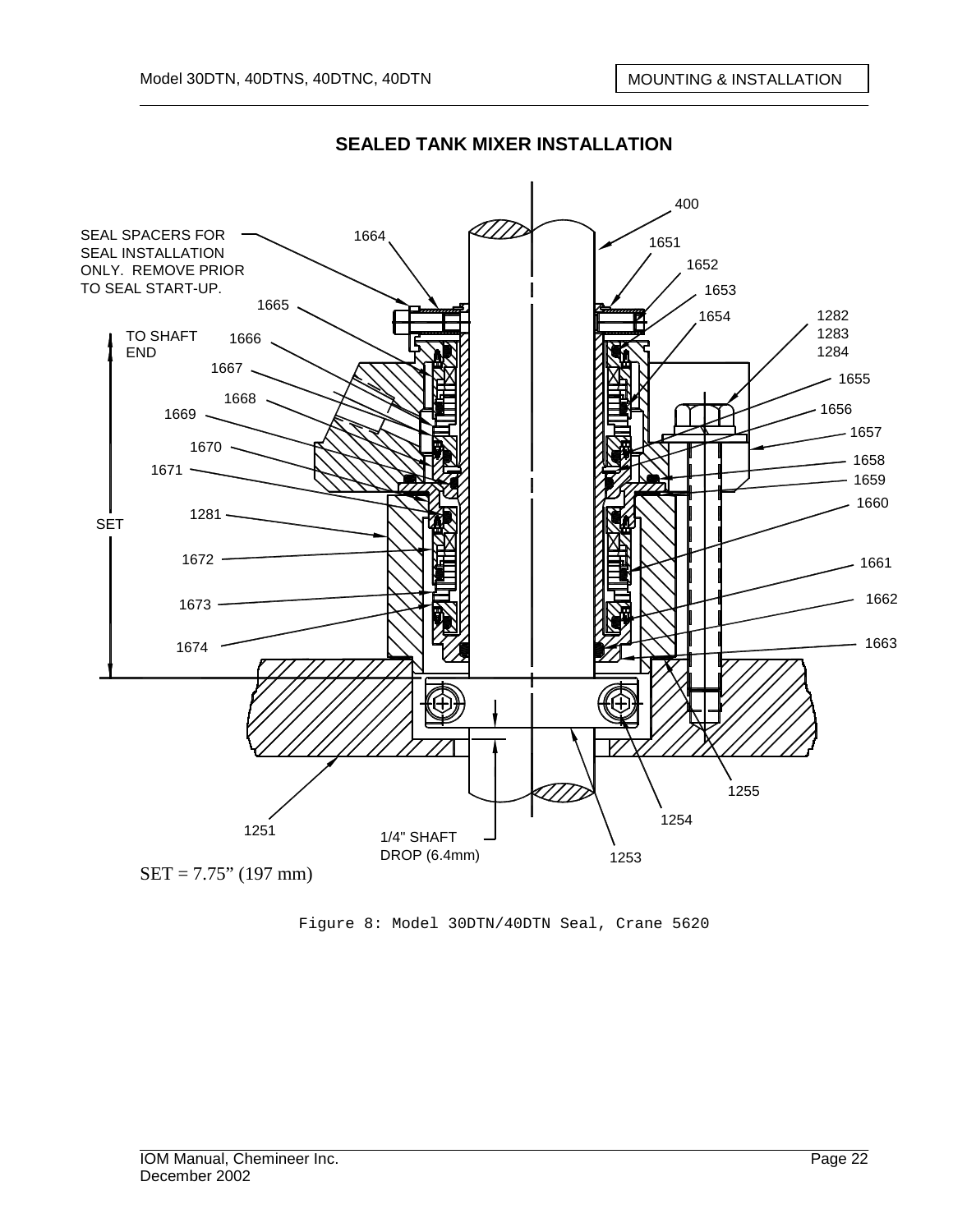## SEALED TANK MIXER INSTALLATION

SEAL SPACERS FOR SEAL INSTALLATION ONLY. REMOVE PRIOR TO SEAL START-UP.

TO SHAFT END

SET

1/4" SHAFT DROP (6.4mm)

SET = 7.75” (197 mm)

Figure 8: Model 30DTN/40DTN Seal, Crane 5620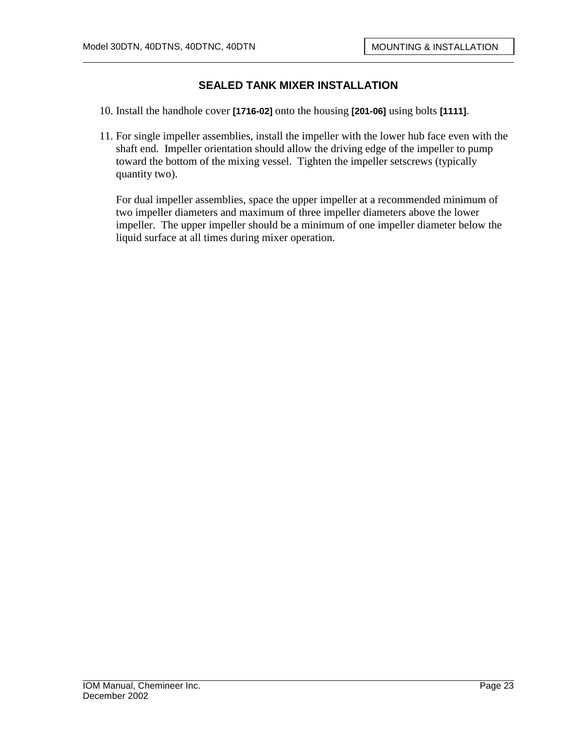## SEALED TANK MIXER INSTALLATION

10. Install the handhole cover **[1716-02]** onto the housing **[201-06]** using bolts **[1111]**.

11. For single impeller assemblies, install the impeller with the lower hub face even with the shaft end. Impeller orientation should allow the driving edge of the impeller to pump toward the bottom of the mixing vessel. Tighten the impeller setscrews (typically quantity two).

    For dual impeller assemblies, space the upper impeller at a recommended minimum of two impeller diameters and maximum of three impeller diameters above the lower impeller. The upper impeller should be a minimum of one impeller diameter below the liquid surface at all times during mixer operation.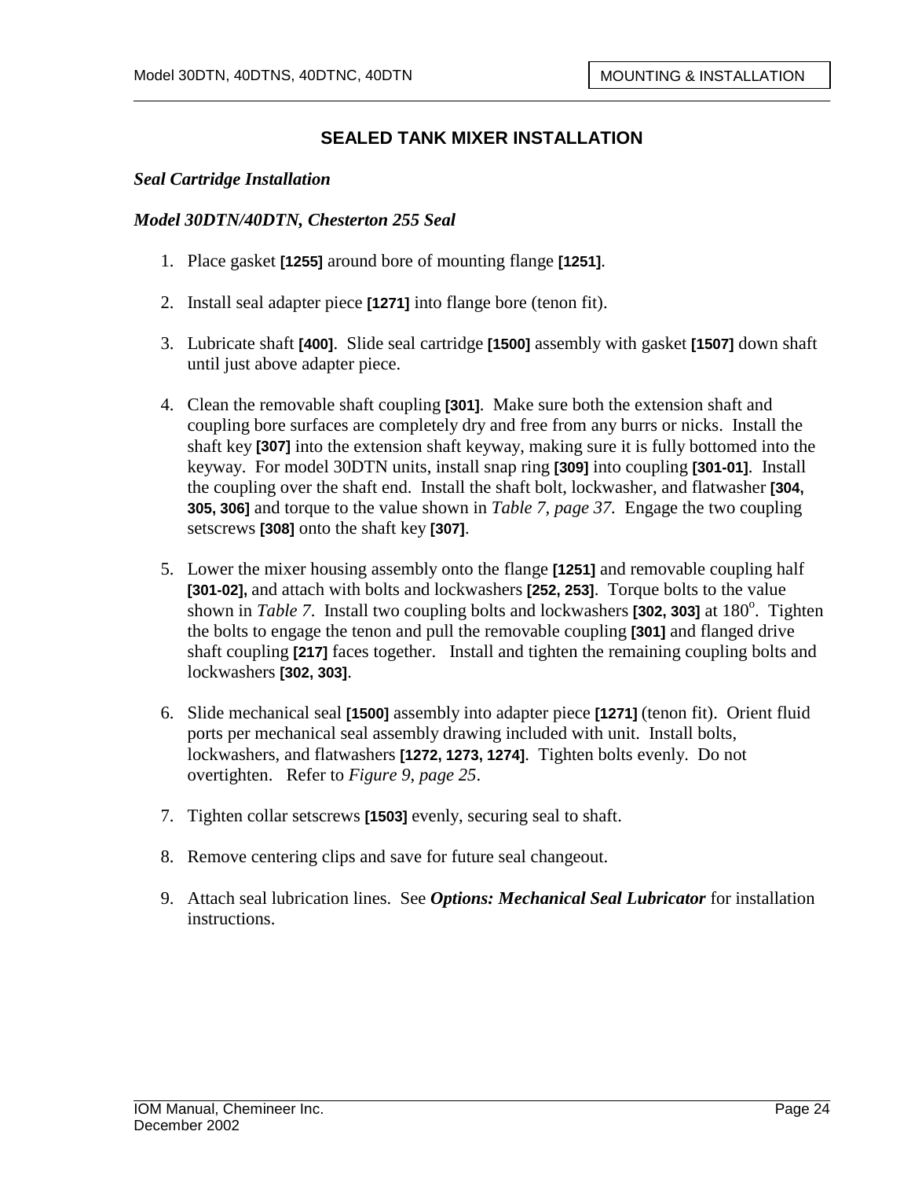## SEALED TANK MIXER INSTALLATION

### *Seal Cartridge Installation*

### *Model 30DTN/40DTN, Chesterton 255 Seal*

1. Place gasket **[1255]** around bore of mounting flange **[1251]**.

2. Install seal adapter piece **[1271]** into flange bore (tenon fit).

3. Lubricate shaft **[400]**. Slide seal cartridge **[1500]** assembly with gasket **[1507]** down shaft until just above adapter piece.

4. Clean the removable shaft coupling **[301]**. Make sure both the extension shaft and coupling bore surfaces are completely dry and free from any burrs or nicks. Install the shaft key **[307]** into the extension shaft keyway, making sure it is fully bottomed into the keyway. For model 30DTN units, install snap ring **[309]** into coupling **[301-01]**. Install the coupling over the shaft end. Install the shaft bolt, lockwasher, and flatwasher **[304, 305, 306]** and torque to the value shown in *Table 7, page 37*. Engage the two coupling setscrews **[308]** onto the shaft key **[307]**.

5. Lower the mixer housing assembly onto the flange **[1251]** and removable coupling half **[301-02],** and attach with bolts and lockwashers **[252, 253]**. Torque bolts to the value shown in *Table 7*. Install two coupling bolts and lockwashers **[302, 303]** at 180°. Tighten the bolts to engage the tenon and pull the removable coupling **[301]** and flanged drive shaft coupling **[217]** faces together. Install and tighten the remaining coupling bolts and lockwashers **[302, 303]**.

6. Slide mechanical seal **[1500]** assembly into adapter piece **[1271]** (tenon fit). Orient fluid ports per mechanical seal assembly drawing included with unit. Install bolts, lockwashers, and flatwashers **[1272, 1273, 1274]**. Tighten bolts evenly. Do not overtighten. Refer to *Figure 9, page 25*.

7. Tighten collar setscrews **[1503]** evenly, securing seal to shaft.

8. Remove centering clips and save for future seal changeout.

9. Attach seal lubrication lines. See ***Options: Mechanical Seal Lubricator*** for installation instructions.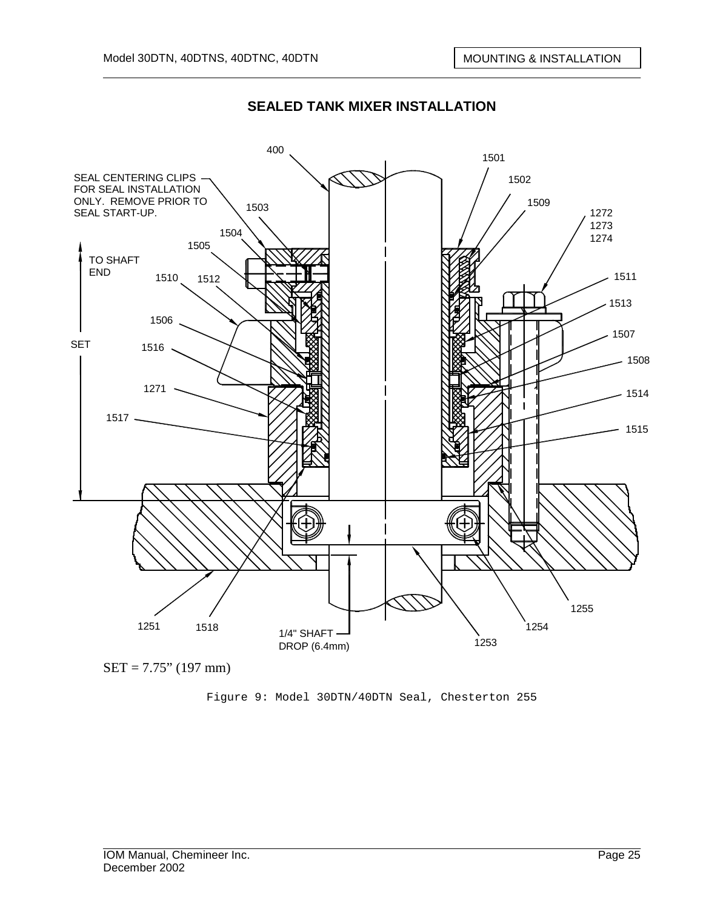## SEALED TANK MIXER INSTALLATION

SEAL CENTERING CLIPS FOR SEAL INSTALLATION ONLY. REMOVE PRIOR TO SEAL START-UP.

TO SHAFT END

SET

1/4" SHAFT DROP (6.4mm)

SET = 7.75" (197 mm)

Figure 9: Model 30DTN/40DTN Seal, Chesterton 255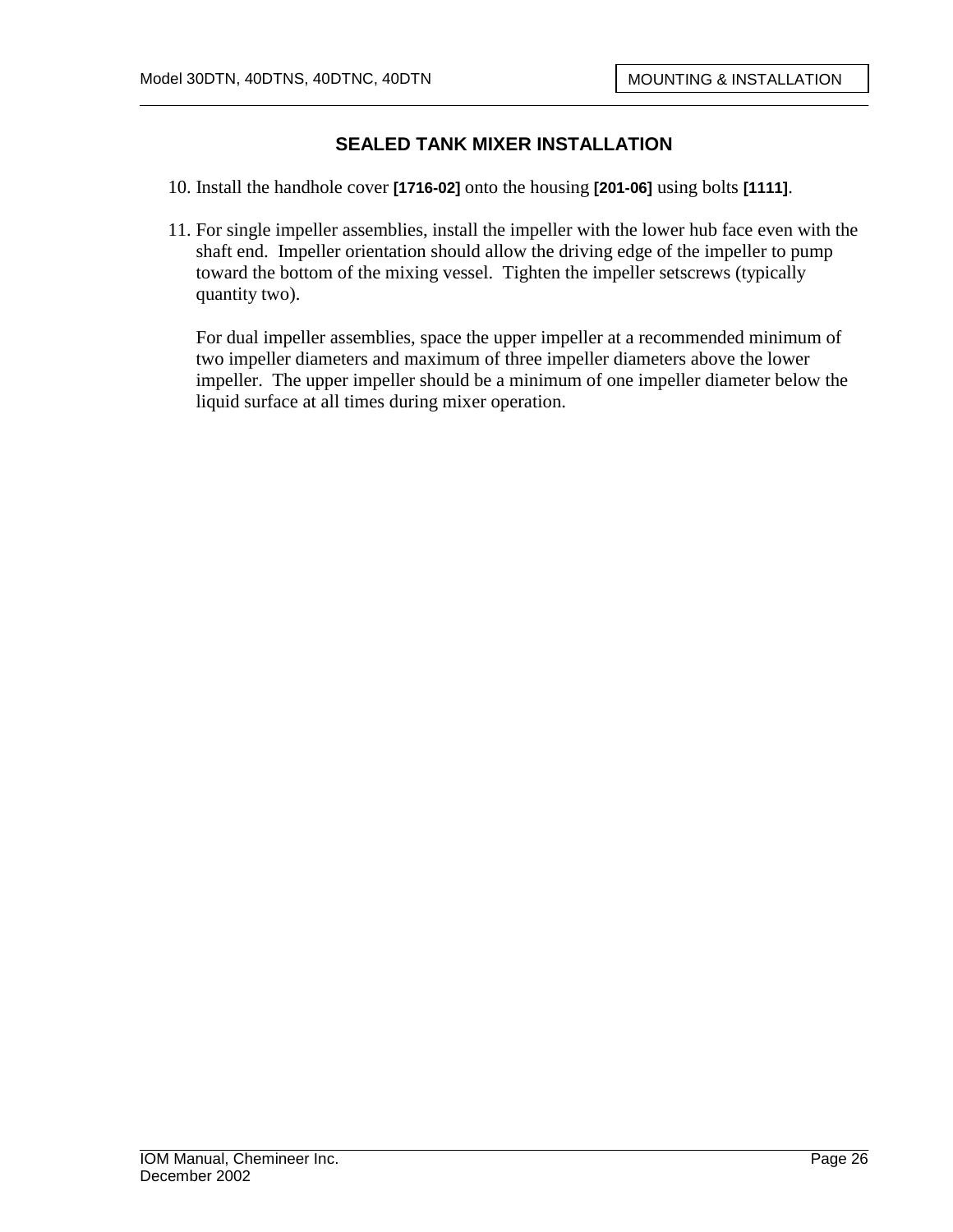## SEALED TANK MIXER INSTALLATION

10. Install the handhole cover **[1716-02]** onto the housing **[201-06]** using bolts **[1111]**.

11. For single impeller assemblies, install the impeller with the lower hub face even with the shaft end. Impeller orientation should allow the driving edge of the impeller to pump toward the bottom of the mixing vessel. Tighten the impeller setscrews (typically quantity two).

    For dual impeller assemblies, space the upper impeller at a recommended minimum of two impeller diameters and maximum of three impeller diameters above the lower impeller. The upper impeller should be a minimum of one impeller diameter below the liquid surface at all times during mixer operation.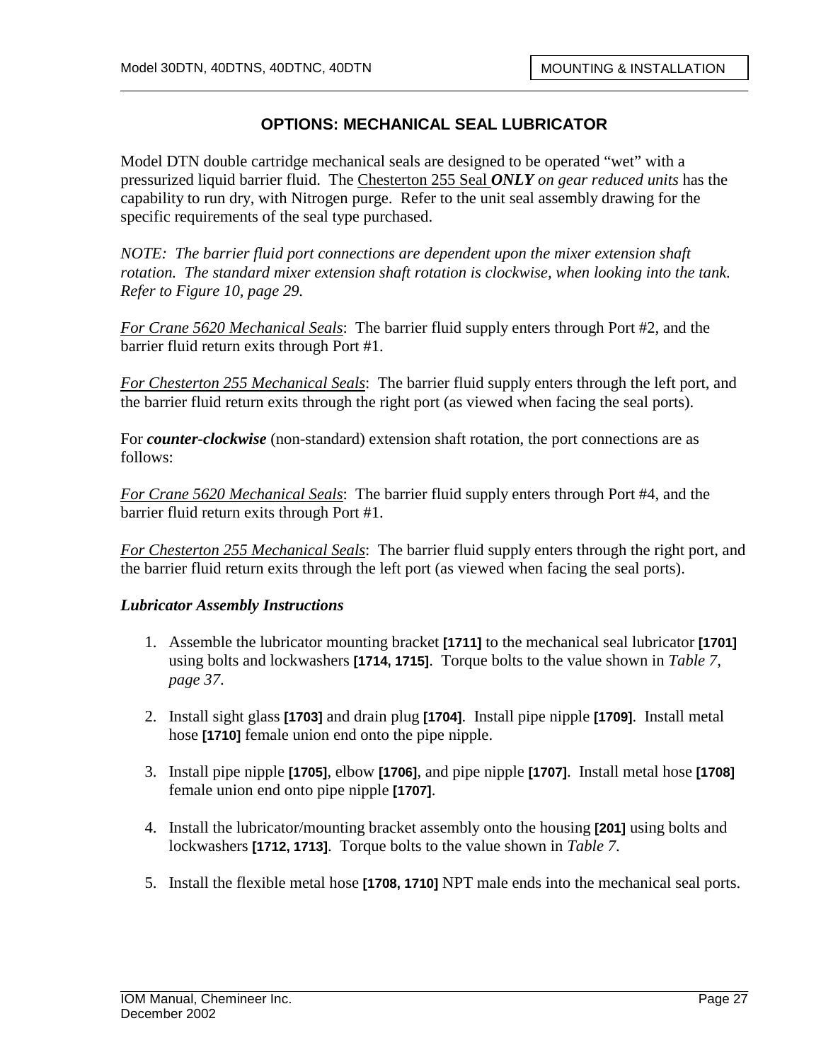## OPTIONS: MECHANICAL SEAL LUBRICATOR

Model DTN double cartridge mechanical seals are designed to be operated "wet" with a pressurized liquid barrier fluid. The Chesterton 255 Seal ***ONLY*** *on gear reduced units* has the capability to run dry, with Nitrogen purge. Refer to the unit seal assembly drawing for the specific requirements of the seal type purchased.

*NOTE: The barrier fluid port connections are dependent upon the mixer extension shaft rotation. The standard mixer extension shaft rotation is clockwise, when looking into the tank. Refer to Figure 10, page 29.*

For Crane 5620 Mechanical Seals: The barrier fluid supply enters through Port #2, and the barrier fluid return exits through Port #1.

For Chesterton 255 Mechanical Seals: The barrier fluid supply enters through the left port, and the barrier fluid return exits through the right port (as viewed when facing the seal ports).

For ***counter-clockwise*** (non-standard) extension shaft rotation, the port connections are as follows:

For Crane 5620 Mechanical Seals: The barrier fluid supply enters through Port #4, and the barrier fluid return exits through Port #1.

For Chesterton 255 Mechanical Seals: The barrier fluid supply enters through the right port, and the barrier fluid return exits through the left port (as viewed when facing the seal ports).

***Lubricator Assembly Instructions***

1. Assemble the lubricator mounting bracket **[1711]** to the mechanical seal lubricator **[1701]** using bolts and lockwashers **[1714, 1715]**. Torque bolts to the value shown in *Table 7, page 37*.

2. Install sight glass **[1703]** and drain plug **[1704]**. Install pipe nipple **[1709]**. Install metal hose **[1710]** female union end onto the pipe nipple.

3. Install pipe nipple **[1705]**, elbow **[1706]**, and pipe nipple **[1707]**. Install metal hose **[1708]** female union end onto pipe nipple **[1707]**.

4. Install the lubricator/mounting bracket assembly onto the housing **[201]** using bolts and lockwashers **[1712, 1713]**. Torque bolts to the value shown in *Table 7*.

5. Install the flexible metal hose **[1708, 1710]** NPT male ends into the mechanical seal ports.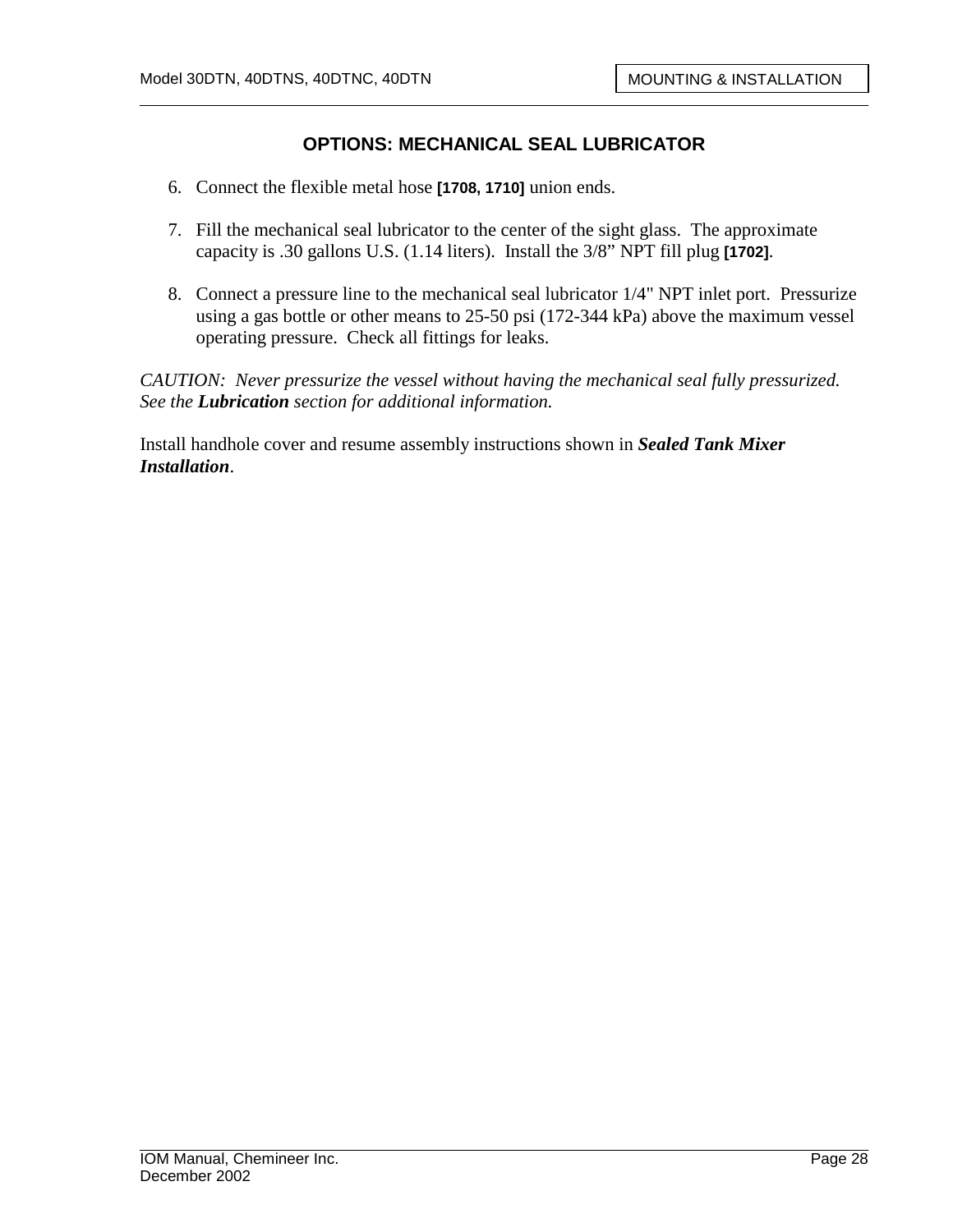## OPTIONS: MECHANICAL SEAL LUBRICATOR

6. Connect the flexible metal hose **[1708, 1710]** union ends.

7. Fill the mechanical seal lubricator to the center of the sight glass. The approximate capacity is .30 gallons U.S. (1.14 liters). Install the 3/8" NPT fill plug **[1702]**.

8. Connect a pressure line to the mechanical seal lubricator 1/4" NPT inlet port. Pressurize using a gas bottle or other means to 25-50 psi (172-344 kPa) above the maximum vessel operating pressure. Check all fittings for leaks.

*CAUTION: Never pressurize the vessel without having the mechanical seal fully pressurized. See the* ***Lubrication*** *section for additional information.*

Install handhole cover and resume assembly instructions shown in ***Sealed Tank Mixer Installation***.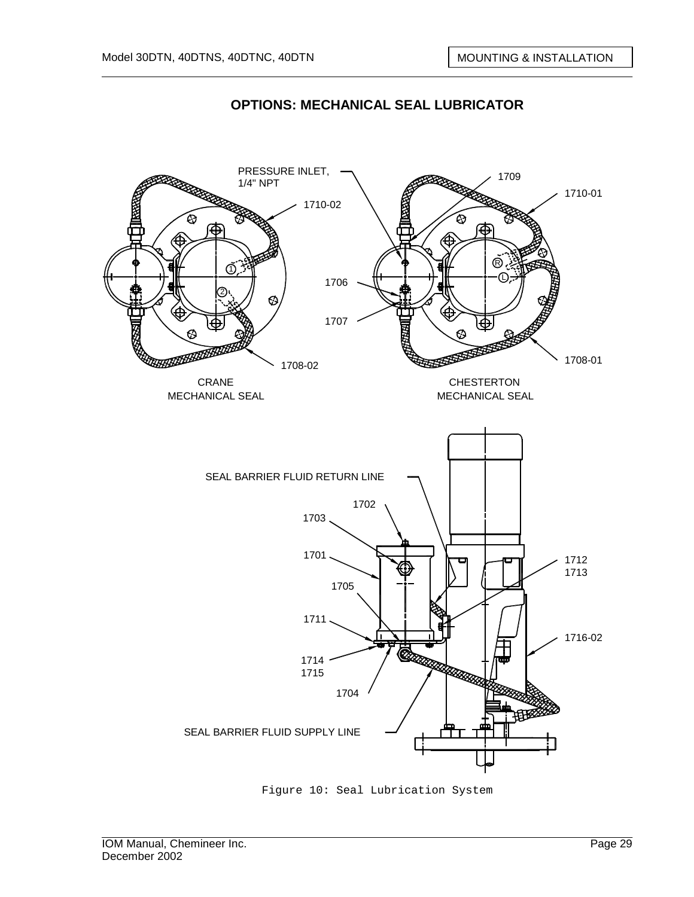## OPTIONS: MECHANICAL SEAL LUBRICATOR

PRESSURE INLET, 1/4" NPT

1709

1710-02

1710-01

1706

1707

1708-02

1708-01

CRANE MECHANICAL SEAL

CHESTERTON MECHANICAL SEAL

SEAL BARRIER FLUID RETURN LINE

1702

1703

1701

1705

1711

1714
1715

1704

1712
1713

1716-02

SEAL BARRIER FLUID SUPPLY LINE

Figure 10: Seal Lubrication System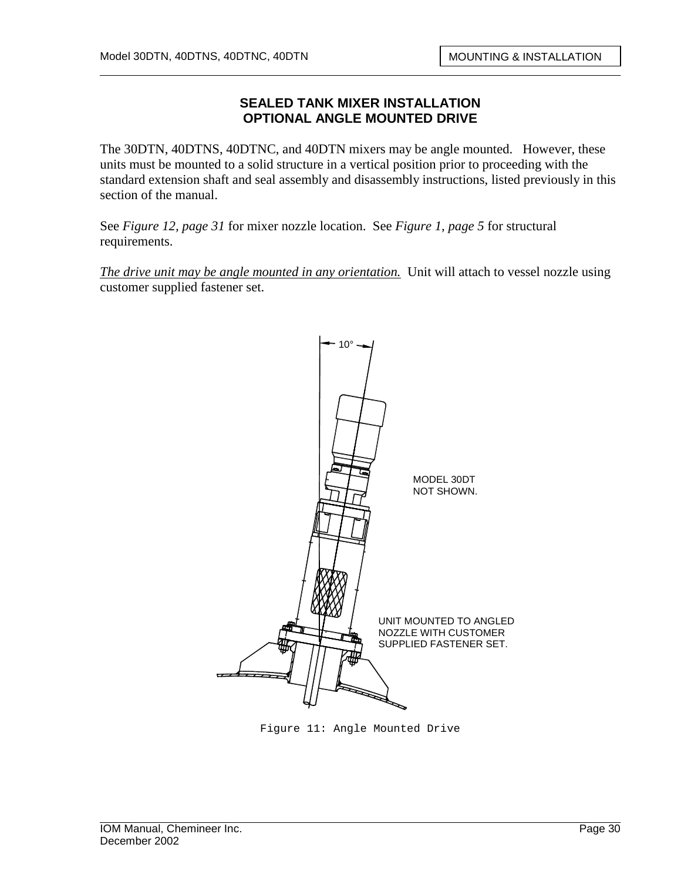## SEALED TANK MIXER INSTALLATION
## OPTIONAL ANGLE MOUNTED DRIVE

The 30DTN, 40DTNS, 40DTNC, and 40DTN mixers may be angle mounted. However, these units must be mounted to a solid structure in a vertical position prior to proceeding with the standard extension shaft and seal assembly and disassembly instructions, listed previously in this section of the manual.

See *Figure 12, page 31* for mixer nozzle location. See *Figure 1, page 5* for structural requirements.

*The drive unit may be angle mounted in any orientation.* Unit will attach to vessel nozzle using customer supplied fastener set.

10°

MODEL 30DT NOT SHOWN.

UNIT MOUNTED TO ANGLED NOZZLE WITH CUSTOMER SUPPLIED FASTENER SET.

Figure 11: Angle Mounted Drive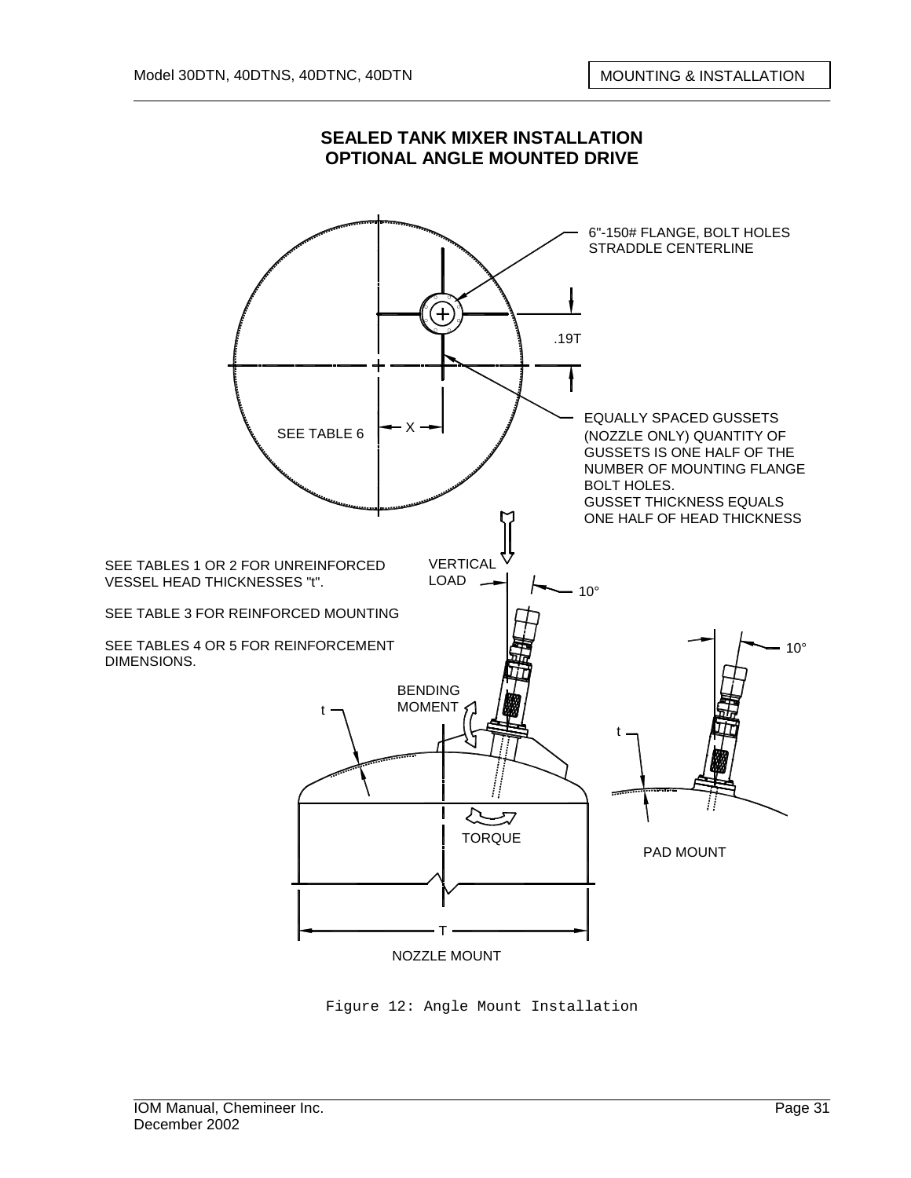# SEALED TANK MIXER INSTALLATION
# OPTIONAL ANGLE MOUNTED DRIVE

6"-150# FLANGE, BOLT HOLES STRADDLE CENTERLINE

.19T

SEE TABLE 6

X

EQUALLY SPACED GUSSETS (NOZZLE ONLY) QUANTITY OF GUSSETS IS ONE HALF OF THE NUMBER OF MOUNTING FLANGE BOLT HOLES.
GUSSET THICKNESS EQUALS ONE HALF OF HEAD THICKNESS

SEE TABLES 1 OR 2 FOR UNREINFORCED VESSEL HEAD THICKNESSES "t".

SEE TABLE 3 FOR REINFORCED MOUNTING

SEE TABLES 4 OR 5 FOR REINFORCEMENT DIMENSIONS.

VERTICAL LOAD

10°

10°

BENDING MOMENT

t

t

TORQUE

PAD MOUNT

T

NOZZLE MOUNT

Figure 12: Angle Mount Installation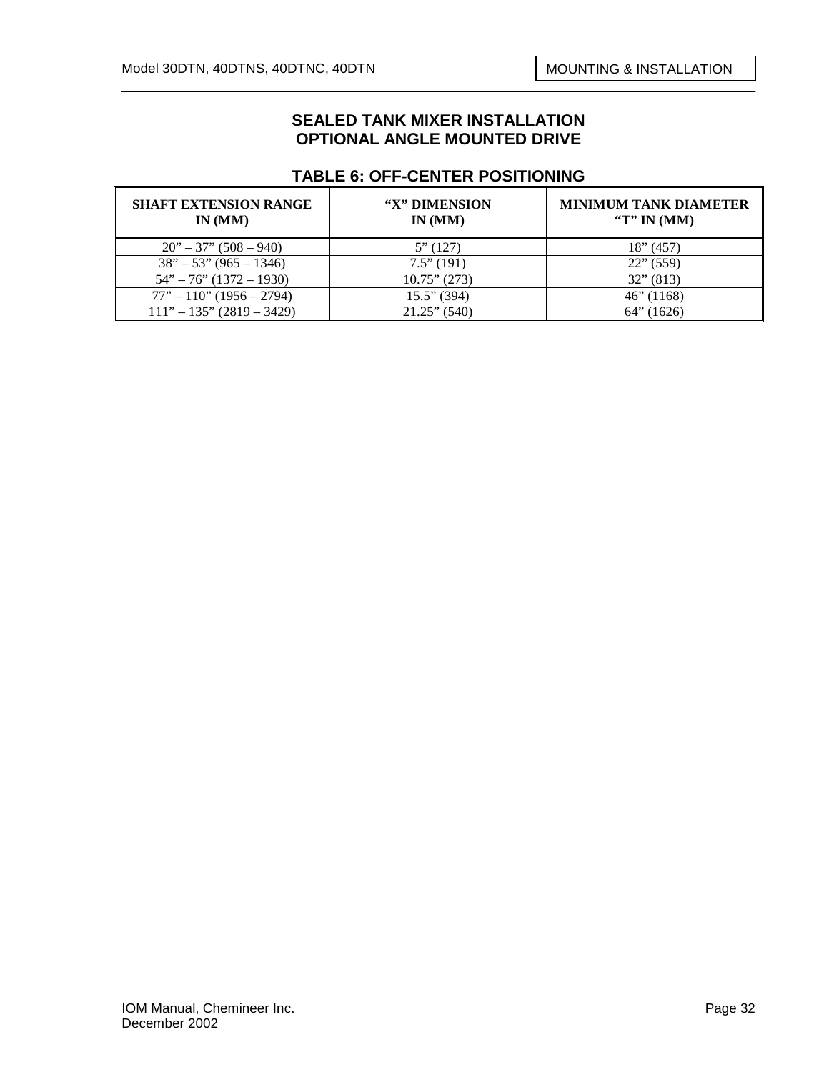## SEALED TANK MIXER INSTALLATION
## OPTIONAL ANGLE MOUNTED DRIVE

### TABLE 6: OFF-CENTER POSITIONING

| SHAFT EXTENSION RANGE IN (MM) | "X" DIMENSION IN (MM) | MINIMUM TANK DIAMETER "T" IN (MM) |
|---|---|---|
| 20" – 37" (508 – 940) | 5" (127) | 18" (457) |
| 38" – 53" (965 – 1346) | 7.5" (191) | 22" (559) |
| 54" – 76" (1372 – 1930) | 10.75" (273) | 32" (813) |
| 77" – 110" (1956 – 2794) | 15.5" (394) | 46" (1168) |
| 111" – 135" (2819 – 3429) | 21.25" (540) | 64" (1626) |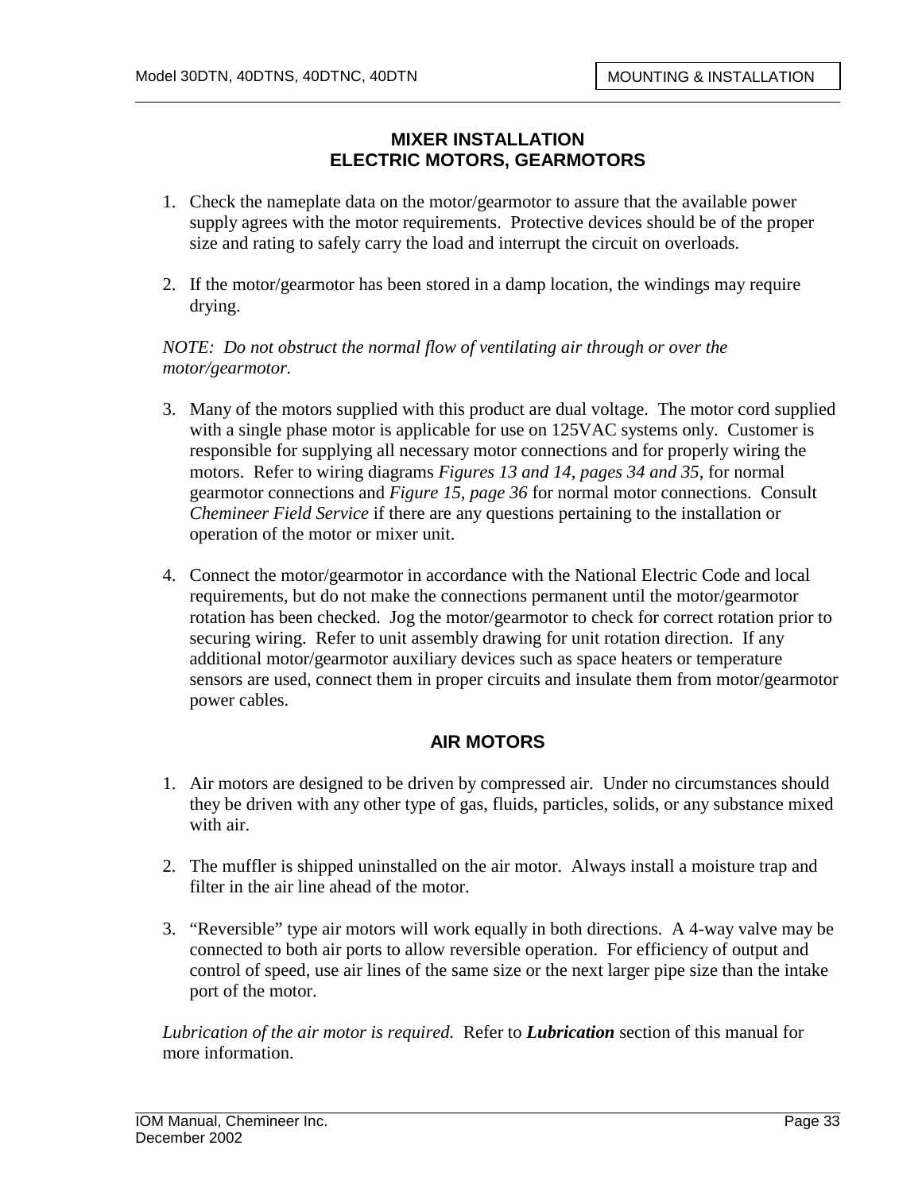# MIXER INSTALLATION
## ELECTRIC MOTORS, GEARMOTORS

1. Check the nameplate data on the motor/gearmotor to assure that the available power supply agrees with the motor requirements. Protective devices should be of the proper size and rating to safely carry the load and interrupt the circuit on overloads.

2. If the motor/gearmotor has been stored in a damp location, the windings may require drying.

*NOTE: Do not obstruct the normal flow of ventilating air through or over the motor/gearmotor.*

3. Many of the motors supplied with this product are dual voltage. The motor cord supplied with a single phase motor is applicable for use on 125VAC systems only. Customer is responsible for supplying all necessary motor connections and for properly wiring the motors. Refer to wiring diagrams *Figures 13 and 14, pages 34 and 35*, for normal gearmotor connections and *Figure 15, page 36* for normal motor connections. Consult *Chemineer Field Service* if there are any questions pertaining to the installation or operation of the motor or mixer unit.

4. Connect the motor/gearmotor in accordance with the National Electric Code and local requirements, but do not make the connections permanent until the motor/gearmotor rotation has been checked. Jog the motor/gearmotor to check for correct rotation prior to securing wiring. Refer to unit assembly drawing for unit rotation direction. If any additional motor/gearmotor auxiliary devices such as space heaters or temperature sensors are used, connect them in proper circuits and insulate them from motor/gearmotor power cables.

## AIR MOTORS

1. Air motors are designed to be driven by compressed air. Under no circumstances should they be driven with any other type of gas, fluids, particles, solids, or any substance mixed with air.

2. The muffler is shipped uninstalled on the air motor. Always install a moisture trap and filter in the air line ahead of the motor.

3. "Reversible" type air motors will work equally in both directions. A 4-way valve may be connected to both air ports to allow reversible operation. For efficiency of output and control of speed, use air lines of the same size or the next larger pipe size than the intake port of the motor.

*Lubrication of the air motor is required.* Refer to ***Lubrication*** section of this manual for more information.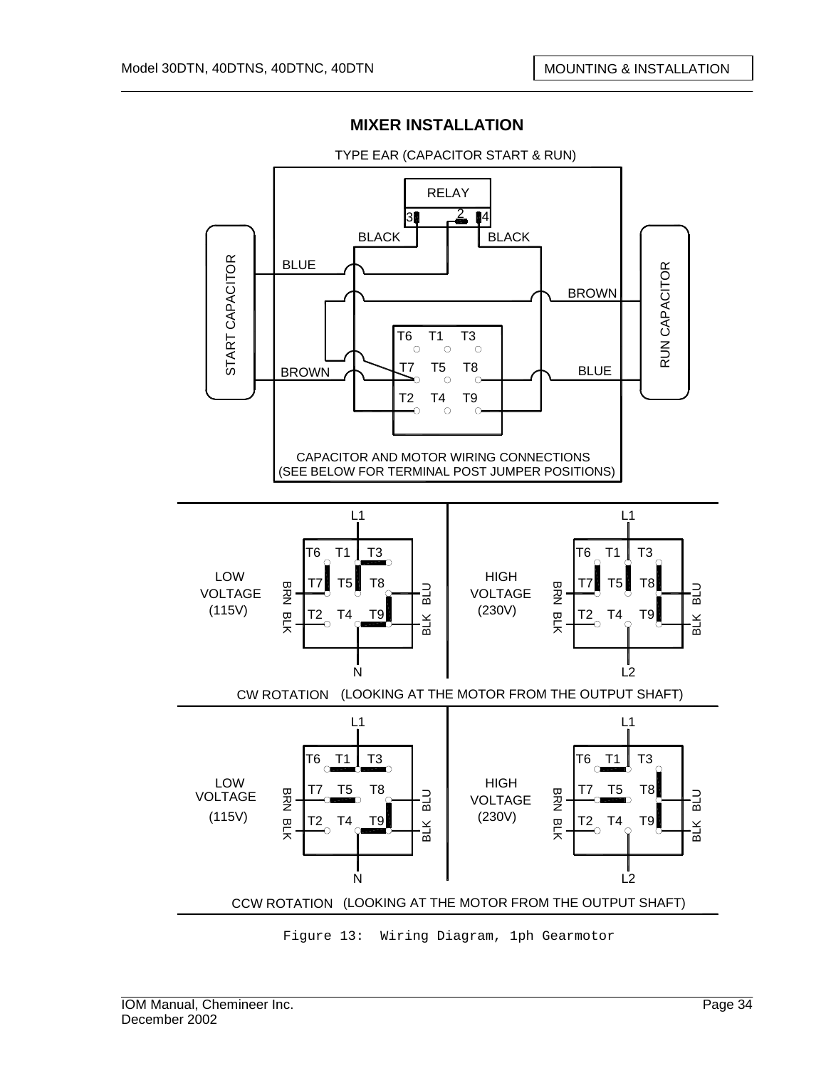## MIXER INSTALLATION

TYPE EAR (CAPACITOR START & RUN)

RELAY

3 2 4

BLACK BLACK

START CAPACITOR

BLUE

BROWN

RUN CAPACITOR

BROWN

BLUE

T6 T1 T3

T7 T5 T8

T2 T4 T9

CAPACITOR AND MOTOR WIRING CONNECTIONS
(SEE BELOW FOR TERMINAL POST JUMPER POSITIONS)

LOW VOLTAGE (115V) — L1, N — BRN BLK, BLU BLK — T6 T1 T3, T7 T5 T8, T2 T4 T9

HIGH VOLTAGE (230V) — L1, L2 — BRN BLK, BLU BLK — T6 T1 T3, T7 T5 T8, T2 T4 T9

CW ROTATION (LOOKING AT THE MOTOR FROM THE OUTPUT SHAFT)

LOW VOLTAGE (115V) — L1, N — BRN BLK, BLU BLK — T6 T1 T3, T7 T5 T8, T2 T4 T9

HIGH VOLTAGE (230V) — L1, L2 — BRN BLK, BLU BLK — T6 T1 T3, T7 T5 T8, T2 T4 T9

CCW ROTATION (LOOKING AT THE MOTOR FROM THE OUTPUT SHAFT)

Figure 13: Wiring Diagram, 1ph Gearmotor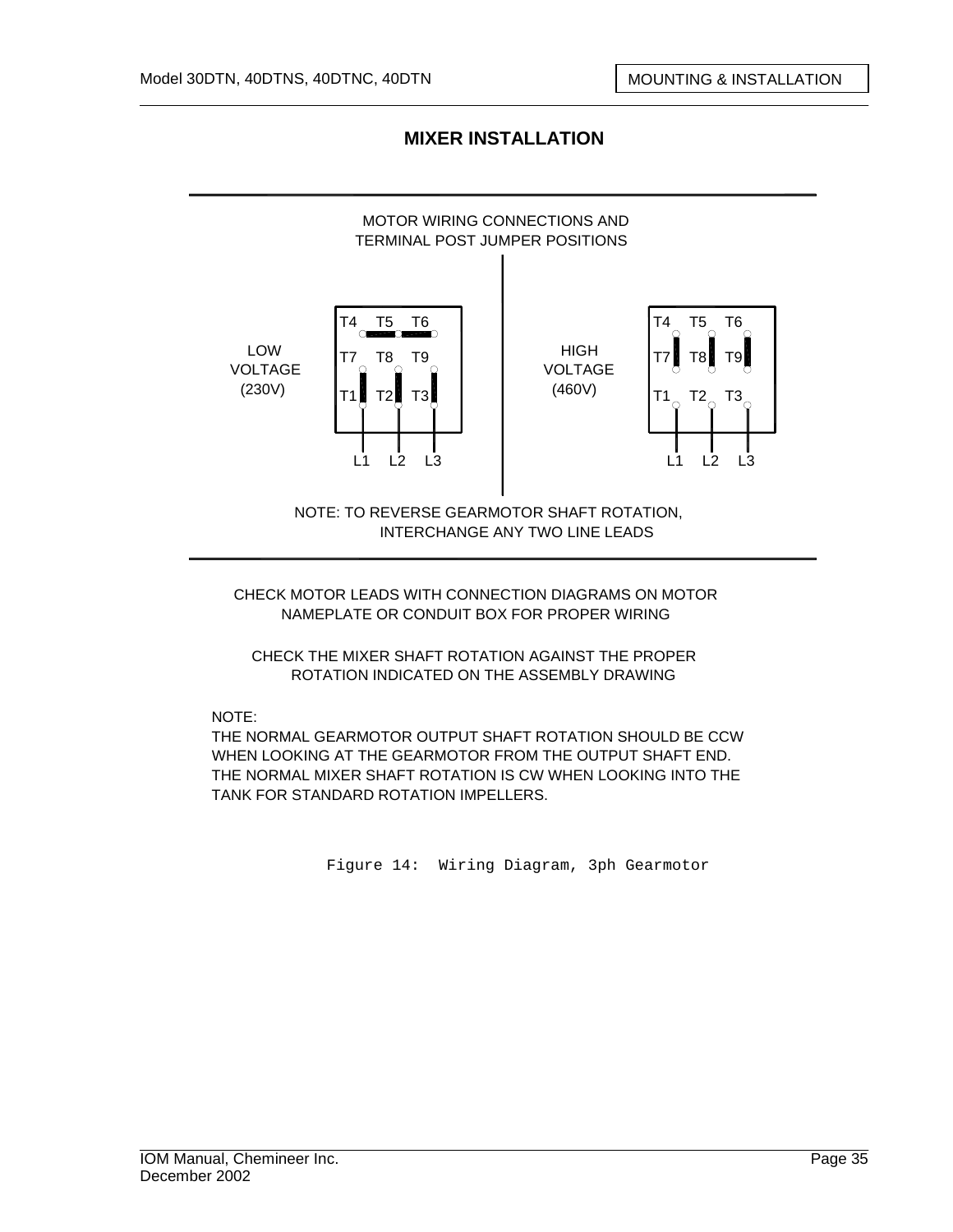## MIXER INSTALLATION

MOTOR WIRING CONNECTIONS AND TERMINAL POST JUMPER POSITIONS

LOW VOLTAGE (230V)

T4 T5 T6
T7 T8 T9
T1 T2 T3
L1 L2 L3

HIGH VOLTAGE (460V)

T4 T5 T6
T7 T8 T9
T1 T2 T3
L1 L2 L3

NOTE: TO REVERSE GEARMOTOR SHAFT ROTATION, INTERCHANGE ANY TWO LINE LEADS

CHECK MOTOR LEADS WITH CONNECTION DIAGRAMS ON MOTOR NAMEPLATE OR CONDUIT BOX FOR PROPER WIRING

CHECK THE MIXER SHAFT ROTATION AGAINST THE PROPER ROTATION INDICATED ON THE ASSEMBLY DRAWING

NOTE:
THE NORMAL GEARMOTOR OUTPUT SHAFT ROTATION SHOULD BE CCW WHEN LOOKING AT THE GEARMOTOR FROM THE OUTPUT SHAFT END. THE NORMAL MIXER SHAFT ROTATION IS CW WHEN LOOKING INTO THE TANK FOR STANDARD ROTATION IMPELLERS.

Figure 14: Wiring Diagram, 3ph Gearmotor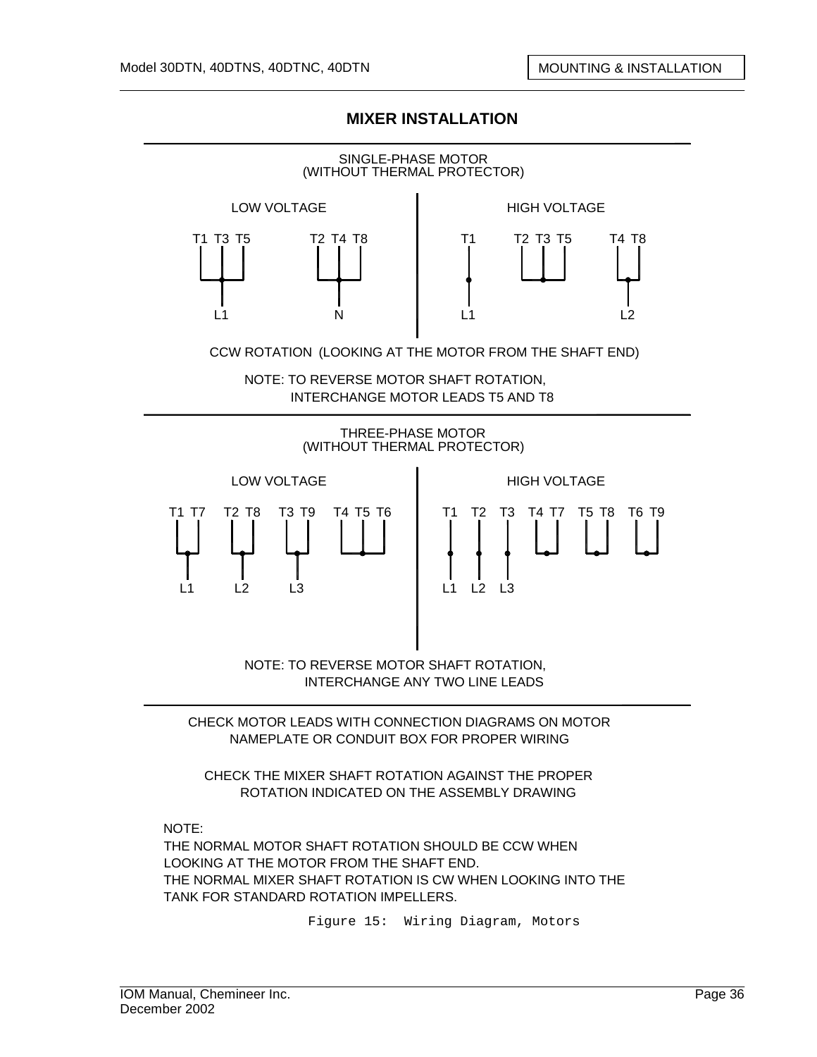## MIXER INSTALLATION

SINGLE-PHASE MOTOR
(WITHOUT THERMAL PROTECTOR)

| LOW VOLTAGE | | HIGH VOLTAGE | | |
|---|---|---|---|---|
| T1 T3 T5 | T2 T4 T8 | T1 | T2 T3 T5 | T4 T8 |
| L1 | N | L1 | | L2 |

CCW ROTATION (LOOKING AT THE MOTOR FROM THE SHAFT END)

NOTE: TO REVERSE MOTOR SHAFT ROTATION, INTERCHANGE MOTOR LEADS T5 AND T8

THREE-PHASE MOTOR
(WITHOUT THERMAL PROTECTOR)

| LOW VOLTAGE | | | | HIGH VOLTAGE | | | | | |
|---|---|---|---|---|---|---|---|---|---|
| T1 T7 | T2 T8 | T3 T9 | T4 T5 T6 | T1 | T2 | T3 | T4 T7 | T5 T8 | T6 T9 |
| L1 | L2 | L3 | | L1 | L2 | L3 | | | |

NOTE: TO REVERSE MOTOR SHAFT ROTATION, INTERCHANGE ANY TWO LINE LEADS

CHECK MOTOR LEADS WITH CONNECTION DIAGRAMS ON MOTOR NAMEPLATE OR CONDUIT BOX FOR PROPER WIRING

CHECK THE MIXER SHAFT ROTATION AGAINST THE PROPER ROTATION INDICATED ON THE ASSEMBLY DRAWING

NOTE:
THE NORMAL MOTOR SHAFT ROTATION SHOULD BE CCW WHEN LOOKING AT THE MOTOR FROM THE SHAFT END.
THE NORMAL MIXER SHAFT ROTATION IS CW WHEN LOOKING INTO THE TANK FOR STANDARD ROTATION IMPELLERS.

Figure 15: Wiring Diagram, Motors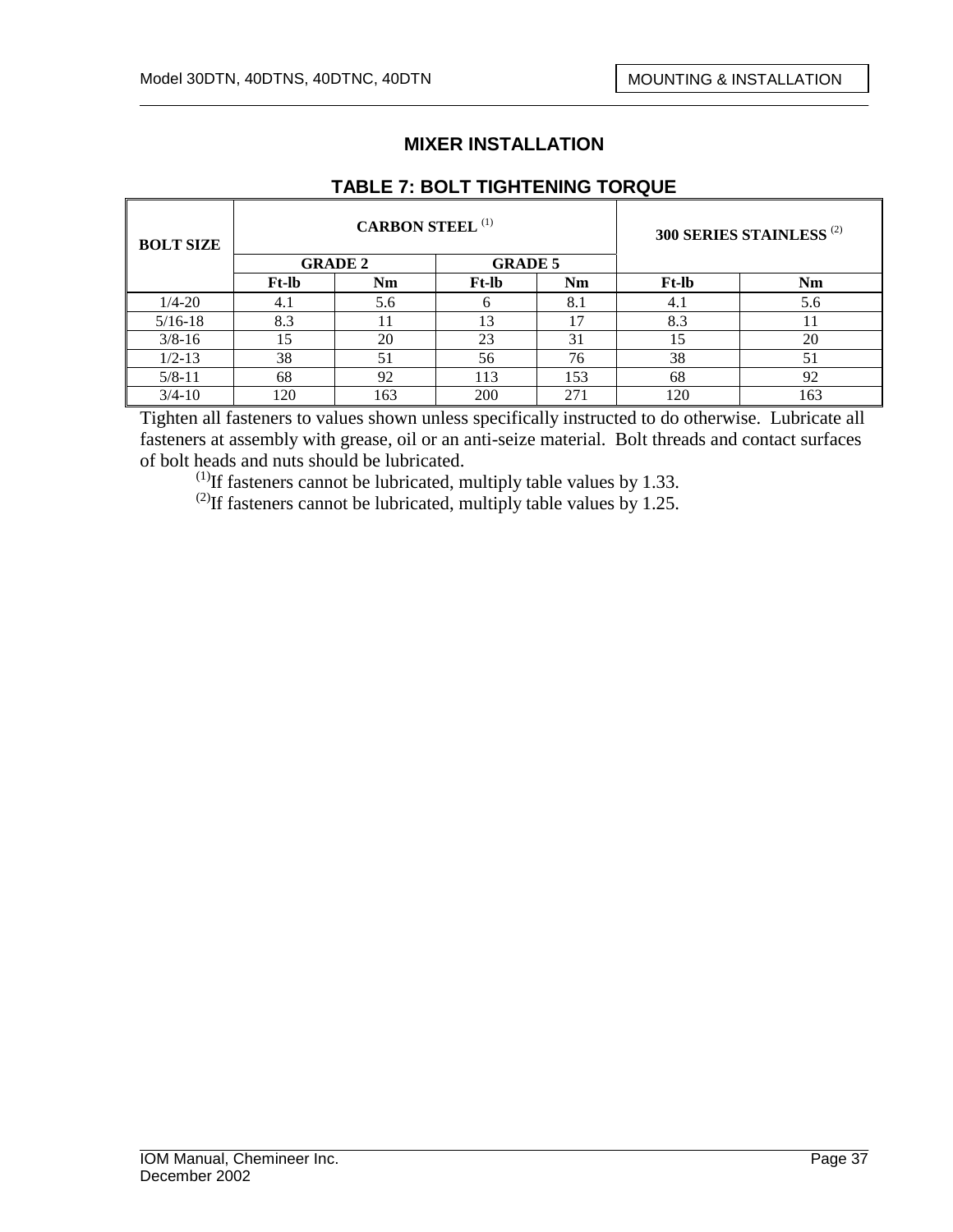# MIXER INSTALLATION

## TABLE 7: BOLT TIGHTENING TORQUE

| BOLT SIZE | CARBON STEEL (1) | | | | 300 SERIES STAINLESS (2) | |
|---|---|---|---|---|---|---|
| | GRADE 2 | | GRADE 5 | | | |
| | Ft-lb | Nm | Ft-lb | Nm | Ft-lb | Nm |
| 1/4-20 | 4.1 | 5.6 | 6 | 8.1 | 4.1 | 5.6 |
| 5/16-18 | 8.3 | 11 | 13 | 17 | 8.3 | 11 |
| 3/8-16 | 15 | 20 | 23 | 31 | 15 | 20 |
| 1/2-13 | 38 | 51 | 56 | 76 | 38 | 51 |
| 5/8-11 | 68 | 92 | 113 | 153 | 68 | 92 |
| 3/4-10 | 120 | 163 | 200 | 271 | 120 | 163 |

Tighten all fasteners to values shown unless specifically instructed to do otherwise. Lubricate all fasteners at assembly with grease, oil or an anti-seize material. Bolt threads and contact surfaces of bolt heads and nuts should be lubricated.

(1) If fasteners cannot be lubricated, multiply table values by 1.33.

(2) If fasteners cannot be lubricated, multiply table values by 1.25.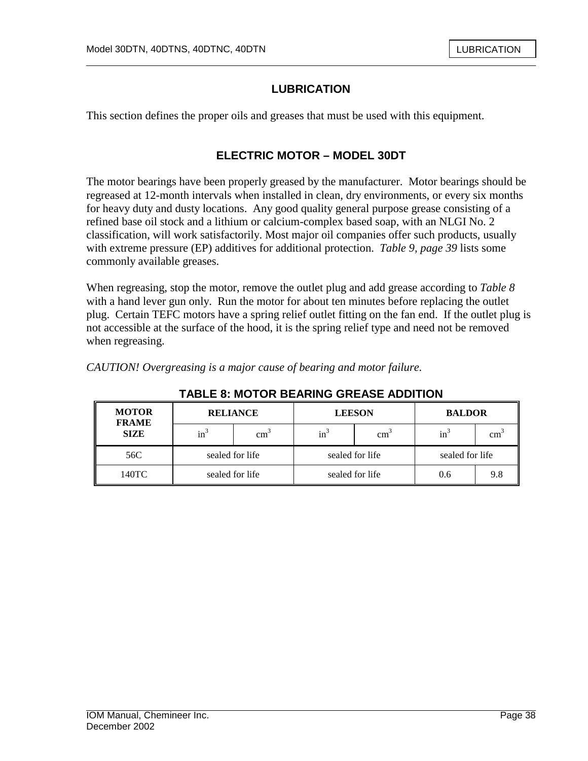# LUBRICATION

This section defines the proper oils and greases that must be used with this equipment.

## ELECTRIC MOTOR – MODEL 30DT

The motor bearings have been properly greased by the manufacturer. Motor bearings should be regreased at 12-month intervals when installed in clean, dry environments, or every six months for heavy duty and dusty locations. Any good quality general purpose grease consisting of a refined base oil stock and a lithium or calcium-complex based soap, with an NLGI No. 2 classification, will work satisfactorily. Most major oil companies offer such products, usually with extreme pressure (EP) additives for additional protection. *Table 9, page 39* lists some commonly available greases.

When regreasing, stop the motor, remove the outlet plug and add grease according to *Table 8* with a hand lever gun only. Run the motor for about ten minutes before replacing the outlet plug. Certain TEFC motors have a spring relief outlet fitting on the fan end. If the outlet plug is not accessible at the surface of the hood, it is the spring relief type and need not be removed when regreasing.

*CAUTION! Overgreasing is a major cause of bearing and motor failure.*

**TABLE 8: MOTOR BEARING GREASE ADDITION**

| MOTOR FRAME SIZE | RELIANCE | | LEESON | | BALDOR | |
|---|---|---|---|---|---|---|
| | $in^3$ | $cm^3$ | $in^3$ | $cm^3$ | $in^3$ | $cm^3$ |
| 56C | sealed for life | | sealed for life | | sealed for life | |
| 140TC | sealed for life | | sealed for life | | 0.6 | 9.8 |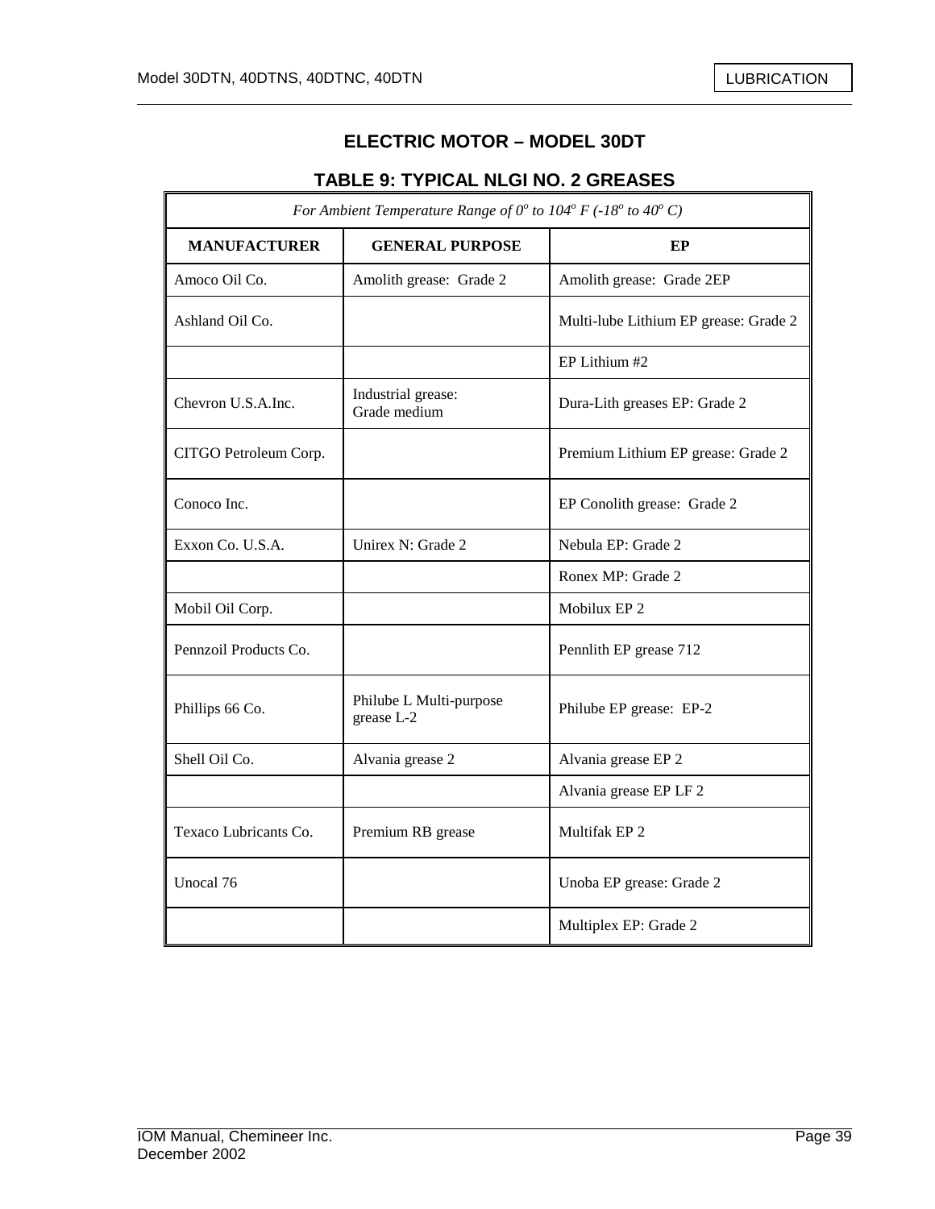## ELECTRIC MOTOR – MODEL 30DT

### TABLE 9: TYPICAL NLGI NO. 2 GREASES

| *For Ambient Temperature Range of 0° to 104° F (-18° to 40° C)* | | |
|---|---|---|
| **MANUFACTURER** | **GENERAL PURPOSE** | **EP** |
| Amoco Oil Co. | Amolith grease: Grade 2 | Amolith grease: Grade 2EP |
| Ashland Oil Co. | | Multi-lube Lithium EP grease: Grade 2 |
| | | EP Lithium #2 |
| Chevron U.S.A.Inc. | Industrial grease: Grade medium | Dura-Lith greases EP: Grade 2 |
| CITGO Petroleum Corp. | | Premium Lithium EP grease: Grade 2 |
| Conoco Inc. | | EP Conolith grease: Grade 2 |
| Exxon Co. U.S.A. | Unirex N: Grade 2 | Nebula EP: Grade 2 |
| | | Ronex MP: Grade 2 |
| Mobil Oil Corp. | | Mobilux EP 2 |
| Pennzoil Products Co. | | Pennlith EP grease 712 |
| Phillips 66 Co. | Philube L Multi-purpose grease L-2 | Philube EP grease: EP-2 |
| Shell Oil Co. | Alvania grease 2 | Alvania grease EP 2 |
| | | Alvania grease EP LF 2 |
| Texaco Lubricants Co. | Premium RB grease | Multifak EP 2 |
| Unocal 76 | | Unoba EP grease: Grade 2 |
| | | Multiplex EP: Grade 2 |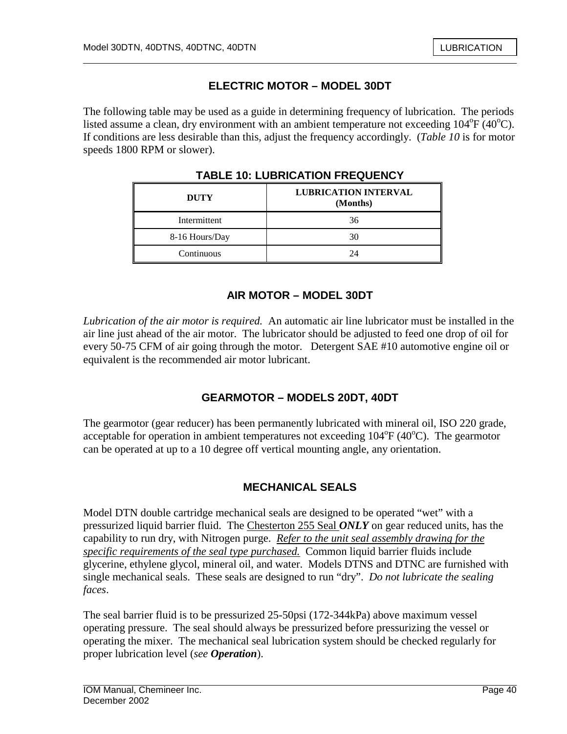## ELECTRIC MOTOR – MODEL 30DT

The following table may be used as a guide in determining frequency of lubrication. The periods listed assume a clean, dry environment with an ambient temperature not exceeding 104°F (40°C). If conditions are less desirable than this, adjust the frequency accordingly. (*Table 10* is for motor speeds 1800 RPM or slower).

**TABLE 10: LUBRICATION FREQUENCY**

| DUTY | LUBRICATION INTERVAL (Months) |
|---|---|
| Intermittent | 36 |
| 8-16 Hours/Day | 30 |
| Continuous | 24 |

## AIR MOTOR – MODEL 30DT

*Lubrication of the air motor is required.* An automatic air line lubricator must be installed in the air line just ahead of the air motor. The lubricator should be adjusted to feed one drop of oil for every 50-75 CFM of air going through the motor. Detergent SAE #10 automotive engine oil or equivalent is the recommended air motor lubricant.

## GEARMOTOR – MODELS 20DT, 40DT

The gearmotor (gear reducer) has been permanently lubricated with mineral oil, ISO 220 grade, acceptable for operation in ambient temperatures not exceeding 104°F (40°C). The gearmotor can be operated at up to a 10 degree off vertical mounting angle, any orientation.

## MECHANICAL SEALS

Model DTN double cartridge mechanical seals are designed to be operated "wet" with a pressurized liquid barrier fluid. The Chesterton 255 Seal ***ONLY*** on gear reduced units, has the capability to run dry, with Nitrogen purge. *Refer to the unit seal assembly drawing for the specific requirements of the seal type purchased.* Common liquid barrier fluids include glycerine, ethylene glycol, mineral oil, and water. Models DTNS and DTNC are furnished with single mechanical seals. These seals are designed to run "dry". *Do not lubricate the sealing faces*.

The seal barrier fluid is to be pressurized 25-50psi (172-344kPa) above maximum vessel operating pressure. The seal should always be pressurized before pressurizing the vessel or operating the mixer. The mechanical seal lubrication system should be checked regularly for proper lubrication level (*see* ***Operation***).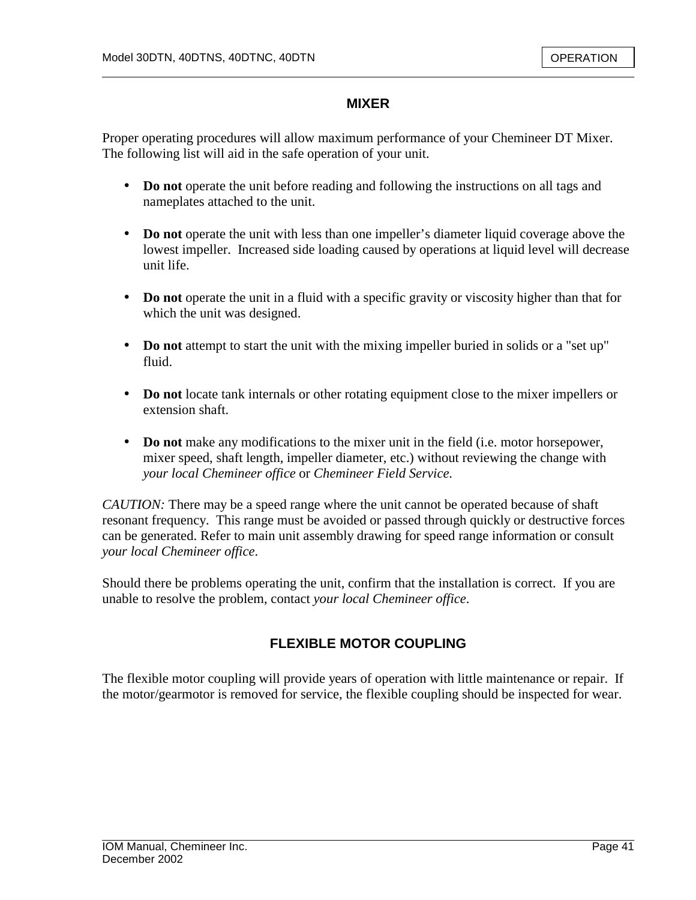## MIXER

Proper operating procedures will allow maximum performance of your Chemineer DT Mixer. The following list will aid in the safe operation of your unit.

- **Do not** operate the unit before reading and following the instructions on all tags and nameplates attached to the unit.
- **Do not** operate the unit with less than one impeller's diameter liquid coverage above the lowest impeller. Increased side loading caused by operations at liquid level will decrease unit life.
- **Do not** operate the unit in a fluid with a specific gravity or viscosity higher than that for which the unit was designed.
- **Do not** attempt to start the unit with the mixing impeller buried in solids or a "set up" fluid.
- **Do not** locate tank internals or other rotating equipment close to the mixer impellers or extension shaft.
- **Do not** make any modifications to the mixer unit in the field (i.e. motor horsepower, mixer speed, shaft length, impeller diameter, etc.) without reviewing the change with *your local Chemineer office* or *Chemineer Field Service.*

*CAUTION:* There may be a speed range where the unit cannot be operated because of shaft resonant frequency. This range must be avoided or passed through quickly or destructive forces can be generated. Refer to main unit assembly drawing for speed range information or consult *your local Chemineer office*.

Should there be problems operating the unit, confirm that the installation is correct. If you are unable to resolve the problem, contact *your local Chemineer office*.

## FLEXIBLE MOTOR COUPLING

The flexible motor coupling will provide years of operation with little maintenance or repair. If the motor/gearmotor is removed for service, the flexible coupling should be inspected for wear.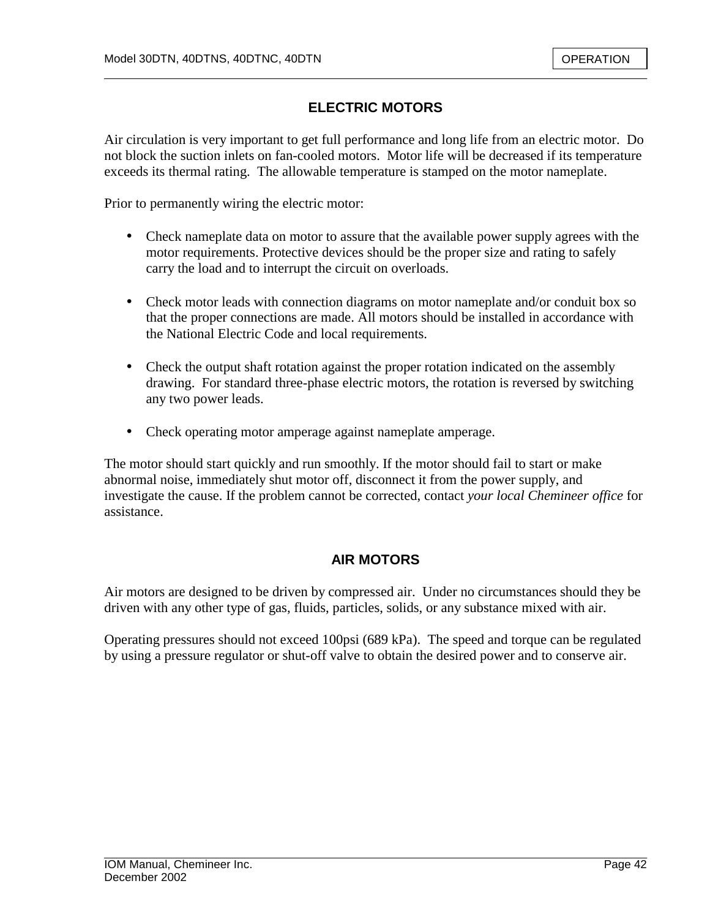## ELECTRIC MOTORS

Air circulation is very important to get full performance and long life from an electric motor. Do not block the suction inlets on fan-cooled motors. Motor life will be decreased if its temperature exceeds its thermal rating. The allowable temperature is stamped on the motor nameplate.

Prior to permanently wiring the electric motor:

- Check nameplate data on motor to assure that the available power supply agrees with the motor requirements. Protective devices should be the proper size and rating to safely carry the load and to interrupt the circuit on overloads.

- Check motor leads with connection diagrams on motor nameplate and/or conduit box so that the proper connections are made. All motors should be installed in accordance with the National Electric Code and local requirements.

- Check the output shaft rotation against the proper rotation indicated on the assembly drawing. For standard three-phase electric motors, the rotation is reversed by switching any two power leads.

- Check operating motor amperage against nameplate amperage.

The motor should start quickly and run smoothly. If the motor should fail to start or make abnormal noise, immediately shut motor off, disconnect it from the power supply, and investigate the cause. If the problem cannot be corrected, contact *your local Chemineer office* for assistance.

## AIR MOTORS

Air motors are designed to be driven by compressed air. Under no circumstances should they be driven with any other type of gas, fluids, particles, solids, or any substance mixed with air.

Operating pressures should not exceed 100psi (689 kPa). The speed and torque can be regulated by using a pressure regulator or shut-off valve to obtain the desired power and to conserve air.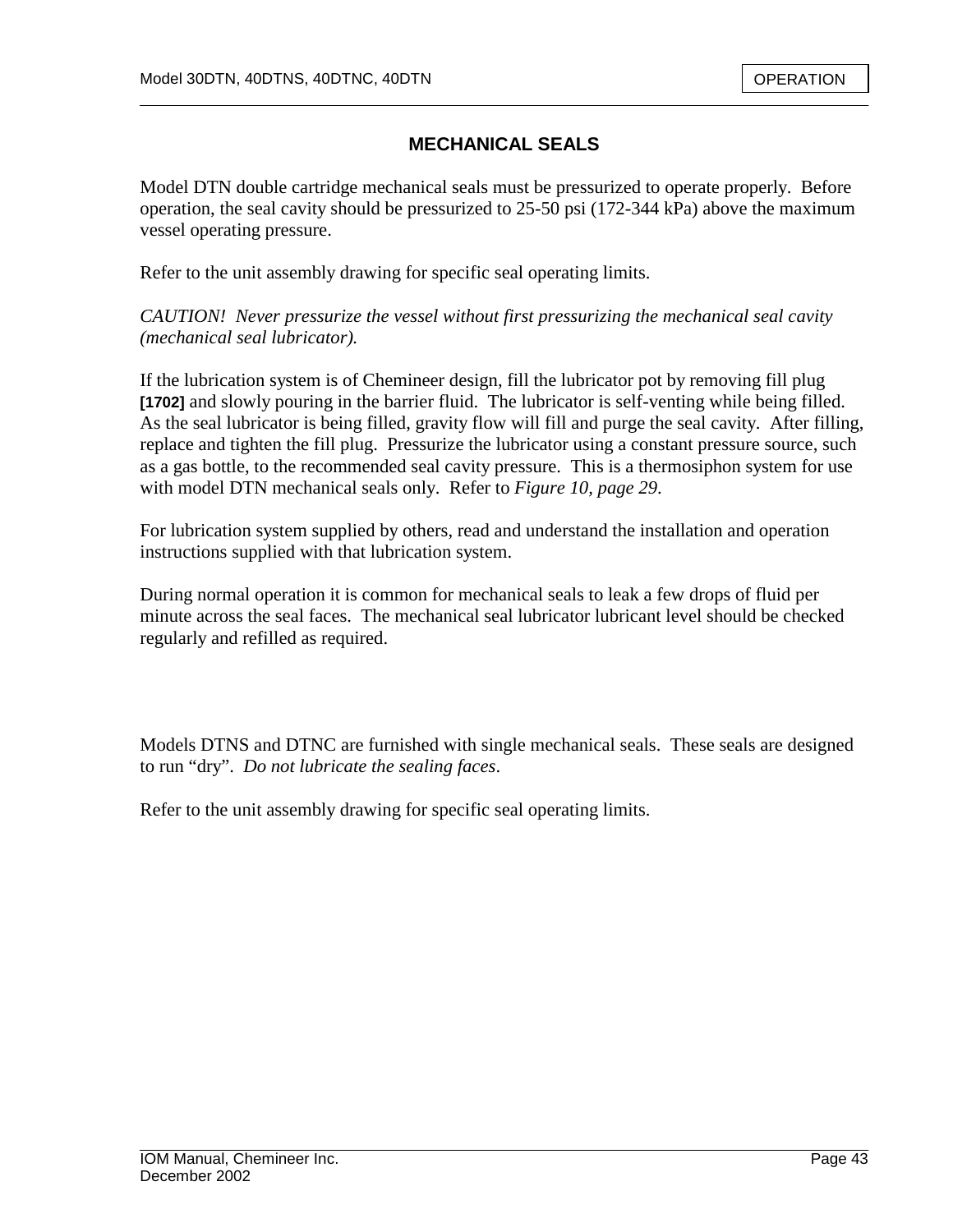## MECHANICAL SEALS

Model DTN double cartridge mechanical seals must be pressurized to operate properly. Before operation, the seal cavity should be pressurized to 25-50 psi (172-344 kPa) above the maximum vessel operating pressure.

Refer to the unit assembly drawing for specific seal operating limits.

*CAUTION! Never pressurize the vessel without first pressurizing the mechanical seal cavity (mechanical seal lubricator).*

If the lubrication system is of Chemineer design, fill the lubricator pot by removing fill plug **[1702]** and slowly pouring in the barrier fluid. The lubricator is self-venting while being filled. As the seal lubricator is being filled, gravity flow will fill and purge the seal cavity. After filling, replace and tighten the fill plug. Pressurize the lubricator using a constant pressure source, such as a gas bottle, to the recommended seal cavity pressure. This is a thermosiphon system for use with model DTN mechanical seals only. Refer to *Figure 10, page 29*.

For lubrication system supplied by others, read and understand the installation and operation instructions supplied with that lubrication system.

During normal operation it is common for mechanical seals to leak a few drops of fluid per minute across the seal faces. The mechanical seal lubricator lubricant level should be checked regularly and refilled as required.

Models DTNS and DTNC are furnished with single mechanical seals. These seals are designed to run "dry". *Do not lubricate the sealing faces*.

Refer to the unit assembly drawing for specific seal operating limits.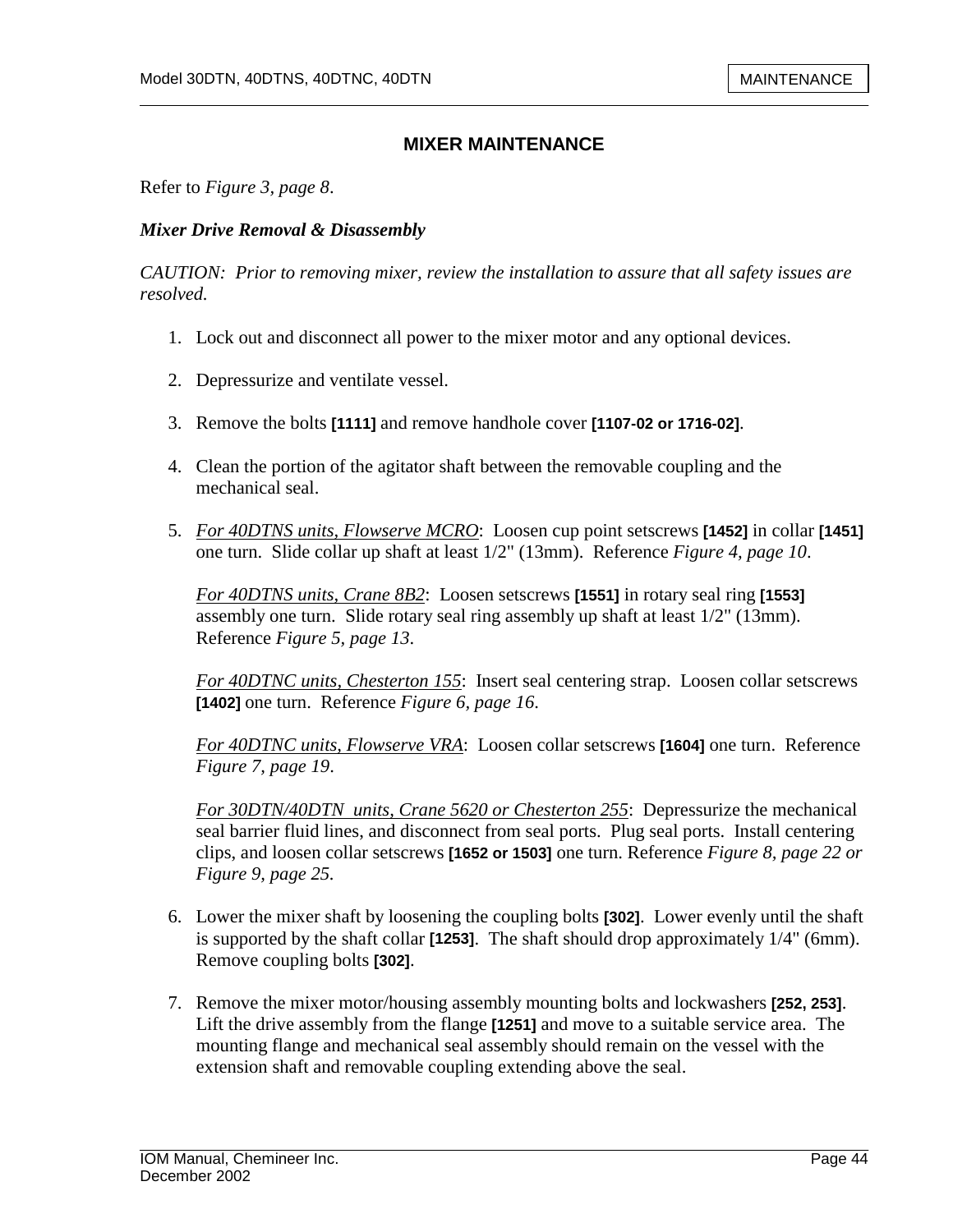## MIXER MAINTENANCE

Refer to *Figure 3, page 8*.

### *Mixer Drive Removal & Disassembly*

*CAUTION: Prior to removing mixer, review the installation to assure that all safety issues are resolved.*

1. Lock out and disconnect all power to the mixer motor and any optional devices.

2. Depressurize and ventilate vessel.

3. Remove the bolts **[1111]** and remove handhole cover **[1107-02 or 1716-02]**.

4. Clean the portion of the agitator shaft between the removable coupling and the mechanical seal.

5. <u>*For 40DTNS units, Flowserve MCRO*</u>: Loosen cup point setscrews **[1452]** in collar **[1451]** one turn. Slide collar up shaft at least 1/2" (13mm). Reference *Figure 4, page 10*.

   <u>*For 40DTNS units, Crane 8B2*</u>: Loosen setscrews **[1551]** in rotary seal ring **[1553]** assembly one turn. Slide rotary seal ring assembly up shaft at least 1/2" (13mm). Reference *Figure 5, page 13*.

   <u>*For 40DTNC units, Chesterton 155*</u>: Insert seal centering strap. Loosen collar setscrews **[1402]** one turn. Reference *Figure 6, page 16*.

   <u>*For 40DTNC units, Flowserve VRA*</u>: Loosen collar setscrews **[1604]** one turn. Reference *Figure 7, page 19*.

   <u>*For 30DTN/40DTN units, Crane 5620 or Chesterton 255*</u>: Depressurize the mechanical seal barrier fluid lines, and disconnect from seal ports. Plug seal ports. Install centering clips, and loosen collar setscrews **[1652 or 1503]** one turn. Reference *Figure 8, page 22 or Figure 9, page 25*.

6. Lower the mixer shaft by loosening the coupling bolts **[302]**. Lower evenly until the shaft is supported by the shaft collar **[1253]**. The shaft should drop approximately 1/4" (6mm). Remove coupling bolts **[302]**.

7. Remove the mixer motor/housing assembly mounting bolts and lockwashers **[252, 253]**. Lift the drive assembly from the flange **[1251]** and move to a suitable service area. The mounting flange and mechanical seal assembly should remain on the vessel with the extension shaft and removable coupling extending above the seal.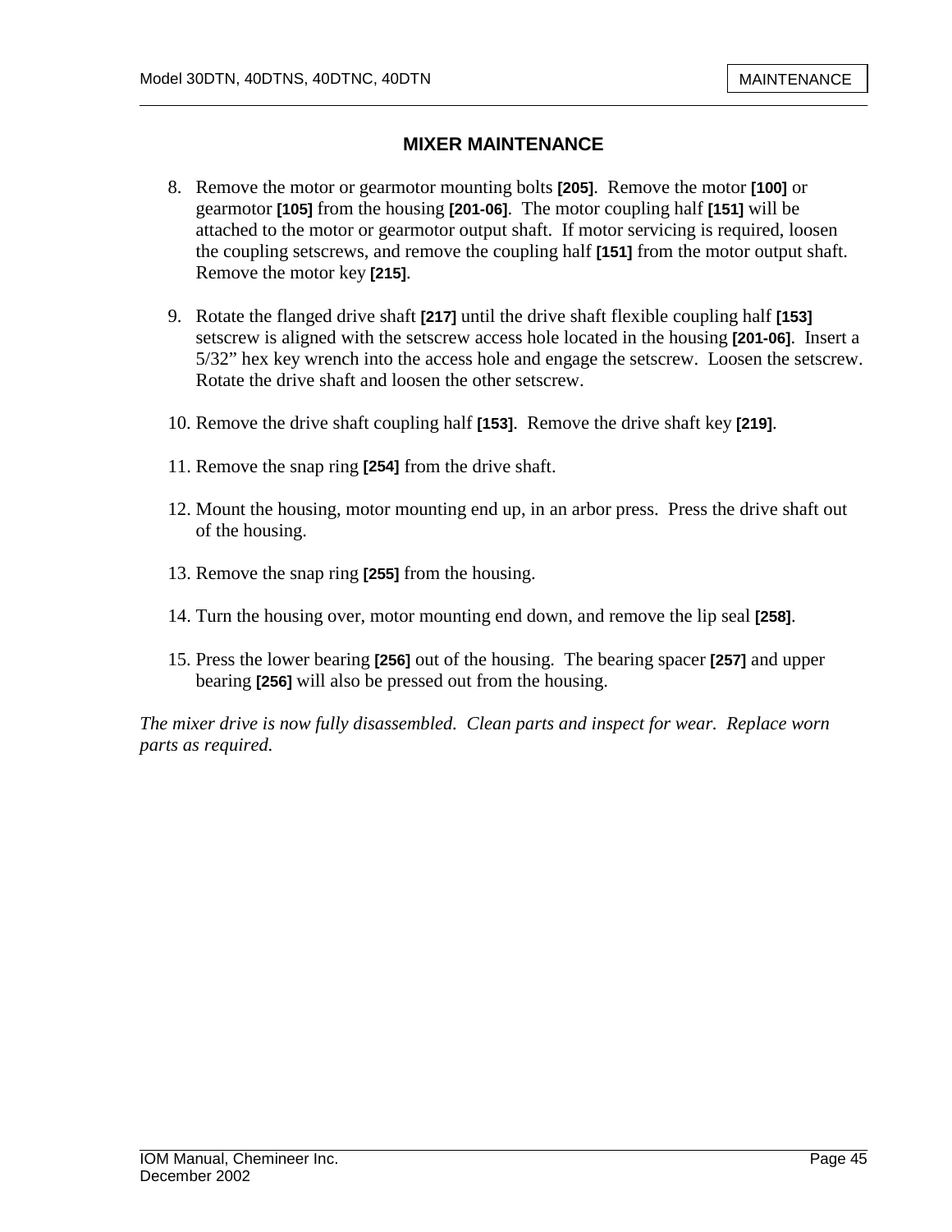## MIXER MAINTENANCE

8. Remove the motor or gearmotor mounting bolts **[205]**. Remove the motor **[100]** or gearmotor **[105]** from the housing **[201-06]**. The motor coupling half **[151]** will be attached to the motor or gearmotor output shaft. If motor servicing is required, loosen the coupling setscrews, and remove the coupling half **[151]** from the motor output shaft. Remove the motor key **[215]**.

9. Rotate the flanged drive shaft **[217]** until the drive shaft flexible coupling half **[153]** setscrew is aligned with the setscrew access hole located in the housing **[201-06]**. Insert a 5/32" hex key wrench into the access hole and engage the setscrew. Loosen the setscrew. Rotate the drive shaft and loosen the other setscrew.

10. Remove the drive shaft coupling half **[153]**. Remove the drive shaft key **[219]**.

11. Remove the snap ring **[254]** from the drive shaft.

12. Mount the housing, motor mounting end up, in an arbor press. Press the drive shaft out of the housing.

13. Remove the snap ring **[255]** from the housing.

14. Turn the housing over, motor mounting end down, and remove the lip seal **[258]**.

15. Press the lower bearing **[256]** out of the housing. The bearing spacer **[257]** and upper bearing **[256]** will also be pressed out from the housing.

*The mixer drive is now fully disassembled. Clean parts and inspect for wear. Replace worn parts as required.*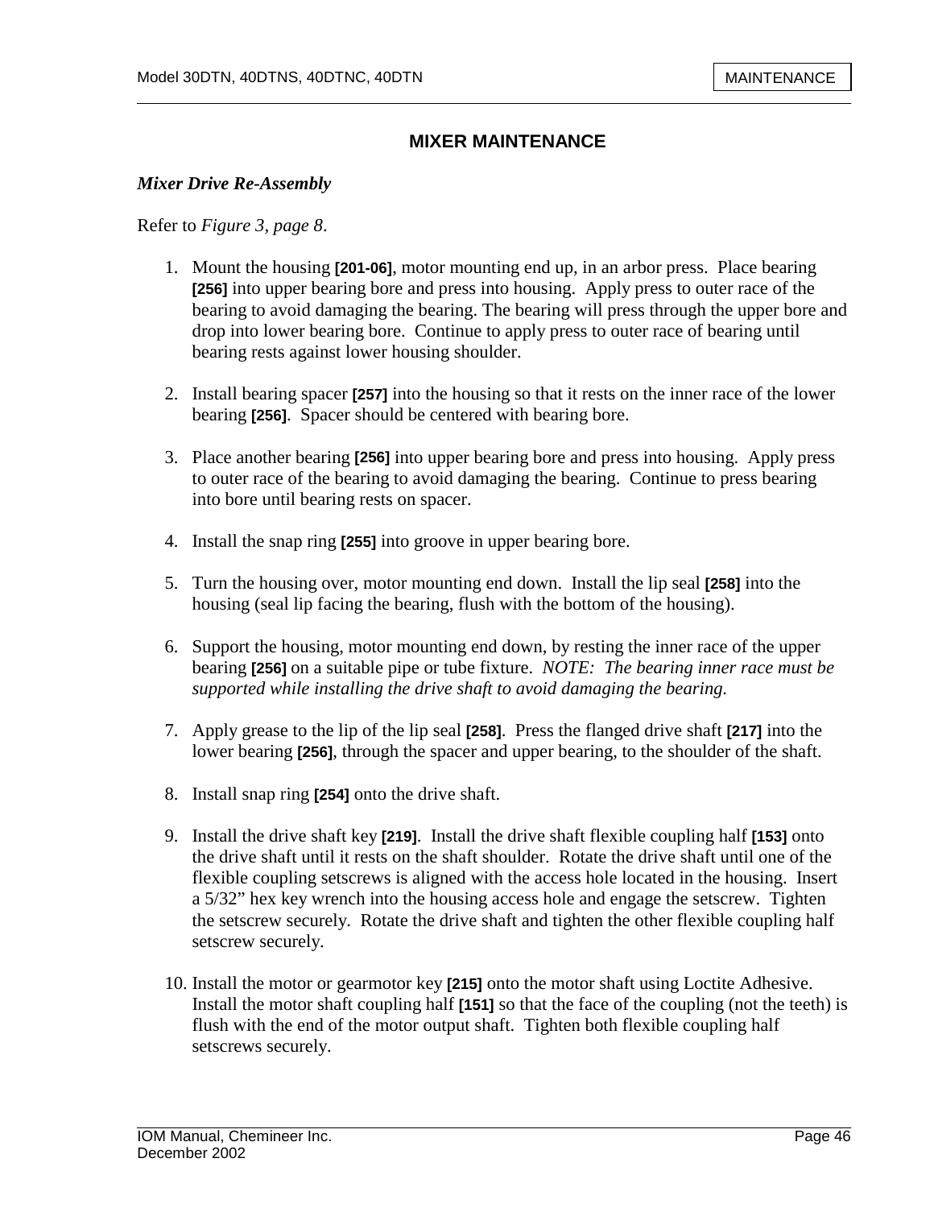## MIXER MAINTENANCE

### *Mixer Drive Re-Assembly*

Refer to *Figure 3, page 8*.

1. Mount the housing **[201-06]**, motor mounting end up, in an arbor press. Place bearing **[256]** into upper bearing bore and press into housing. Apply press to outer race of the bearing to avoid damaging the bearing. The bearing will press through the upper bore and drop into lower bearing bore. Continue to apply press to outer race of bearing until bearing rests against lower housing shoulder.

2. Install bearing spacer **[257]** into the housing so that it rests on the inner race of the lower bearing **[256]**. Spacer should be centered with bearing bore.

3. Place another bearing **[256]** into upper bearing bore and press into housing. Apply press to outer race of the bearing to avoid damaging the bearing. Continue to press bearing into bore until bearing rests on spacer.

4. Install the snap ring **[255]** into groove in upper bearing bore.

5. Turn the housing over, motor mounting end down. Install the lip seal **[258]** into the housing (seal lip facing the bearing, flush with the bottom of the housing).

6. Support the housing, motor mounting end down, by resting the inner race of the upper bearing **[256]** on a suitable pipe or tube fixture. *NOTE: The bearing inner race must be supported while installing the drive shaft to avoid damaging the bearing.*

7. Apply grease to the lip of the lip seal **[258]**. Press the flanged drive shaft **[217]** into the lower bearing **[256]**, through the spacer and upper bearing, to the shoulder of the shaft.

8. Install snap ring **[254]** onto the drive shaft.

9. Install the drive shaft key **[219]**. Install the drive shaft flexible coupling half **[153]** onto the drive shaft until it rests on the shaft shoulder. Rotate the drive shaft until one of the flexible coupling setscrews is aligned with the access hole located in the housing. Insert a 5/32" hex key wrench into the housing access hole and engage the setscrew. Tighten the setscrew securely. Rotate the drive shaft and tighten the other flexible coupling half setscrew securely.

10. Install the motor or gearmotor key **[215]** onto the motor shaft using Loctite Adhesive. Install the motor shaft coupling half **[151]** so that the face of the coupling (not the teeth) is flush with the end of the motor output shaft. Tighten both flexible coupling half setscrews securely.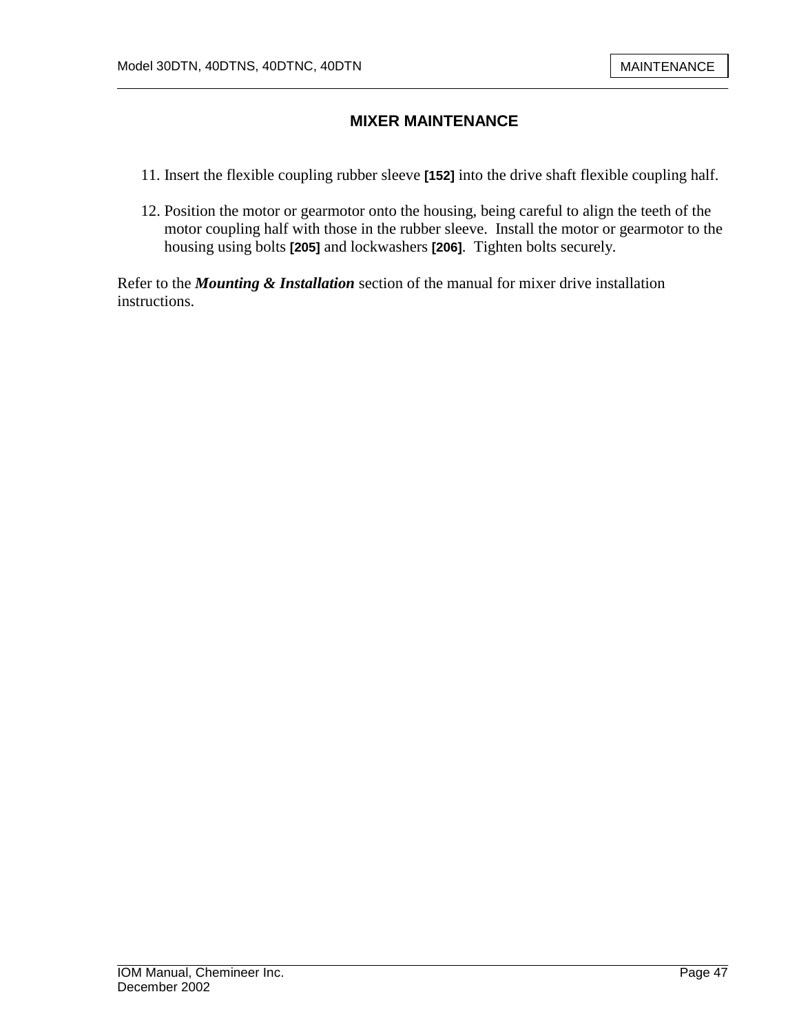## MIXER MAINTENANCE

11. Insert the flexible coupling rubber sleeve **[152]** into the drive shaft flexible coupling half.

12. Position the motor or gearmotor onto the housing, being careful to align the teeth of the motor coupling half with those in the rubber sleeve. Install the motor or gearmotor to the housing using bolts **[205]** and lockwashers **[206]**. Tighten bolts securely.

Refer to the ***Mounting & Installation*** section of the manual for mixer drive installation instructions.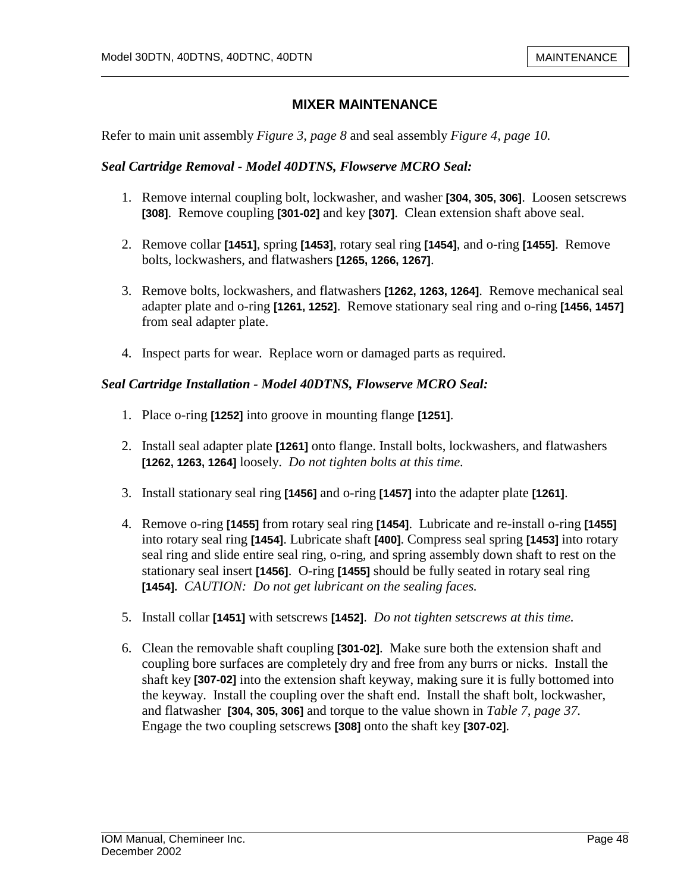# MIXER MAINTENANCE

Refer to main unit assembly *Figure 3, page 8* and seal assembly *Figure 4, page 10.*

### *Seal Cartridge Removal - Model 40DTNS, Flowserve MCRO Seal:*

1. Remove internal coupling bolt, lockwasher, and washer **[304, 305, 306]**. Loosen setscrews **[308]**. Remove coupling **[301-02]** and key **[307]**. Clean extension shaft above seal.

2. Remove collar **[1451]**, spring **[1453]**, rotary seal ring **[1454]**, and o-ring **[1455]**. Remove bolts, lockwashers, and flatwashers **[1265, 1266, 1267]**.

3. Remove bolts, lockwashers, and flatwashers **[1262, 1263, 1264]**. Remove mechanical seal adapter plate and o-ring **[1261, 1252]**. Remove stationary seal ring and o-ring **[1456, 1457]** from seal adapter plate.

4. Inspect parts for wear. Replace worn or damaged parts as required.

### *Seal Cartridge Installation - Model 40DTNS, Flowserve MCRO Seal:*

1. Place o-ring **[1252]** into groove in mounting flange **[1251]**.

2. Install seal adapter plate **[1261]** onto flange. Install bolts, lockwashers, and flatwashers **[1262, 1263, 1264]** loosely. *Do not tighten bolts at this time.*

3. Install stationary seal ring **[1456]** and o-ring **[1457]** into the adapter plate **[1261]**.

4. Remove o-ring **[1455]** from rotary seal ring **[1454]**. Lubricate and re-install o-ring **[1455]** into rotary seal ring **[1454]**. Lubricate shaft **[400]**. Compress seal spring **[1453]** into rotary seal ring and slide entire seal ring, o-ring, and spring assembly down shaft to rest on the stationary seal insert **[1456]**. O-ring **[1455]** should be fully seated in rotary seal ring **[1454].** *CAUTION: Do not get lubricant on the sealing faces.*

5. Install collar **[1451]** with setscrews **[1452]**. *Do not tighten setscrews at this time.*

6. Clean the removable shaft coupling **[301-02]**. Make sure both the extension shaft and coupling bore surfaces are completely dry and free from any burrs or nicks. Install the shaft key **[307-02]** into the extension shaft keyway, making sure it is fully bottomed into the keyway. Install the coupling over the shaft end. Install the shaft bolt, lockwasher, and flatwasher **[304, 305, 306]** and torque to the value shown in *Table 7, page 37.* Engage the two coupling setscrews **[308]** onto the shaft key **[307-02]**.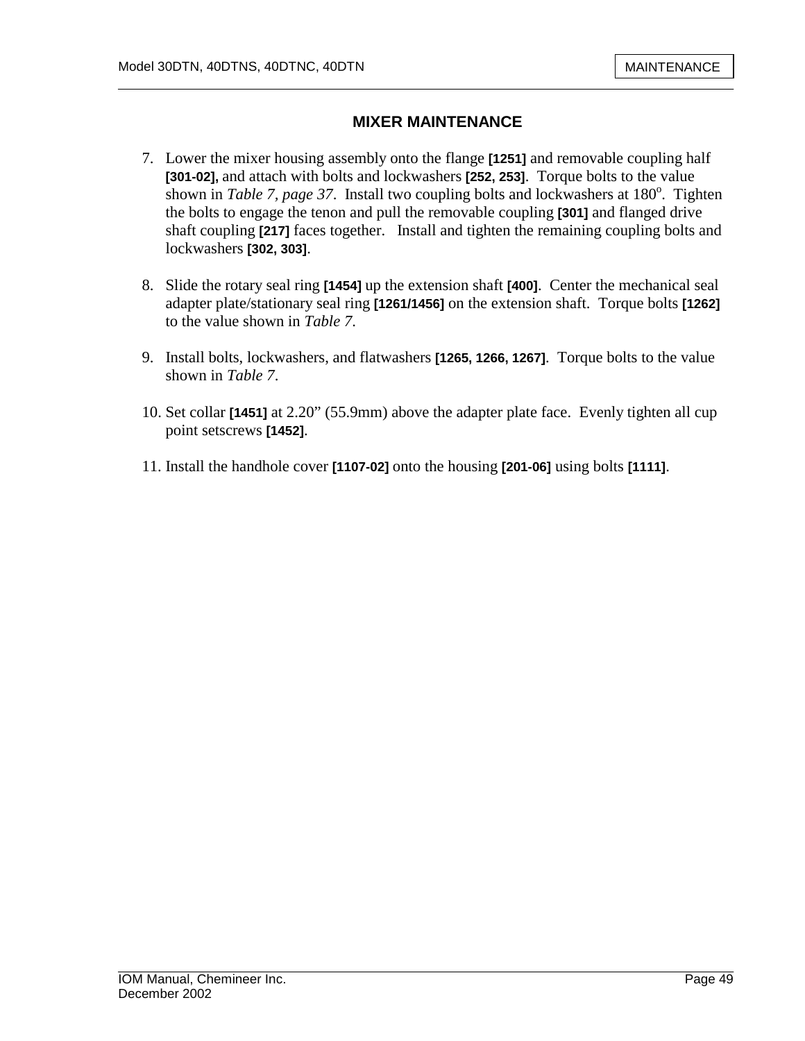## MIXER MAINTENANCE

7. Lower the mixer housing assembly onto the flange **[1251]** and removable coupling half **[301-02],** and attach with bolts and lockwashers **[252, 253]**. Torque bolts to the value shown in *Table 7, page 37*. Install two coupling bolts and lockwashers at 180°. Tighten the bolts to engage the tenon and pull the removable coupling **[301]** and flanged drive shaft coupling **[217]** faces together. Install and tighten the remaining coupling bolts and lockwashers **[302, 303]**.

8. Slide the rotary seal ring **[1454]** up the extension shaft **[400]**. Center the mechanical seal adapter plate/stationary seal ring **[1261/1456]** on the extension shaft. Torque bolts **[1262]** to the value shown in *Table 7*.

9. Install bolts, lockwashers, and flatwashers **[1265, 1266, 1267]**. Torque bolts to the value shown in *Table 7*.

10. Set collar **[1451]** at 2.20" (55.9mm) above the adapter plate face. Evenly tighten all cup point setscrews **[1452]**.

11. Install the handhole cover **[1107-02]** onto the housing **[201-06]** using bolts **[1111]**.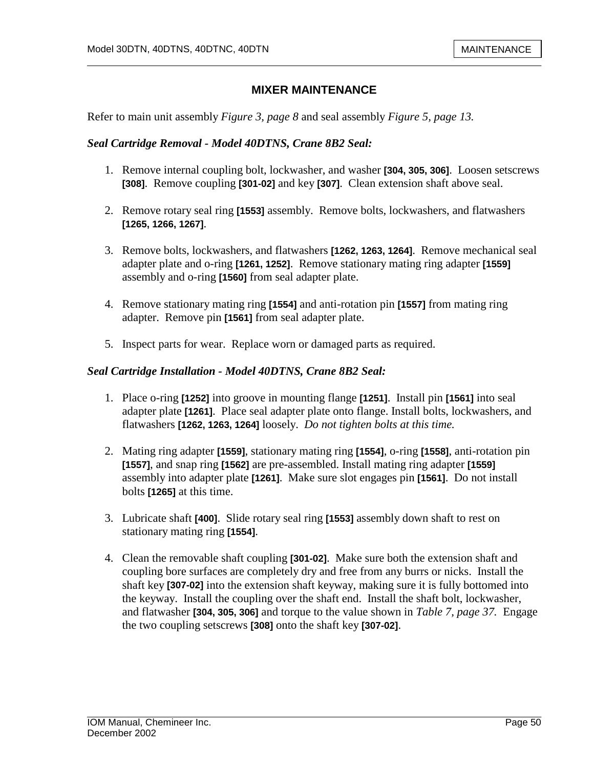## MIXER MAINTENANCE

Refer to main unit assembly *Figure 3, page 8* and seal assembly *Figure 5, page 13.*

### *Seal Cartridge Removal - Model 40DTNS, Crane 8B2 Seal:*

1. Remove internal coupling bolt, lockwasher, and washer **[304, 305, 306]**. Loosen setscrews **[308]**. Remove coupling **[301-02]** and key **[307]**. Clean extension shaft above seal.

2. Remove rotary seal ring **[1553]** assembly. Remove bolts, lockwashers, and flatwashers **[1265, 1266, 1267]**.

3. Remove bolts, lockwashers, and flatwashers **[1262, 1263, 1264]**. Remove mechanical seal adapter plate and o-ring **[1261, 1252]**. Remove stationary mating ring adapter **[1559]** assembly and o-ring **[1560]** from seal adapter plate.

4. Remove stationary mating ring **[1554]** and anti-rotation pin **[1557]** from mating ring adapter. Remove pin **[1561]** from seal adapter plate.

5. Inspect parts for wear. Replace worn or damaged parts as required.

### *Seal Cartridge Installation - Model 40DTNS, Crane 8B2 Seal:*

1. Place o-ring **[1252]** into groove in mounting flange **[1251]**. Install pin **[1561]** into seal adapter plate **[1261]**. Place seal adapter plate onto flange. Install bolts, lockwashers, and flatwashers **[1262, 1263, 1264]** loosely. *Do not tighten bolts at this time.*

2. Mating ring adapter **[1559]**, stationary mating ring **[1554]**, o-ring **[1558]**, anti-rotation pin **[1557]**, and snap ring **[1562]** are pre-assembled. Install mating ring adapter **[1559]** assembly into adapter plate **[1261]**. Make sure slot engages pin **[1561]**. Do not install bolts **[1265]** at this time.

3. Lubricate shaft **[400]**. Slide rotary seal ring **[1553]** assembly down shaft to rest on stationary mating ring **[1554]**.

4. Clean the removable shaft coupling **[301-02]**. Make sure both the extension shaft and coupling bore surfaces are completely dry and free from any burrs or nicks. Install the shaft key **[307-02]** into the extension shaft keyway, making sure it is fully bottomed into the keyway. Install the coupling over the shaft end. Install the shaft bolt, lockwasher, and flatwasher **[304, 305, 306]** and torque to the value shown in *Table 7, page 37.* Engage the two coupling setscrews **[308]** onto the shaft key **[307-02]**.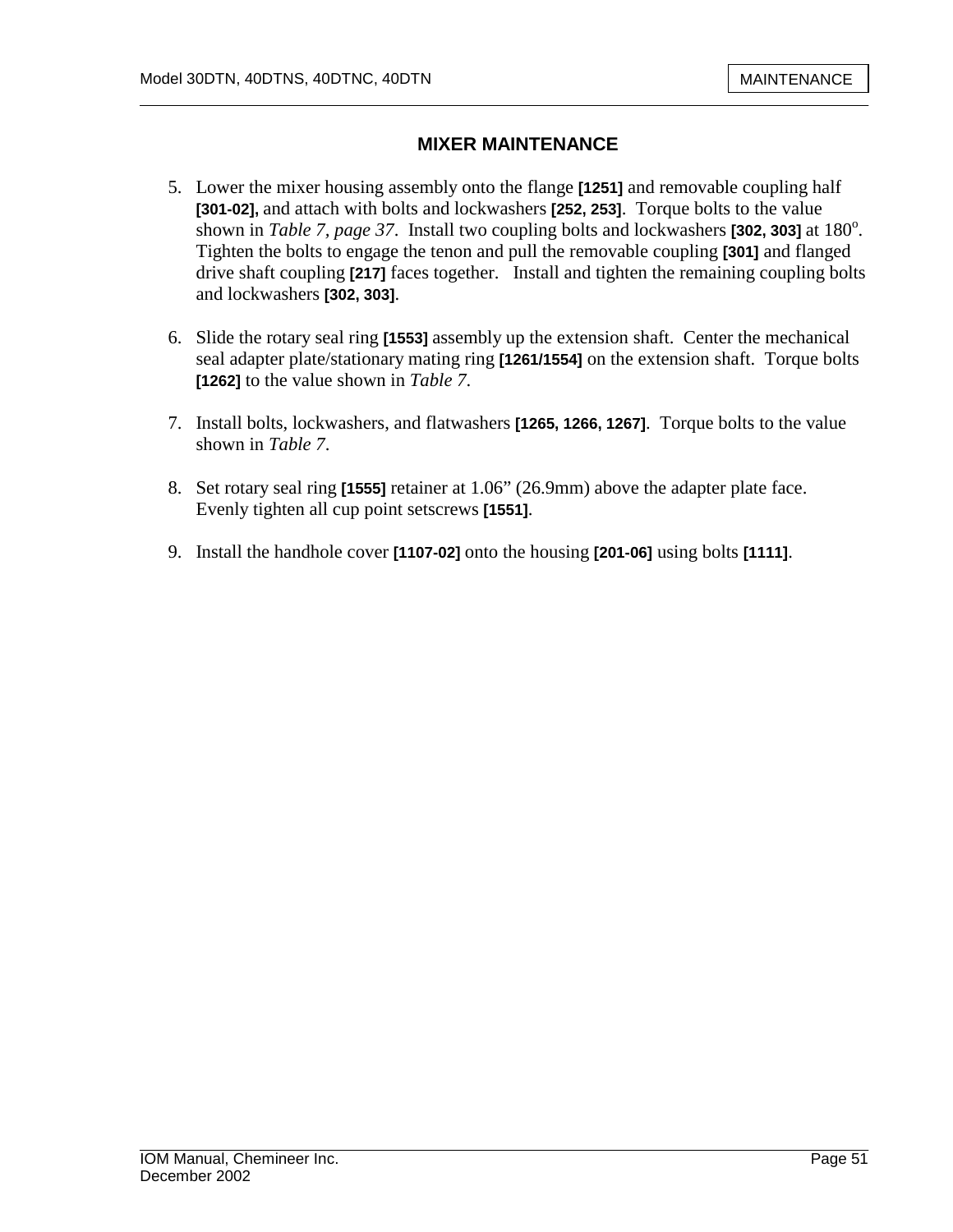## MIXER MAINTENANCE

5. Lower the mixer housing assembly onto the flange **[1251]** and removable coupling half **[301-02],** and attach with bolts and lockwashers **[252, 253]**. Torque bolts to the value shown in *Table 7, page 37*. Install two coupling bolts and lockwashers **[302, 303]** at 180°. Tighten the bolts to engage the tenon and pull the removable coupling **[301]** and flanged drive shaft coupling **[217]** faces together. Install and tighten the remaining coupling bolts and lockwashers **[302, 303]**.

6. Slide the rotary seal ring **[1553]** assembly up the extension shaft. Center the mechanical seal adapter plate/stationary mating ring **[1261/1554]** on the extension shaft. Torque bolts **[1262]** to the value shown in *Table 7*.

7. Install bolts, lockwashers, and flatwashers **[1265, 1266, 1267]**. Torque bolts to the value shown in *Table 7*.

8. Set rotary seal ring **[1555]** retainer at 1.06” (26.9mm) above the adapter plate face. Evenly tighten all cup point setscrews **[1551]**.

9. Install the handhole cover **[1107-02]** onto the housing **[201-06]** using bolts **[1111]**.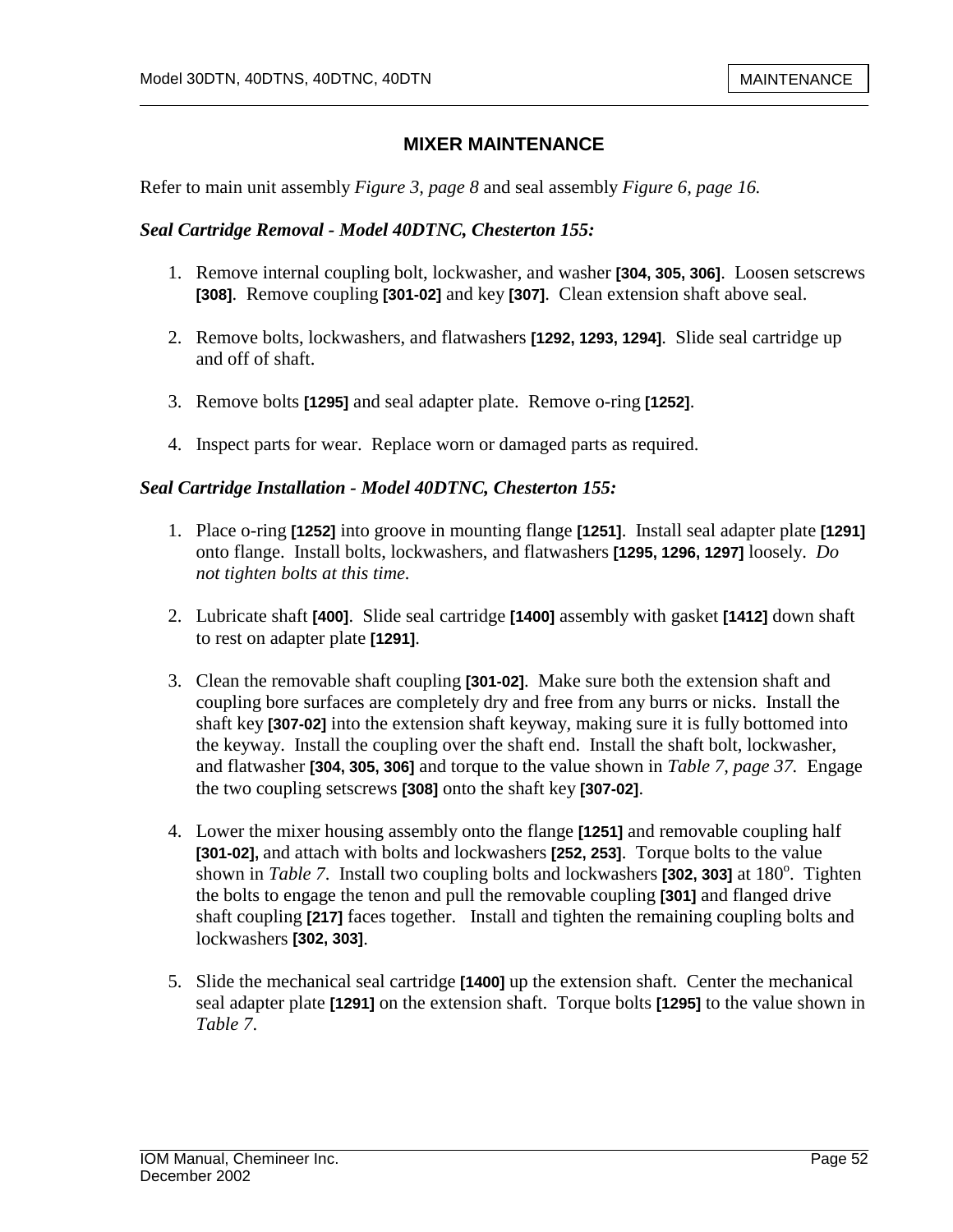## MIXER MAINTENANCE

Refer to main unit assembly *Figure 3, page 8* and seal assembly *Figure 6, page 16.*

### *Seal Cartridge Removal - Model 40DTNC, Chesterton 155:*

1. Remove internal coupling bolt, lockwasher, and washer **[304, 305, 306]**. Loosen setscrews **[308]**. Remove coupling **[301-02]** and key **[307]**. Clean extension shaft above seal.

2. Remove bolts, lockwashers, and flatwashers **[1292, 1293, 1294]**. Slide seal cartridge up and off of shaft.

3. Remove bolts **[1295]** and seal adapter plate. Remove o-ring **[1252]**.

4. Inspect parts for wear. Replace worn or damaged parts as required.

### *Seal Cartridge Installation - Model 40DTNC, Chesterton 155:*

1. Place o-ring **[1252]** into groove in mounting flange **[1251]**. Install seal adapter plate **[1291]** onto flange. Install bolts, lockwashers, and flatwashers **[1295, 1296, 1297]** loosely. *Do not tighten bolts at this time.*

2. Lubricate shaft **[400]**. Slide seal cartridge **[1400]** assembly with gasket **[1412]** down shaft to rest on adapter plate **[1291]**.

3. Clean the removable shaft coupling **[301-02]**. Make sure both the extension shaft and coupling bore surfaces are completely dry and free from any burrs or nicks. Install the shaft key **[307-02]** into the extension shaft keyway, making sure it is fully bottomed into the keyway. Install the coupling over the shaft end. Install the shaft bolt, lockwasher, and flatwasher **[304, 305, 306]** and torque to the value shown in *Table 7, page 37.* Engage the two coupling setscrews **[308]** onto the shaft key **[307-02]**.

4. Lower the mixer housing assembly onto the flange **[1251]** and removable coupling half **[301-02],** and attach with bolts and lockwashers **[252, 253]**. Torque bolts to the value shown in *Table 7*. Install two coupling bolts and lockwashers **[302, 303]** at 180°. Tighten the bolts to engage the tenon and pull the removable coupling **[301]** and flanged drive shaft coupling **[217]** faces together. Install and tighten the remaining coupling bolts and lockwashers **[302, 303]**.

5. Slide the mechanical seal cartridge **[1400]** up the extension shaft. Center the mechanical seal adapter plate **[1291]** on the extension shaft. Torque bolts **[1295]** to the value shown in *Table 7*.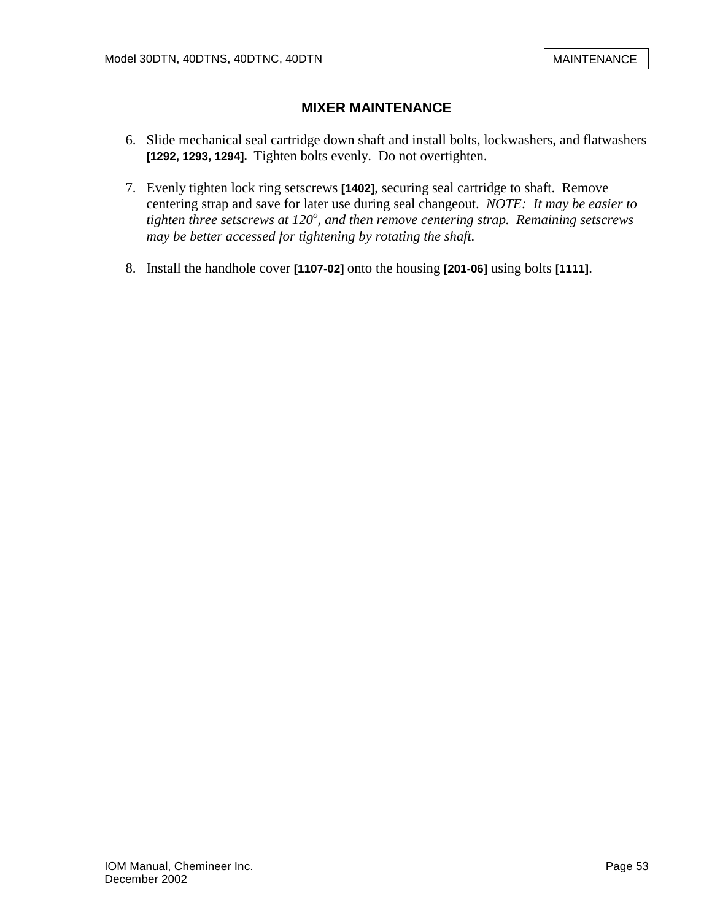## MIXER MAINTENANCE

6. Slide mechanical seal cartridge down shaft and install bolts, lockwashers, and flatwashers **[1292, 1293, 1294].** Tighten bolts evenly. Do not overtighten.

7. Evenly tighten lock ring setscrews **[1402]**, securing seal cartridge to shaft. Remove centering strap and save for later use during seal changeout. *NOTE: It may be easier to tighten three setscrews at 120$^o$, and then remove centering strap. Remaining setscrews may be better accessed for tightening by rotating the shaft.*

8. Install the handhole cover **[1107-02]** onto the housing **[201-06]** using bolts **[1111]**.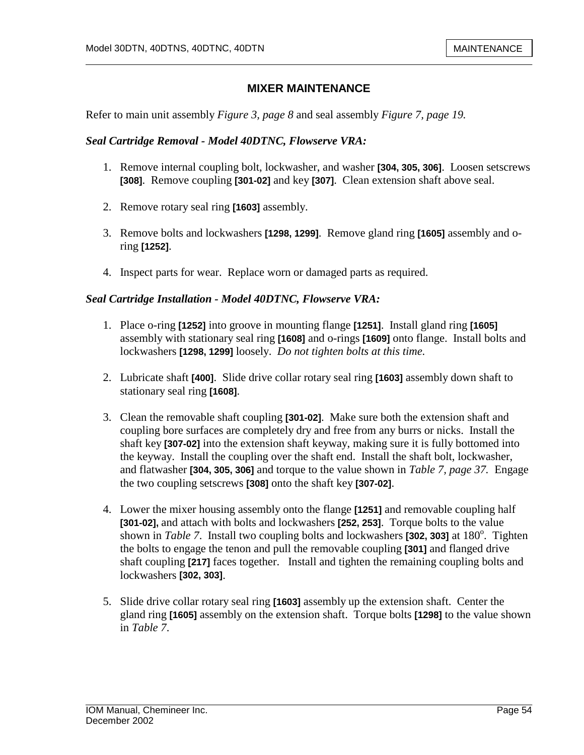## MIXER MAINTENANCE

Refer to main unit assembly *Figure 3, page 8* and seal assembly *Figure 7, page 19.*

### *Seal Cartridge Removal - Model 40DTNC, Flowserve VRA:*

1. Remove internal coupling bolt, lockwasher, and washer **[304, 305, 306]**. Loosen setscrews **[308]**. Remove coupling **[301-02]** and key **[307]**. Clean extension shaft above seal.

2. Remove rotary seal ring **[1603]** assembly.

3. Remove bolts and lockwashers **[1298, 1299]**. Remove gland ring **[1605]** assembly and o-ring **[1252]**.

4. Inspect parts for wear. Replace worn or damaged parts as required.

### *Seal Cartridge Installation - Model 40DTNC, Flowserve VRA:*

1. Place o-ring **[1252]** into groove in mounting flange **[1251]**. Install gland ring **[1605]** assembly with stationary seal ring **[1608]** and o-rings **[1609]** onto flange. Install bolts and lockwashers **[1298, 1299]** loosely. *Do not tighten bolts at this time.*

2. Lubricate shaft **[400]**. Slide drive collar rotary seal ring **[1603]** assembly down shaft to stationary seal ring **[1608]**.

3. Clean the removable shaft coupling **[301-02]**. Make sure both the extension shaft and coupling bore surfaces are completely dry and free from any burrs or nicks. Install the shaft key **[307-02]** into the extension shaft keyway, making sure it is fully bottomed into the keyway. Install the coupling over the shaft end. Install the shaft bolt, lockwasher, and flatwasher **[304, 305, 306]** and torque to the value shown in *Table 7, page 37.* Engage the two coupling setscrews **[308]** onto the shaft key **[307-02]**.

4. Lower the mixer housing assembly onto the flange **[1251]** and removable coupling half **[301-02],** and attach with bolts and lockwashers **[252, 253]**. Torque bolts to the value shown in *Table 7*. Install two coupling bolts and lockwashers **[302, 303]** at 180°. Tighten the bolts to engage the tenon and pull the removable coupling **[301]** and flanged drive shaft coupling **[217]** faces together. Install and tighten the remaining coupling bolts and lockwashers **[302, 303]**.

5. Slide drive collar rotary seal ring **[1603]** assembly up the extension shaft. Center the gland ring **[1605]** assembly on the extension shaft. Torque bolts **[1298]** to the value shown in *Table 7*.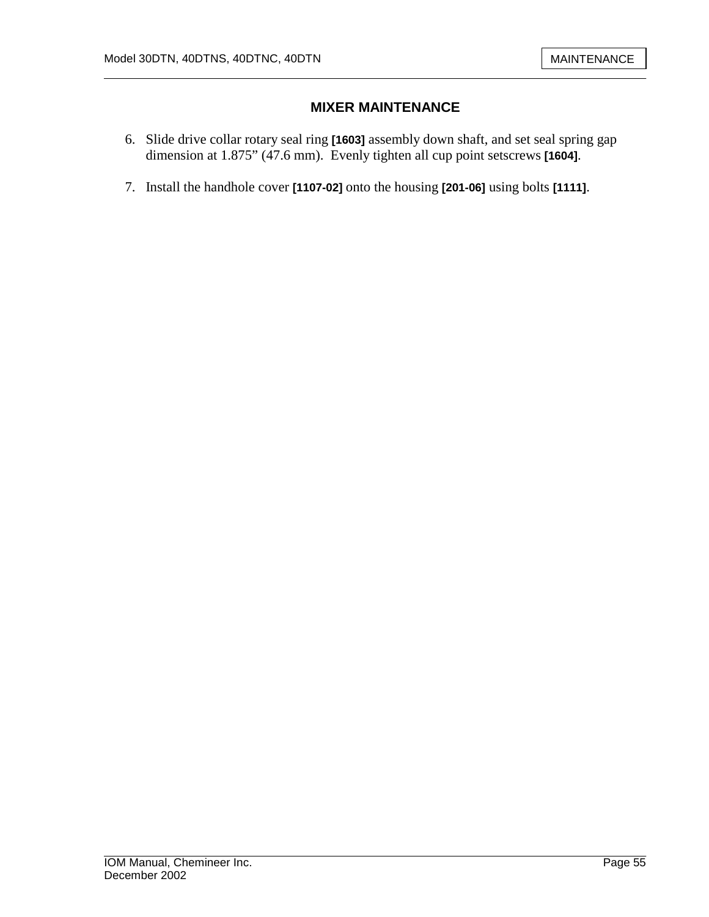## MIXER MAINTENANCE

6. Slide drive collar rotary seal ring **[1603]** assembly down shaft, and set seal spring gap dimension at 1.875" (47.6 mm). Evenly tighten all cup point setscrews **[1604]**.

7. Install the handhole cover **[1107-02]** onto the housing **[201-06]** using bolts **[1111]**.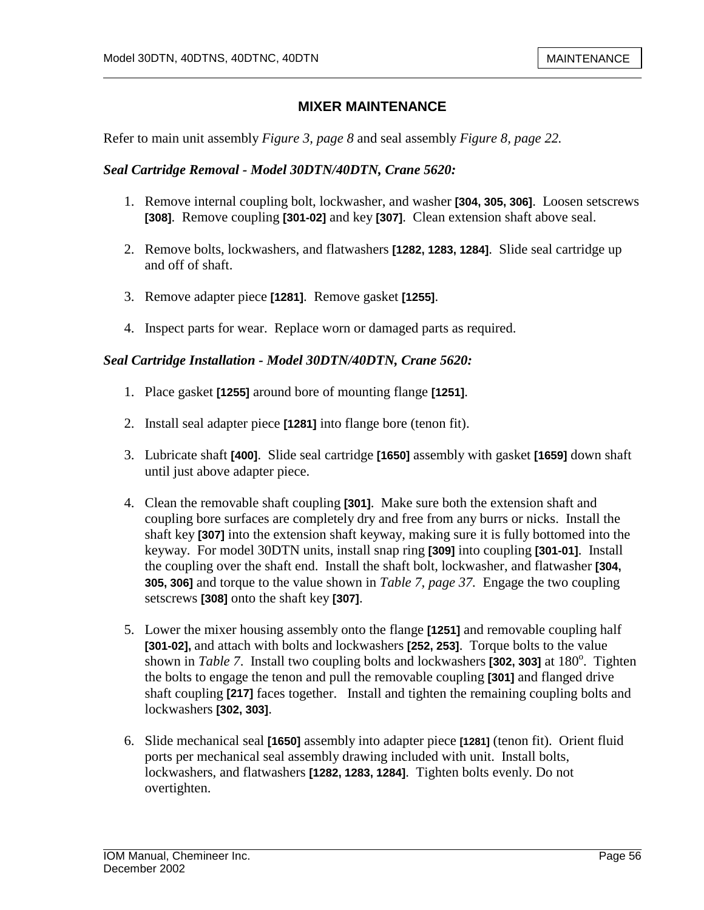## MIXER MAINTENANCE

Refer to main unit assembly *Figure 3, page 8* and seal assembly *Figure 8, page 22.*

### *Seal Cartridge Removal - Model 30DTN/40DTN, Crane 5620:*

1. Remove internal coupling bolt, lockwasher, and washer **[304, 305, 306]**. Loosen setscrews **[308]**. Remove coupling **[301-02]** and key **[307]**. Clean extension shaft above seal.

2. Remove bolts, lockwashers, and flatwashers **[1282, 1283, 1284]**. Slide seal cartridge up and off of shaft.

3. Remove adapter piece **[1281]**. Remove gasket **[1255]**.

4. Inspect parts for wear. Replace worn or damaged parts as required.

### *Seal Cartridge Installation - Model 30DTN/40DTN, Crane 5620:*

1. Place gasket **[1255]** around bore of mounting flange **[1251]**.

2. Install seal adapter piece **[1281]** into flange bore (tenon fit).

3. Lubricate shaft **[400]**. Slide seal cartridge **[1650]** assembly with gasket **[1659]** down shaft until just above adapter piece.

4. Clean the removable shaft coupling **[301]**. Make sure both the extension shaft and coupling bore surfaces are completely dry and free from any burrs or nicks. Install the shaft key **[307]** into the extension shaft keyway, making sure it is fully bottomed into the keyway. For model 30DTN units, install snap ring **[309]** into coupling **[301-01]**. Install the coupling over the shaft end. Install the shaft bolt, lockwasher, and flatwasher **[304, 305, 306]** and torque to the value shown in *Table 7, page 37*. Engage the two coupling setscrews **[308]** onto the shaft key **[307]**.

5. Lower the mixer housing assembly onto the flange **[1251]** and removable coupling half **[301-02],** and attach with bolts and lockwashers **[252, 253]**. Torque bolts to the value shown in *Table 7*. Install two coupling bolts and lockwashers **[302, 303]** at 180°. Tighten the bolts to engage the tenon and pull the removable coupling **[301]** and flanged drive shaft coupling **[217]** faces together. Install and tighten the remaining coupling bolts and lockwashers **[302, 303]**.

6. Slide mechanical seal **[1650]** assembly into adapter piece **[1281]** (tenon fit). Orient fluid ports per mechanical seal assembly drawing included with unit. Install bolts, lockwashers, and flatwashers **[1282, 1283, 1284]**. Tighten bolts evenly. Do not overtighten.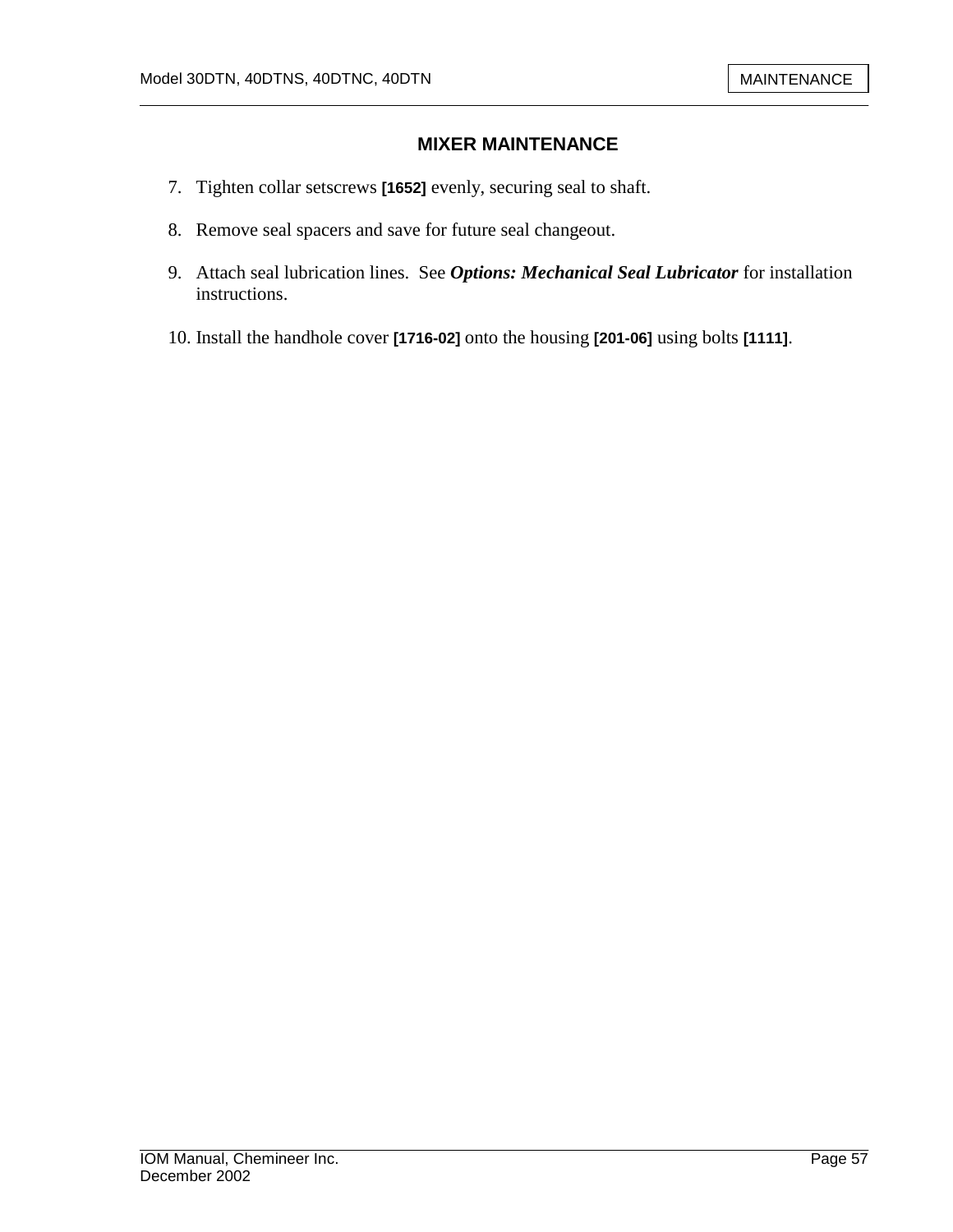## MIXER MAINTENANCE

7. Tighten collar setscrews **[1652]** evenly, securing seal to shaft.

8. Remove seal spacers and save for future seal changeout.

9. Attach seal lubrication lines. See ***Options: Mechanical Seal Lubricator*** for installation instructions.

10. Install the handhole cover **[1716-02]** onto the housing **[201-06]** using bolts **[1111]**.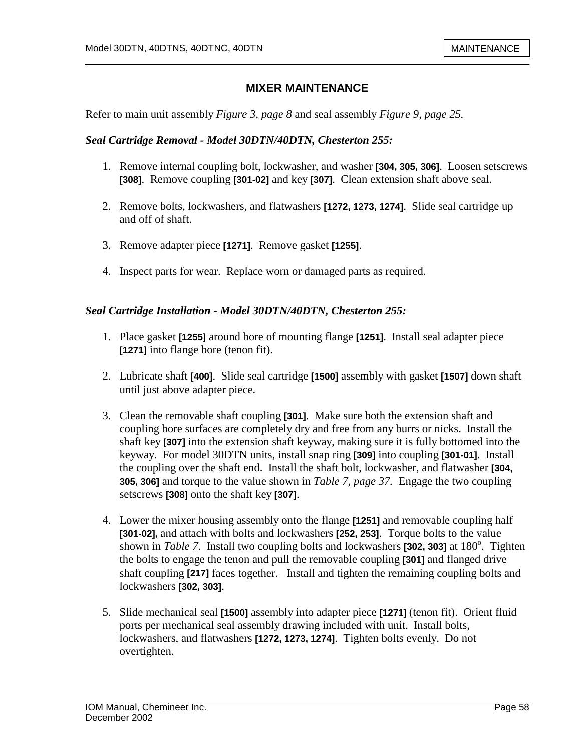## MIXER MAINTENANCE

Refer to main unit assembly *Figure 3, page 8* and seal assembly *Figure 9, page 25.*

### *Seal Cartridge Removal - Model 30DTN/40DTN, Chesterton 255:*

1. Remove internal coupling bolt, lockwasher, and washer **[304, 305, 306]**. Loosen setscrews **[308]**. Remove coupling **[301-02]** and key **[307]**. Clean extension shaft above seal.

2. Remove bolts, lockwashers, and flatwashers **[1272, 1273, 1274]**. Slide seal cartridge up and off of shaft.

3. Remove adapter piece **[1271]**. Remove gasket **[1255]**.

4. Inspect parts for wear. Replace worn or damaged parts as required.

### *Seal Cartridge Installation - Model 30DTN/40DTN, Chesterton 255:*

1. Place gasket **[1255]** around bore of mounting flange **[1251]**. Install seal adapter piece **[1271]** into flange bore (tenon fit).

2. Lubricate shaft **[400]**. Slide seal cartridge **[1500]** assembly with gasket **[1507]** down shaft until just above adapter piece.

3. Clean the removable shaft coupling **[301]**. Make sure both the extension shaft and coupling bore surfaces are completely dry and free from any burrs or nicks. Install the shaft key **[307]** into the extension shaft keyway, making sure it is fully bottomed into the keyway. For model 30DTN units, install snap ring **[309]** into coupling **[301-01]**. Install the coupling over the shaft end. Install the shaft bolt, lockwasher, and flatwasher **[304, 305, 306]** and torque to the value shown in *Table 7, page 37*. Engage the two coupling setscrews **[308]** onto the shaft key **[307]**.

4. Lower the mixer housing assembly onto the flange **[1251]** and removable coupling half **[301-02],** and attach with bolts and lockwashers **[252, 253]**. Torque bolts to the value shown in *Table 7*. Install two coupling bolts and lockwashers **[302, 303]** at 180°. Tighten the bolts to engage the tenon and pull the removable coupling **[301]** and flanged drive shaft coupling **[217]** faces together. Install and tighten the remaining coupling bolts and lockwashers **[302, 303]**.

5. Slide mechanical seal **[1500]** assembly into adapter piece **[1271]** (tenon fit). Orient fluid ports per mechanical seal assembly drawing included with unit. Install bolts, lockwashers, and flatwashers **[1272, 1273, 1274]**. Tighten bolts evenly. Do not overtighten.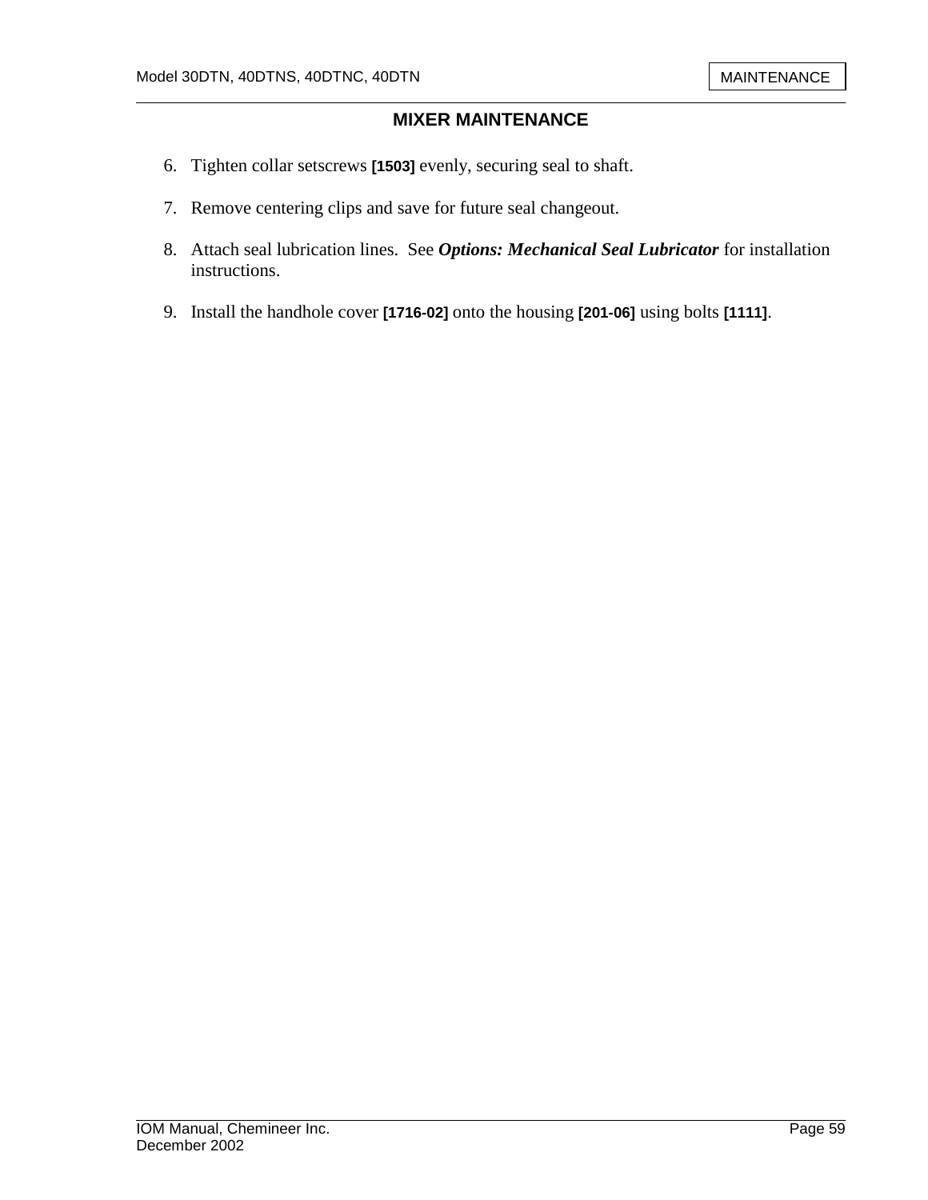## MIXER MAINTENANCE

6. Tighten collar setscrews **[1503]** evenly, securing seal to shaft.

7. Remove centering clips and save for future seal changeout.

8. Attach seal lubrication lines. See ***Options: Mechanical Seal Lubricator*** for installation instructions.

9. Install the handhole cover **[1716-02]** onto the housing **[201-06]** using bolts **[1111]**.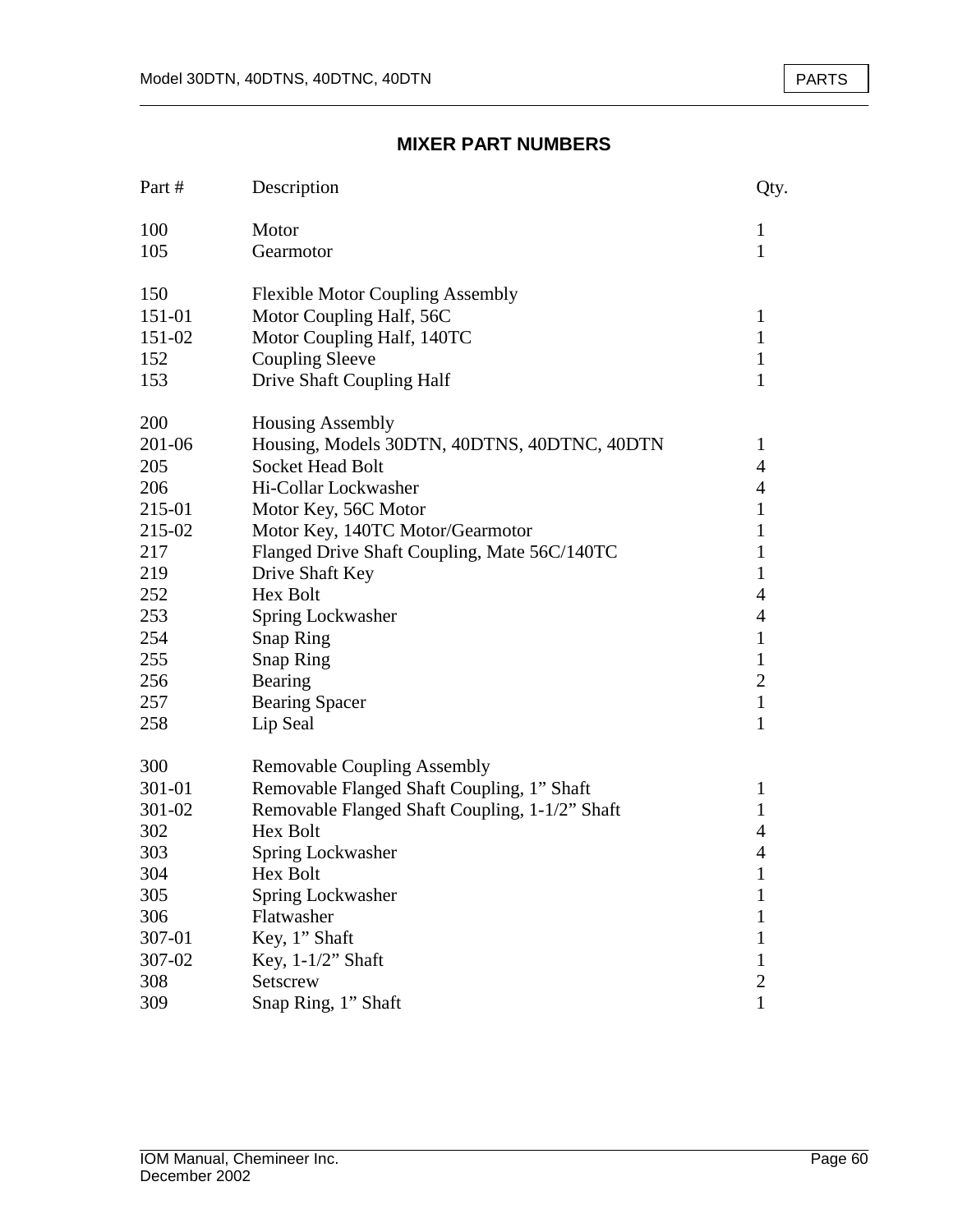## MIXER PART NUMBERS

| Part # | Description | Qty. |
|---|---|---|
| 100 | Motor | 1 |
| 105 | Gearmotor | 1 |
| | | |
| 150 | Flexible Motor Coupling Assembly | |
| 151-01 | Motor Coupling Half, 56C | 1 |
| 151-02 | Motor Coupling Half, 140TC | 1 |
| 152 | Coupling Sleeve | 1 |
| 153 | Drive Shaft Coupling Half | 1 |
| | | |
| 200 | Housing Assembly | |
| 201-06 | Housing, Models 30DTN, 40DTNS, 40DTNC, 40DTN | 1 |
| 205 | Socket Head Bolt | 4 |
| 206 | Hi-Collar Lockwasher | 4 |
| 215-01 | Motor Key, 56C Motor | 1 |
| 215-02 | Motor Key, 140TC Motor/Gearmotor | 1 |
| 217 | Flanged Drive Shaft Coupling, Mate 56C/140TC | 1 |
| 219 | Drive Shaft Key | 1 |
| 252 | Hex Bolt | 4 |
| 253 | Spring Lockwasher | 4 |
| 254 | Snap Ring | 1 |
| 255 | Snap Ring | 1 |
| 256 | Bearing | 2 |
| 257 | Bearing Spacer | 1 |
| 258 | Lip Seal | 1 |
| | | |
| 300 | Removable Coupling Assembly | |
| 301-01 | Removable Flanged Shaft Coupling, 1” Shaft | 1 |
| 301-02 | Removable Flanged Shaft Coupling, 1-1/2” Shaft | 1 |
| 302 | Hex Bolt | 4 |
| 303 | Spring Lockwasher | 4 |
| 304 | Hex Bolt | 1 |
| 305 | Spring Lockwasher | 1 |
| 306 | Flatwasher | 1 |
| 307-01 | Key, 1” Shaft | 1 |
| 307-02 | Key, 1-1/2” Shaft | 1 |
| 308 | Setscrew | 2 |
| 309 | Snap Ring, 1” Shaft | 1 |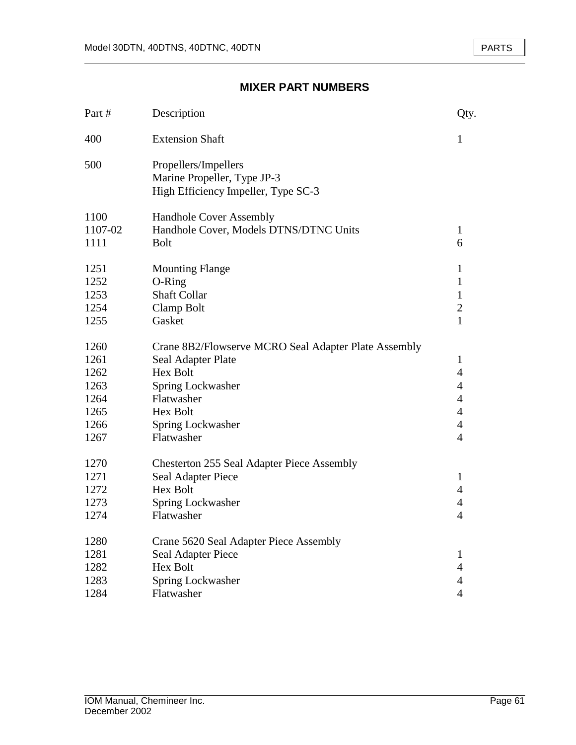## MIXER PART NUMBERS

| Part # | Description | Qty. |
|---|---|---|
| 400 | Extension Shaft | 1 |
| 500 | Propellers/Impellers | |
| | Marine Propeller, Type JP-3 | |
| | High Efficiency Impeller, Type SC-3 | |
| 1100 | Handhole Cover Assembly | |
| 1107-02 | Handhole Cover, Models DTNS/DTNC Units | 1 |
| 1111 | Bolt | 6 |
| 1251 | Mounting Flange | 1 |
| 1252 | O-Ring | 1 |
| 1253 | Shaft Collar | 1 |
| 1254 | Clamp Bolt | 2 |
| 1255 | Gasket | 1 |
| 1260 | Crane 8B2/Flowserve MCRO Seal Adapter Plate Assembly | |
| 1261 | Seal Adapter Plate | 1 |
| 1262 | Hex Bolt | 4 |
| 1263 | Spring Lockwasher | 4 |
| 1264 | Flatwasher | 4 |
| 1265 | Hex Bolt | 4 |
| 1266 | Spring Lockwasher | 4 |
| 1267 | Flatwasher | 4 |
| 1270 | Chesterton 255 Seal Adapter Piece Assembly | |
| 1271 | Seal Adapter Piece | 1 |
| 1272 | Hex Bolt | 4 |
| 1273 | Spring Lockwasher | 4 |
| 1274 | Flatwasher | 4 |
| 1280 | Crane 5620 Seal Adapter Piece Assembly | |
| 1281 | Seal Adapter Piece | 1 |
| 1282 | Hex Bolt | 4 |
| 1283 | Spring Lockwasher | 4 |
| 1284 | Flatwasher | 4 |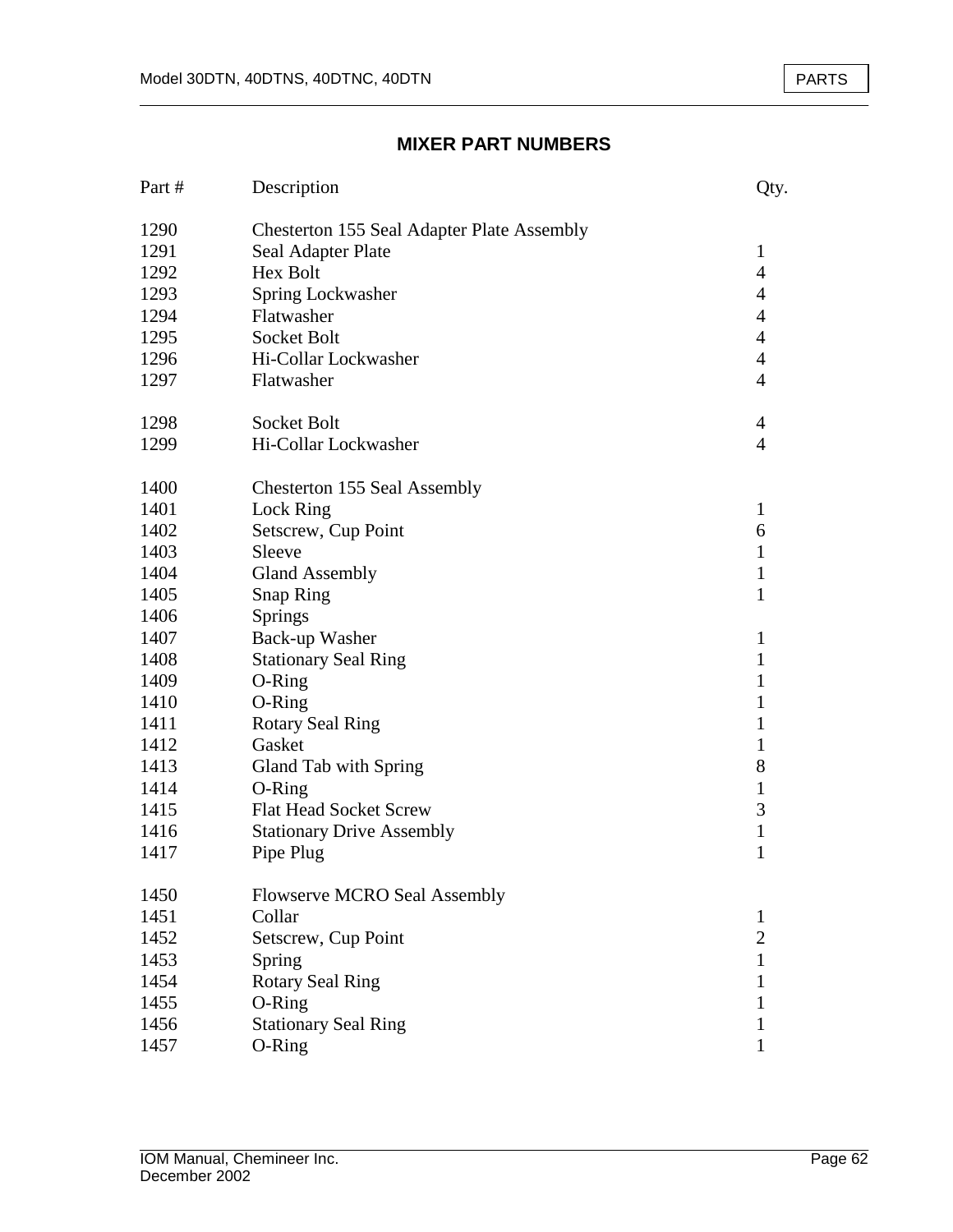## MIXER PART NUMBERS

| Part # | Description | Qty. |
|---|---|---|
| 1290 | Chesterton 155 Seal Adapter Plate Assembly | |
| 1291 | Seal Adapter Plate | 1 |
| 1292 | Hex Bolt | 4 |
| 1293 | Spring Lockwasher | 4 |
| 1294 | Flatwasher | 4 |
| 1295 | Socket Bolt | 4 |
| 1296 | Hi-Collar Lockwasher | 4 |
| 1297 | Flatwasher | 4 |
| | | |
| 1298 | Socket Bolt | 4 |
| 1299 | Hi-Collar Lockwasher | 4 |
| | | |
| 1400 | Chesterton 155 Seal Assembly | |
| 1401 | Lock Ring | 1 |
| 1402 | Setscrew, Cup Point | 6 |
| 1403 | Sleeve | 1 |
| 1404 | Gland Assembly | 1 |
| 1405 | Snap Ring | 1 |
| 1406 | Springs | |
| 1407 | Back-up Washer | 1 |
| 1408 | Stationary Seal Ring | 1 |
| 1409 | O-Ring | 1 |
| 1410 | O-Ring | 1 |
| 1411 | Rotary Seal Ring | 1 |
| 1412 | Gasket | 1 |
| 1413 | Gland Tab with Spring | 8 |
| 1414 | O-Ring | 1 |
| 1415 | Flat Head Socket Screw | 3 |
| 1416 | Stationary Drive Assembly | 1 |
| 1417 | Pipe Plug | 1 |
| | | |
| 1450 | Flowserve MCRO Seal Assembly | |
| 1451 | Collar | 1 |
| 1452 | Setscrew, Cup Point | 2 |
| 1453 | Spring | 1 |
| 1454 | Rotary Seal Ring | 1 |
| 1455 | O-Ring | 1 |
| 1456 | Stationary Seal Ring | 1 |
| 1457 | O-Ring | 1 |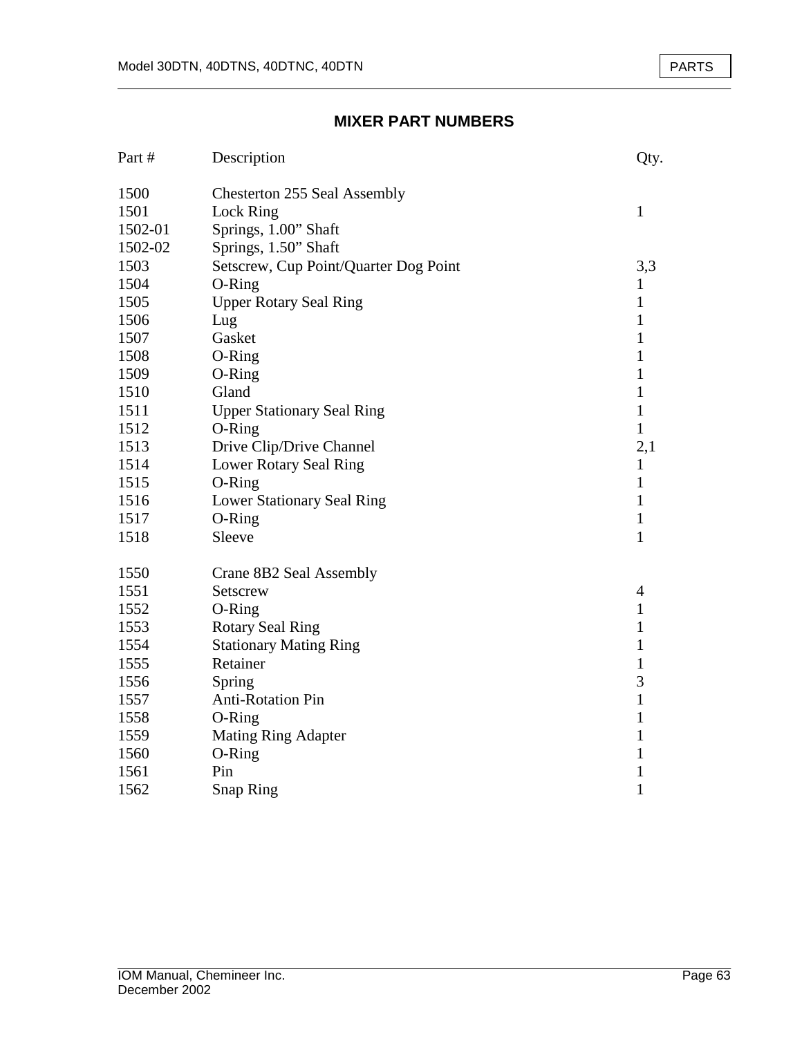## MIXER PART NUMBERS

| Part # | Description | Qty. |
|---|---|---|
| 1500 | Chesterton 255 Seal Assembly | |
| 1501 | Lock Ring | 1 |
| 1502-01 | Springs, 1.00” Shaft | |
| 1502-02 | Springs, 1.50” Shaft | |
| 1503 | Setscrew, Cup Point/Quarter Dog Point | 3,3 |
| 1504 | O-Ring | 1 |
| 1505 | Upper Rotary Seal Ring | 1 |
| 1506 | Lug | 1 |
| 1507 | Gasket | 1 |
| 1508 | O-Ring | 1 |
| 1509 | O-Ring | 1 |
| 1510 | Gland | 1 |
| 1511 | Upper Stationary Seal Ring | 1 |
| 1512 | O-Ring | 1 |
| 1513 | Drive Clip/Drive Channel | 2,1 |
| 1514 | Lower Rotary Seal Ring | 1 |
| 1515 | O-Ring | 1 |
| 1516 | Lower Stationary Seal Ring | 1 |
| 1517 | O-Ring | 1 |
| 1518 | Sleeve | 1 |
| | | |
| 1550 | Crane 8B2 Seal Assembly | |
| 1551 | Setscrew | 4 |
| 1552 | O-Ring | 1 |
| 1553 | Rotary Seal Ring | 1 |
| 1554 | Stationary Mating Ring | 1 |
| 1555 | Retainer | 1 |
| 1556 | Spring | 3 |
| 1557 | Anti-Rotation Pin | 1 |
| 1558 | O-Ring | 1 |
| 1559 | Mating Ring Adapter | 1 |
| 1560 | O-Ring | 1 |
| 1561 | Pin | 1 |
| 1562 | Snap Ring | 1 |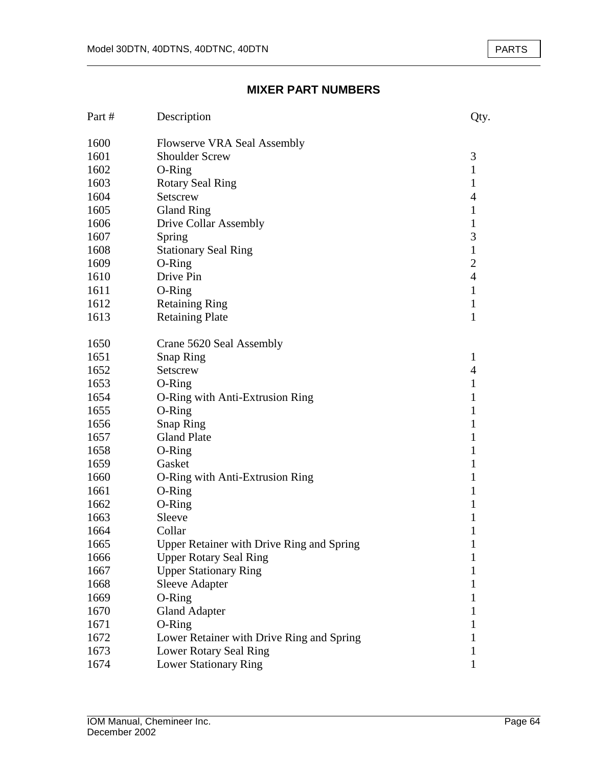## MIXER PART NUMBERS

| Part # | Description | Qty. |
|---|---|---|
| 1600 | Flowserve VRA Seal Assembly | |
| 1601 | Shoulder Screw | 3 |
| 1602 | O-Ring | 1 |
| 1603 | Rotary Seal Ring | 1 |
| 1604 | Setscrew | 4 |
| 1605 | Gland Ring | 1 |
| 1606 | Drive Collar Assembly | 1 |
| 1607 | Spring | 3 |
| 1608 | Stationary Seal Ring | 1 |
| 1609 | O-Ring | 2 |
| 1610 | Drive Pin | 4 |
| 1611 | O-Ring | 1 |
| 1612 | Retaining Ring | 1 |
| 1613 | Retaining Plate | 1 |
| | | |
| 1650 | Crane 5620 Seal Assembly | |
| 1651 | Snap Ring | 1 |
| 1652 | Setscrew | 4 |
| 1653 | O-Ring | 1 |
| 1654 | O-Ring with Anti-Extrusion Ring | 1 |
| 1655 | O-Ring | 1 |
| 1656 | Snap Ring | 1 |
| 1657 | Gland Plate | 1 |
| 1658 | O-Ring | 1 |
| 1659 | Gasket | 1 |
| 1660 | O-Ring with Anti-Extrusion Ring | 1 |
| 1661 | O-Ring | 1 |
| 1662 | O-Ring | 1 |
| 1663 | Sleeve | 1 |
| 1664 | Collar | 1 |
| 1665 | Upper Retainer with Drive Ring and Spring | 1 |
| 1666 | Upper Rotary Seal Ring | 1 |
| 1667 | Upper Stationary Ring | 1 |
| 1668 | Sleeve Adapter | 1 |
| 1669 | O-Ring | 1 |
| 1670 | Gland Adapter | 1 |
| 1671 | O-Ring | 1 |
| 1672 | Lower Retainer with Drive Ring and Spring | 1 |
| 1673 | Lower Rotary Seal Ring | 1 |
| 1674 | Lower Stationary Ring | 1 |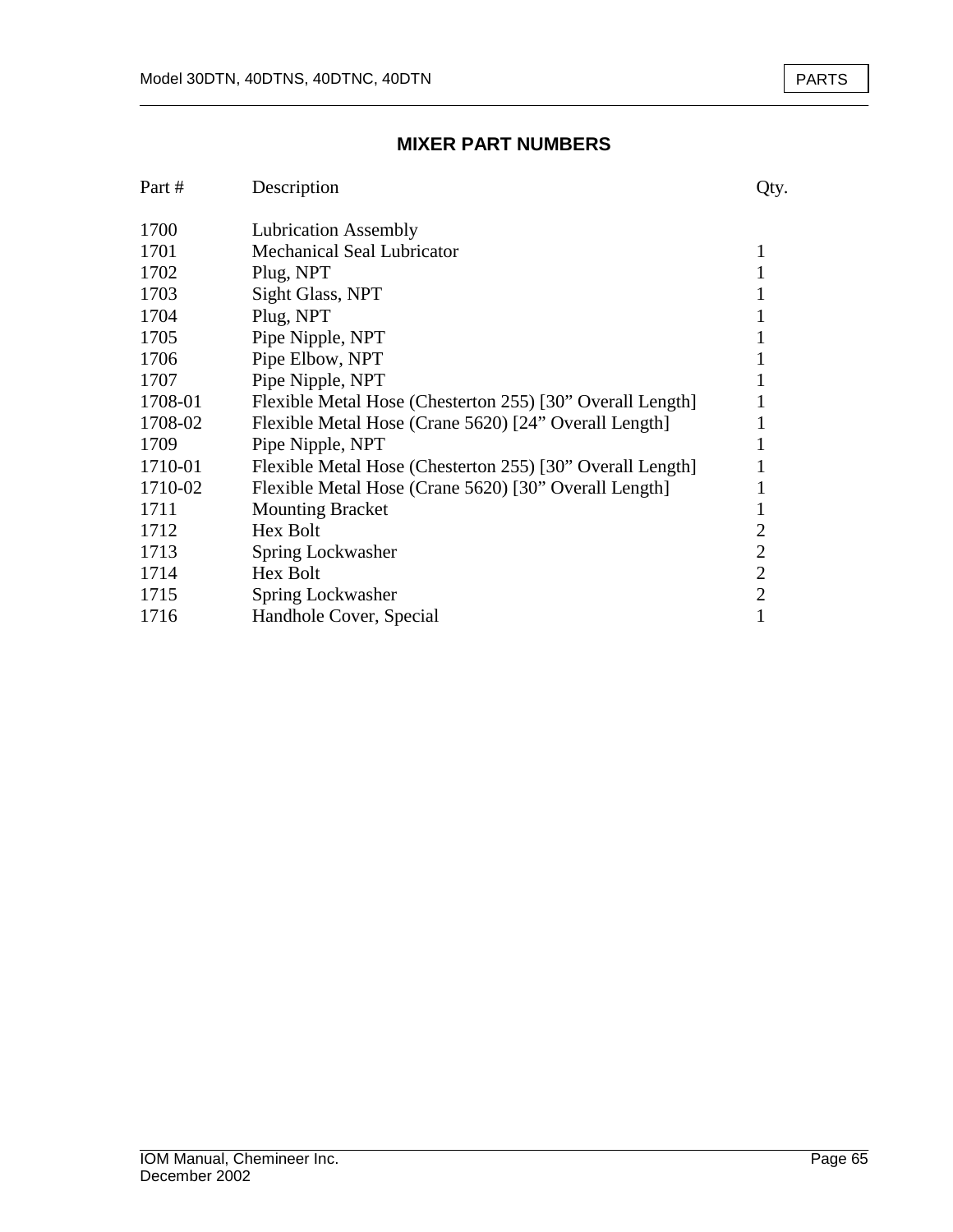## MIXER PART NUMBERS

| Part # | Description | Qty. |
|---|---|---|
| 1700 | Lubrication Assembly | |
| 1701 | Mechanical Seal Lubricator | 1 |
| 1702 | Plug, NPT | 1 |
| 1703 | Sight Glass, NPT | 1 |
| 1704 | Plug, NPT | 1 |
| 1705 | Pipe Nipple, NPT | 1 |
| 1706 | Pipe Elbow, NPT | 1 |
| 1707 | Pipe Nipple, NPT | 1 |
| 1708-01 | Flexible Metal Hose (Chesterton 255) [30" Overall Length] | 1 |
| 1708-02 | Flexible Metal Hose (Crane 5620) [24" Overall Length] | 1 |
| 1709 | Pipe Nipple, NPT | 1 |
| 1710-01 | Flexible Metal Hose (Chesterton 255) [30" Overall Length] | 1 |
| 1710-02 | Flexible Metal Hose (Crane 5620) [30" Overall Length] | 1 |
| 1711 | Mounting Bracket | 1 |
| 1712 | Hex Bolt | 2 |
| 1713 | Spring Lockwasher | 2 |
| 1714 | Hex Bolt | 2 |
| 1715 | Spring Lockwasher | 2 |
| 1716 | Handhole Cover, Special | 1 |